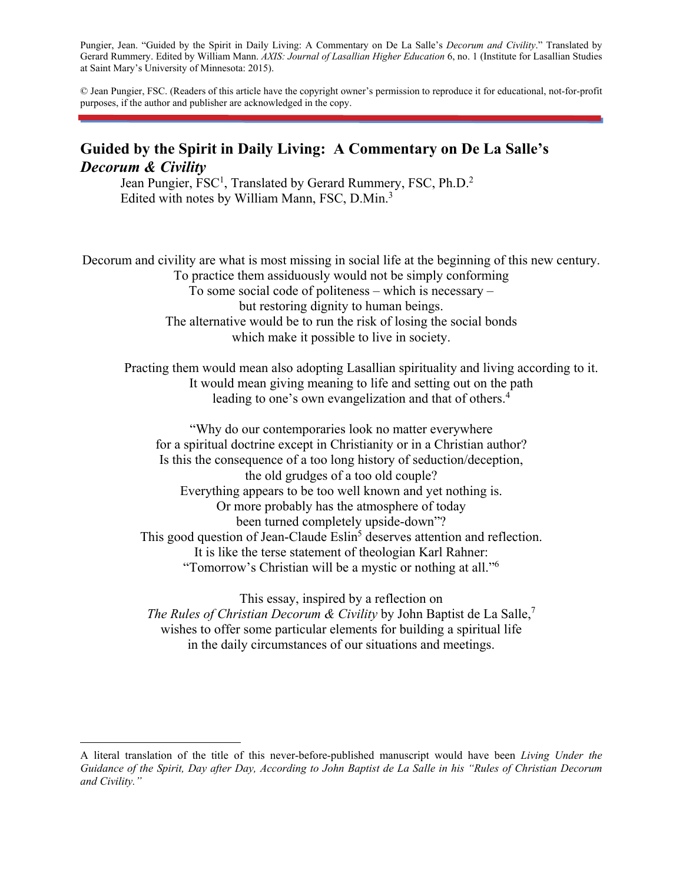Pungier, Jean. "Guided by the Spirit in Daily Living: A Commentary on De La Salle's *Decorum and Civility*." Translated by Gerard Rummery. Edited by William Mann. *AXIS: Journal of Lasallian Higher Education* 6, no. 1 (Institute for Lasallian Studies at Saint Mary's University of Minnesota: 2015).

© Jean Pungier, FSC. (Readers of this article have the copyright owner's permission to reproduce it for educational, not-for-profit purposes, if the author and publisher are acknowledged in the copy.

# Guided by the Spirit in Daily Living: A Commentary on De La Salle's *Decorum & Civility*

Jean Pungier, FSC[1], Translated by Gerard Rummery, FSC, Ph.D.[2]
Edited with notes by William Mann, FSC, D.Min.[3]

Decorum and civility are what is most missing in social life at the beginning of this new century.
To practice them assiduously would not be simply conforming
To some social code of politeness – which is necessary –
but restoring dignity to human beings.
The alternative would be to run the risk of losing the social bonds
which make it possible to live in society.

Practing them would mean also adopting Lasallian spirituality and living according to it.
It would mean giving meaning to life and setting out on the path
leading to one's own evangelization and that of others.[4]

"Why do our contemporaries look no matter everywhere
for a spiritual doctrine except in Christianity or in a Christian author?
Is this the consequence of a too long history of seduction/deception,
the old grudges of a too old couple?
Everything appears to be too well known and yet nothing is.
Or more probably has the atmosphere of today
been turned completely upside-down"?
This good question of Jean-Claude Eslin[5] deserves attention and reflection.
It is like the terse statement of theologian Karl Rahner:
"Tomorrow's Christian will be a mystic or nothing at all."[6]

This essay, inspired by a reflection on
*The Rules of Christian Decorum & Civility* by John Baptist de La Salle,[7]
wishes to offer some particular elements for building a spiritual life
in the daily circumstances of our situations and meetings.

---

A literal translation of the title of this never-before-published manuscript would have been *Living Under the Guidance of the Spirit, Day after Day, According to John Baptist de La Salle in his "Rules of Christian Decorum and Civility."*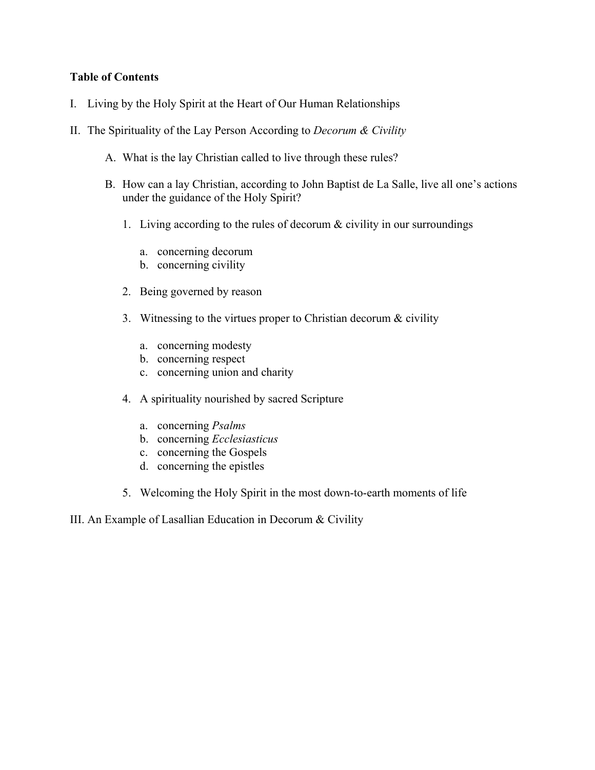**Table of Contents**

I. Living by the Holy Spirit at the Heart of Our Human Relationships

II. The Spirituality of the Lay Person According to *Decorum & Civility*

- A. What is the lay Christian called to live through these rules?
- B. How can a lay Christian, according to John Baptist de La Salle, live all one's actions under the guidance of the Holy Spirit?
  1. Living according to the rules of decorum & civility in our surroundings
     - a. concerning decorum
     - b. concerning civility
  2. Being governed by reason
  3. Witnessing to the virtues proper to Christian decorum & civility
     - a. concerning modesty
     - b. concerning respect
     - c. concerning union and charity
  4. A spirituality nourished by sacred Scripture
     - a. concerning *Psalms*
     - b. concerning *Ecclesiasticus*
     - c. concerning the Gospels
     - d. concerning the epistles
  5. Welcoming the Holy Spirit in the most down-to-earth moments of life

III. An Example of Lasallian Education in Decorum & Civility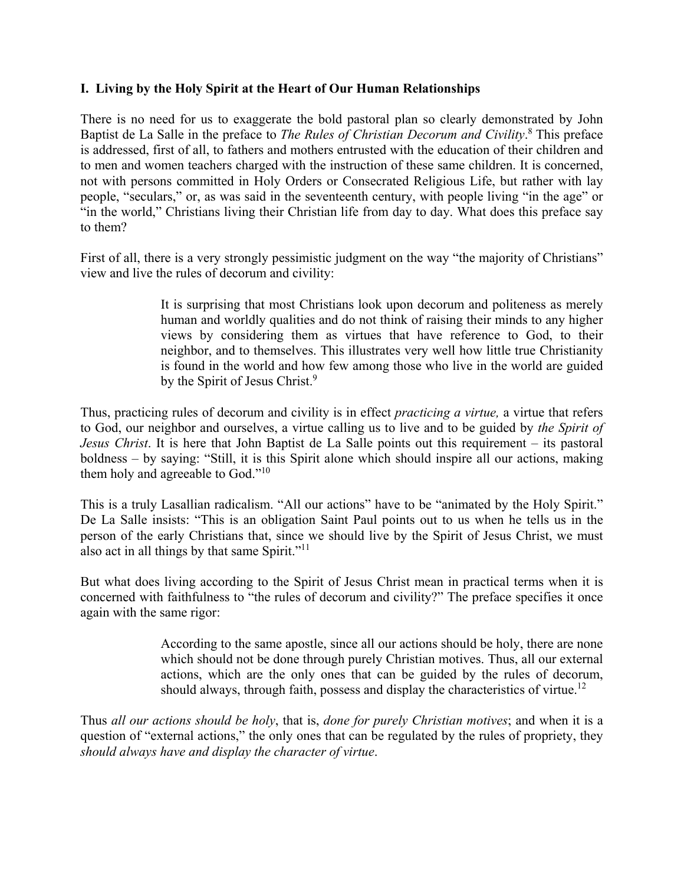### I. Living by the Holy Spirit at the Heart of Our Human Relationships

There is no need for us to exaggerate the bold pastoral plan so clearly demonstrated by John Baptist de La Salle in the preface to *The Rules of Christian Decorum and Civility*.[8] This preface is addressed, first of all, to fathers and mothers entrusted with the education of their children and to men and women teachers charged with the instruction of these same children. It is concerned, not with persons committed in Holy Orders or Consecrated Religious Life, but rather with lay people, "seculars," or, as was said in the seventeenth century, with people living "in the age" or "in the world," Christians living their Christian life from day to day. What does this preface say to them?

First of all, there is a very strongly pessimistic judgment on the way "the majority of Christians" view and live the rules of decorum and civility:

> It is surprising that most Christians look upon decorum and politeness as merely human and worldly qualities and do not think of raising their minds to any higher views by considering them as virtues that have reference to God, to their neighbor, and to themselves. This illustrates very well how little true Christianity is found in the world and how few among those who live in the world are guided by the Spirit of Jesus Christ.[9]

Thus, practicing rules of decorum and civility is in effect *practicing a virtue,* a virtue that refers to God, our neighbor and ourselves, a virtue calling us to live and to be guided by *the Spirit of Jesus Christ*. It is here that John Baptist de La Salle points out this requirement – its pastoral boldness – by saying: "Still, it is this Spirit alone which should inspire all our actions, making them holy and agreeable to God."[10]

This is a truly Lasallian radicalism. "All our actions" have to be "animated by the Holy Spirit." De La Salle insists: "This is an obligation Saint Paul points out to us when he tells us in the person of the early Christians that, since we should live by the Spirit of Jesus Christ, we must also act in all things by that same Spirit."[11]

But what does living according to the Spirit of Jesus Christ mean in practical terms when it is concerned with faithfulness to "the rules of decorum and civility?" The preface specifies it once again with the same rigor:

> According to the same apostle, since all our actions should be holy, there are none which should not be done through purely Christian motives. Thus, all our external actions, which are the only ones that can be guided by the rules of decorum, should always, through faith, possess and display the characteristics of virtue.[12]

Thus *all our actions should be holy*, that is, *done for purely Christian motives*; and when it is a question of "external actions," the only ones that can be regulated by the rules of propriety, they *should always have and display the character of virtue*.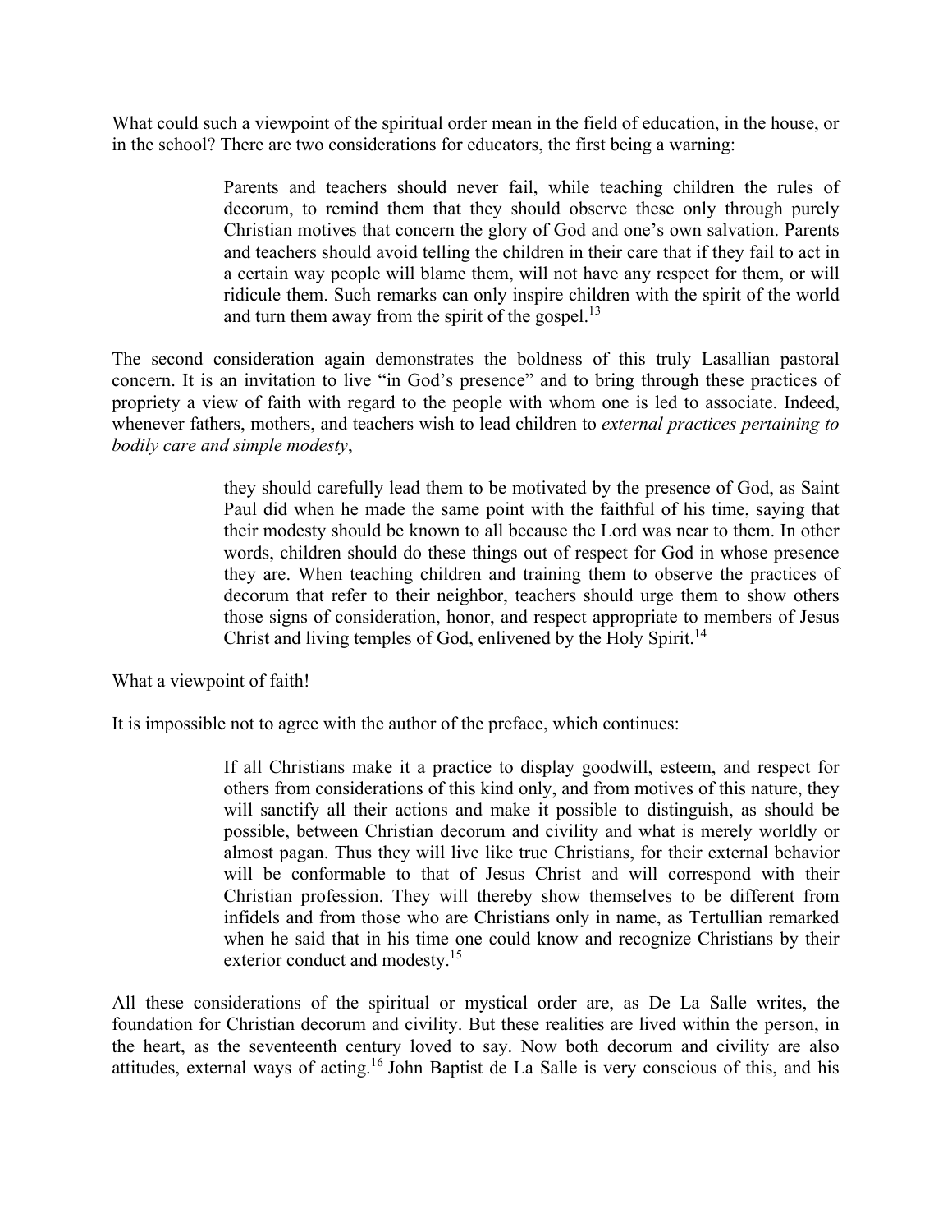What could such a viewpoint of the spiritual order mean in the field of education, in the house, or in the school? There are two considerations for educators, the first being a warning:

> Parents and teachers should never fail, while teaching children the rules of decorum, to remind them that they should observe these only through purely Christian motives that concern the glory of God and one's own salvation. Parents and teachers should avoid telling the children in their care that if they fail to act in a certain way people will blame them, will not have any respect for them, or will ridicule them. Such remarks can only inspire children with the spirit of the world and turn them away from the spirit of the gospel.[13]

The second consideration again demonstrates the boldness of this truly Lasallian pastoral concern. It is an invitation to live "in God's presence" and to bring through these practices of propriety a view of faith with regard to the people with whom one is led to associate. Indeed, whenever fathers, mothers, and teachers wish to lead children to *external practices pertaining to bodily care and simple modesty*,

> they should carefully lead them to be motivated by the presence of God, as Saint Paul did when he made the same point with the faithful of his time, saying that their modesty should be known to all because the Lord was near to them. In other words, children should do these things out of respect for God in whose presence they are. When teaching children and training them to observe the practices of decorum that refer to their neighbor, teachers should urge them to show others those signs of consideration, honor, and respect appropriate to members of Jesus Christ and living temples of God, enlivened by the Holy Spirit.[14]

What a viewpoint of faith!

It is impossible not to agree with the author of the preface, which continues:

> If all Christians make it a practice to display goodwill, esteem, and respect for others from considerations of this kind only, and from motives of this nature, they will sanctify all their actions and make it possible to distinguish, as should be possible, between Christian decorum and civility and what is merely worldly or almost pagan. Thus they will live like true Christians, for their external behavior will be conformable to that of Jesus Christ and will correspond with their Christian profession. They will thereby show themselves to be different from infidels and from those who are Christians only in name, as Tertullian remarked when he said that in his time one could know and recognize Christians by their exterior conduct and modesty.[15]

All these considerations of the spiritual or mystical order are, as De La Salle writes, the foundation for Christian decorum and civility. But these realities are lived within the person, in the heart, as the seventeenth century loved to say. Now both decorum and civility are also attitudes, external ways of acting.[16] John Baptist de La Salle is very conscious of this, and his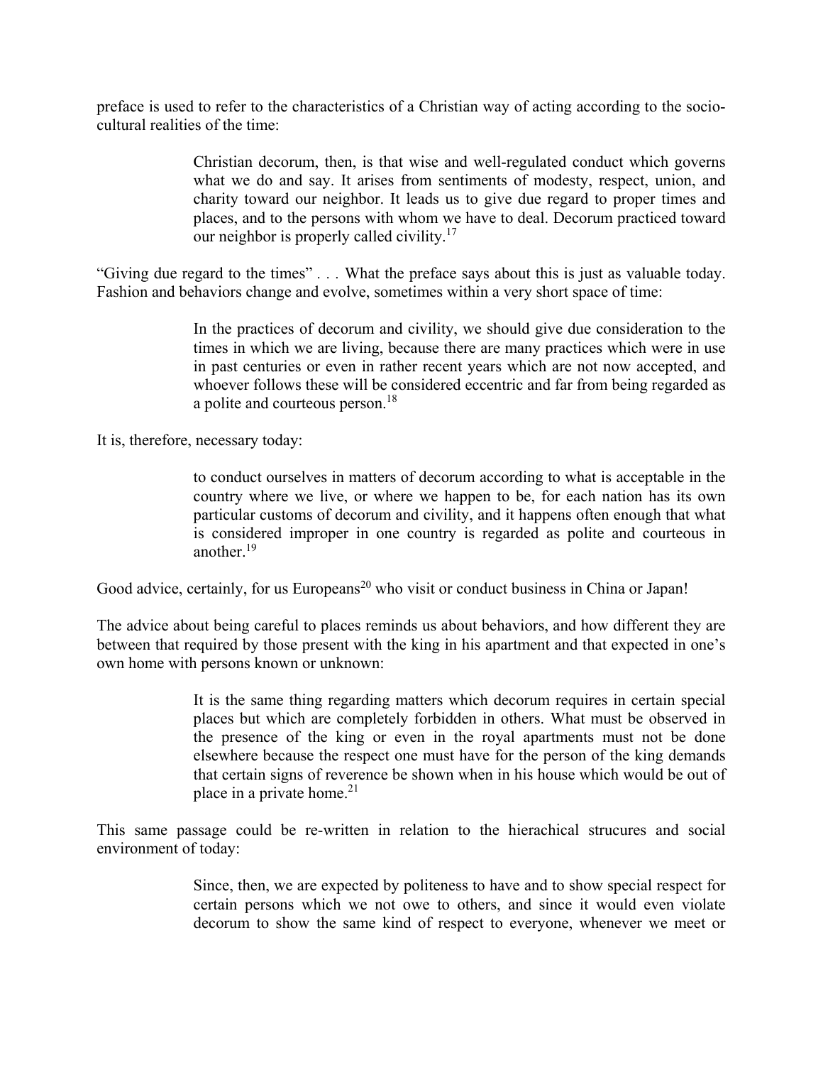preface is used to refer to the characteristics of a Christian way of acting according to the socio-cultural realities of the time:

> Christian decorum, then, is that wise and well-regulated conduct which governs what we do and say. It arises from sentiments of modesty, respect, union, and charity toward our neighbor. It leads us to give due regard to proper times and places, and to the persons with whom we have to deal. Decorum practiced toward our neighbor is properly called civility.[17]

"Giving due regard to the times" . . . What the preface says about this is just as valuable today. Fashion and behaviors change and evolve, sometimes within a very short space of time:

> In the practices of decorum and civility, we should give due consideration to the times in which we are living, because there are many practices which were in use in past centuries or even in rather recent years which are not now accepted, and whoever follows these will be considered eccentric and far from being regarded as a polite and courteous person.[18]

It is, therefore, necessary today:

> to conduct ourselves in matters of decorum according to what is acceptable in the country where we live, or where we happen to be, for each nation has its own particular customs of decorum and civility, and it happens often enough that what is considered improper in one country is regarded as polite and courteous in another.[19]

Good advice, certainly, for us Europeans[20] who visit or conduct business in China or Japan!

The advice about being careful to places reminds us about behaviors, and how different they are between that required by those present with the king in his apartment and that expected in one's own home with persons known or unknown:

> It is the same thing regarding matters which decorum requires in certain special places but which are completely forbidden in others. What must be observed in the presence of the king or even in the royal apartments must not be done elsewhere because the respect one must have for the person of the king demands that certain signs of reverence be shown when in his house which would be out of place in a private home.[21]

This same passage could be re-written in relation to the hierachical strucures and social environment of today:

> Since, then, we are expected by politeness to have and to show special respect for certain persons which we not owe to others, and since it would even violate decorum to show the same kind of respect to everyone, whenever we meet or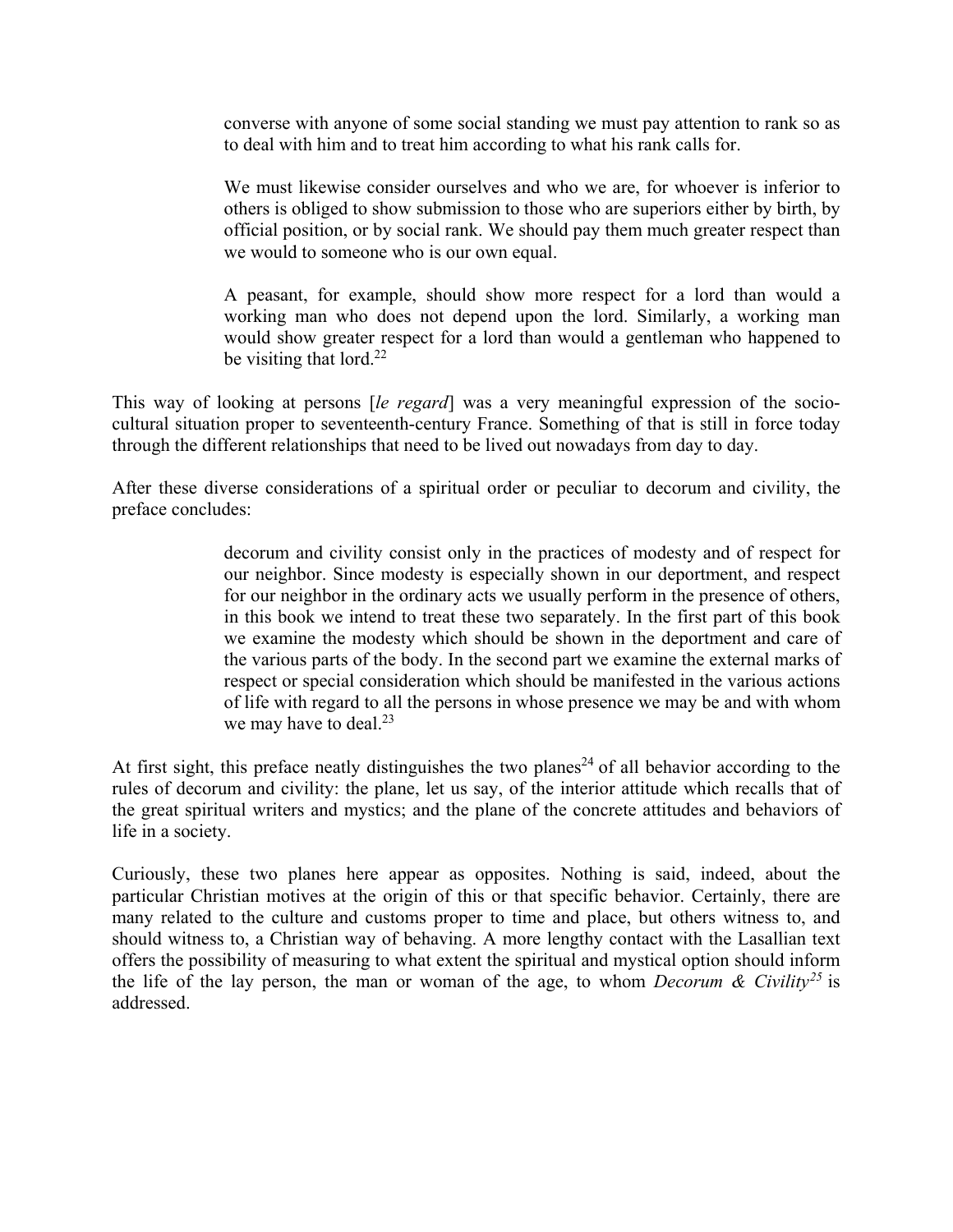> converse with anyone of some social standing we must pay attention to rank so as to deal with him and to treat him according to what his rank calls for.
>
> We must likewise consider ourselves and who we are, for whoever is inferior to others is obliged to show submission to those who are superiors either by birth, by official position, or by social rank. We should pay them much greater respect than we would to someone who is our own equal.
>
> A peasant, for example, should show more respect for a lord than would a working man who does not depend upon the lord. Similarly, a working man would show greater respect for a lord than would a gentleman who happened to be visiting that lord.[22]

This way of looking at persons [*le regard*] was a very meaningful expression of the socio-cultural situation proper to seventeenth-century France. Something of that is still in force today through the different relationships that need to be lived out nowadays from day to day.

After these diverse considerations of a spiritual order or peculiar to decorum and civility, the preface concludes:

> decorum and civility consist only in the practices of modesty and of respect for our neighbor. Since modesty is especially shown in our deportment, and respect for our neighbor in the ordinary acts we usually perform in the presence of others, in this book we intend to treat these two separately. In the first part of this book we examine the modesty which should be shown in the deportment and care of the various parts of the body. In the second part we examine the external marks of respect or special consideration which should be manifested in the various actions of life with regard to all the persons in whose presence we may be and with whom we may have to deal.[23]

At first sight, this preface neatly distinguishes the two planes[24] of all behavior according to the rules of decorum and civility: the plane, let us say, of the interior attitude which recalls that of the great spiritual writers and mystics; and the plane of the concrete attitudes and behaviors of life in a society.

Curiously, these two planes here appear as opposites. Nothing is said, indeed, about the particular Christian motives at the origin of this or that specific behavior. Certainly, there are many related to the culture and customs proper to time and place, but others witness to, and should witness to, a Christian way of behaving. A more lengthy contact with the Lasallian text offers the possibility of measuring to what extent the spiritual and mystical option should inform the life of the lay person, the man or woman of the age, to whom *Decorum & Civility*[25] is addressed.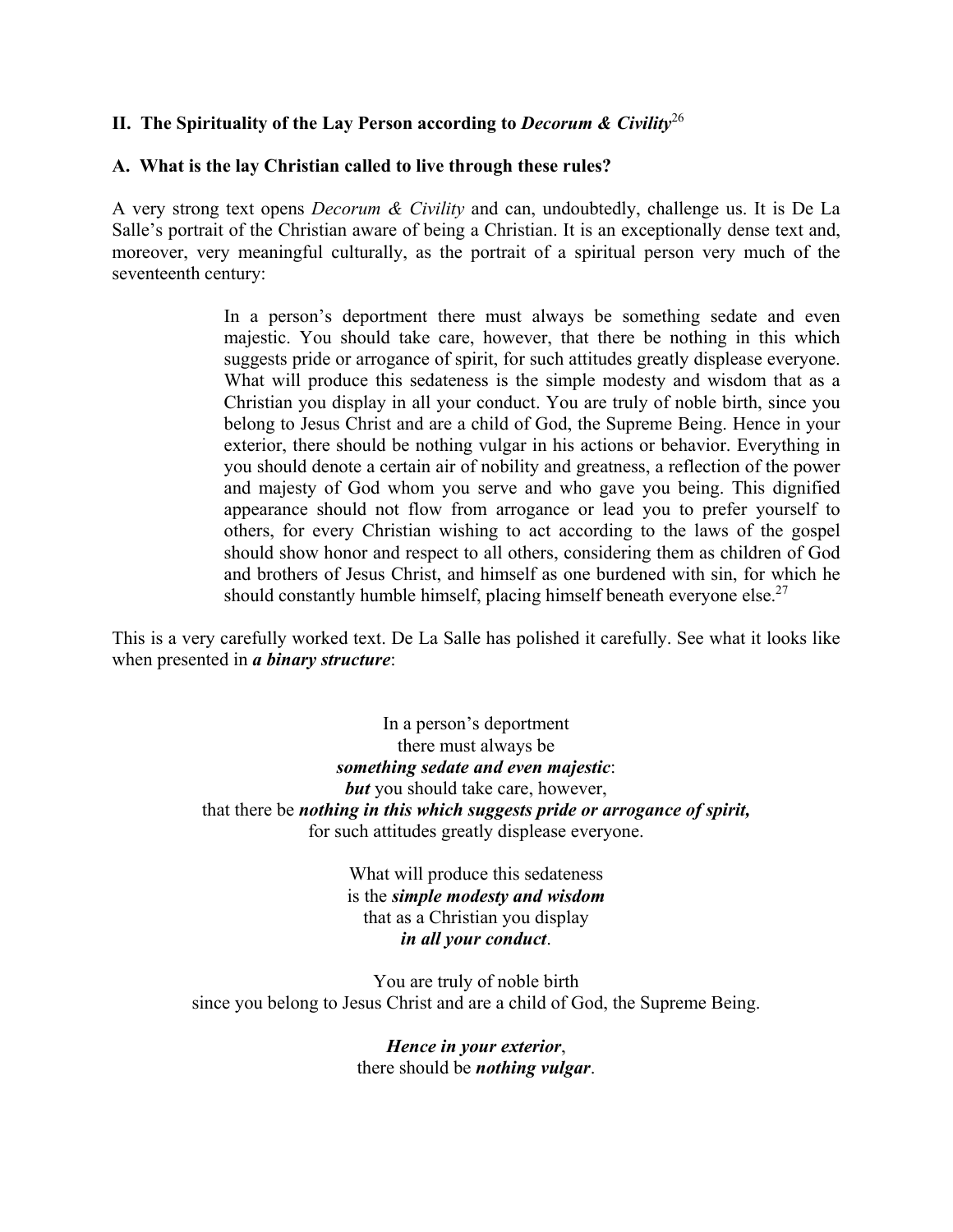## II. The Spirituality of the Lay Person according to *Decorum & Civility*[26]

### A. What is the lay Christian called to live through these rules?

A very strong text opens *Decorum & Civility* and can, undoubtedly, challenge us. It is De La Salle's portrait of the Christian aware of being a Christian. It is an exceptionally dense text and, moreover, very meaningful culturally, as the portrait of a spiritual person very much of the seventeenth century:

> In a person's deportment there must always be something sedate and even majestic. You should take care, however, that there be nothing in this which suggests pride or arrogance of spirit, for such attitudes greatly displease everyone. What will produce this sedateness is the simple modesty and wisdom that as a Christian you display in all your conduct. You are truly of noble birth, since you belong to Jesus Christ and are a child of God, the Supreme Being. Hence in your exterior, there should be nothing vulgar in his actions or behavior. Everything in you should denote a certain air of nobility and greatness, a reflection of the power and majesty of God whom you serve and who gave you being. This dignified appearance should not flow from arrogance or lead you to prefer yourself to others, for every Christian wishing to act according to the laws of the gospel should show honor and respect to all others, considering them as children of God and brothers of Jesus Christ, and himself as one burdened with sin, for which he should constantly humble himself, placing himself beneath everyone else.[27]

This is a very carefully worked text. De La Salle has polished it carefully. See what it looks like when presented in ***a binary structure***:

In a person's deportment  
there must always be  
***something sedate and even majestic***:  
***but*** you should take care, however,  
that there be ***nothing in this which suggests pride or arrogance of spirit,***  
for such attitudes greatly displease everyone.

What will produce this sedateness  
is the ***simple modesty and wisdom***  
that as a Christian you display  
***in all your conduct***.

You are truly of noble birth  
since you belong to Jesus Christ and are a child of God, the Supreme Being.

***Hence in your exterior***,  
there should be ***nothing vulgar***.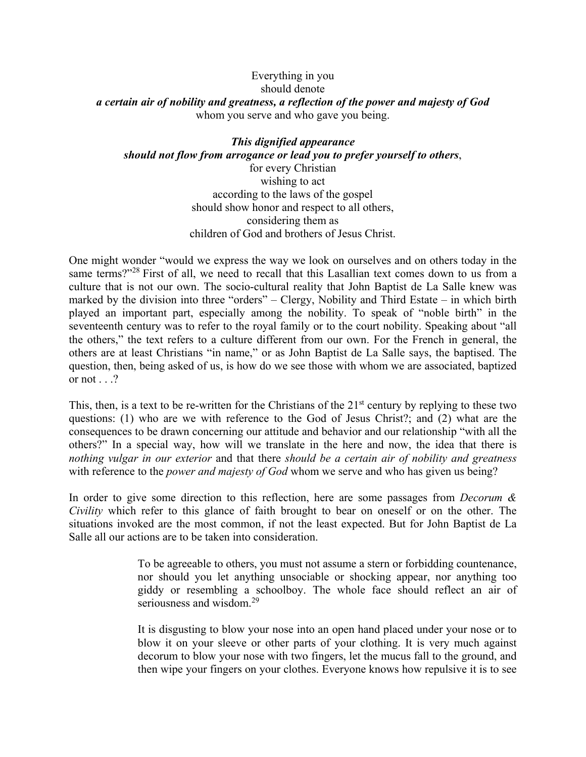Everything in you
should denote
***a certain air of nobility and greatness, a reflection of the power and majesty of God***
whom you serve and who gave you being.

***This dignified appearance***
***should not flow from arrogance or lead you to prefer yourself to others***,
for every Christian
wishing to act
according to the laws of the gospel
should show honor and respect to all others,
considering them as
children of God and brothers of Jesus Christ.

One might wonder "would we express the way we look on ourselves and on others today in the same terms?"[28] First of all, we need to recall that this Lasallian text comes down to us from a culture that is not our own. The socio-cultural reality that John Baptist de La Salle knew was marked by the division into three "orders" – Clergy, Nobility and Third Estate – in which birth played an important part, especially among the nobility. To speak of "noble birth" in the seventeenth century was to refer to the royal family or to the court nobility. Speaking about "all the others," the text refers to a culture different from our own. For the French in general, the others are at least Christians "in name," or as John Baptist de La Salle says, the baptised. The question, then, being asked of us, is how do we see those with whom we are associated, baptized or not . . .?

This, then, is a text to be re-written for the Christians of the 21st century by replying to these two questions: (1) who are we with reference to the God of Jesus Christ?; and (2) what are the consequences to be drawn concerning our attitude and behavior and our relationship "with all the others?" In a special way, how will we translate in the here and now, the idea that there is *nothing vulgar in our exterior* and that there *should be a certain air of nobility and greatness* with reference to the *power and majesty of God* whom we serve and who has given us being?

In order to give some direction to this reflection, here are some passages from *Decorum & Civility* which refer to this glance of faith brought to bear on oneself or on the other. The situations invoked are the most common, if not the least expected. But for John Baptist de La Salle all our actions are to be taken into consideration.

> To be agreeable to others, you must not assume a stern or forbidding countenance, nor should you let anything unsociable or shocking appear, nor anything too giddy or resembling a schoolboy. The whole face should reflect an air of seriousness and wisdom.[29]
>
> It is disgusting to blow your nose into an open hand placed under your nose or to blow it on your sleeve or other parts of your clothing. It is very much against decorum to blow your nose with two fingers, let the mucus fall to the ground, and then wipe your fingers on your clothes. Everyone knows how repulsive it is to see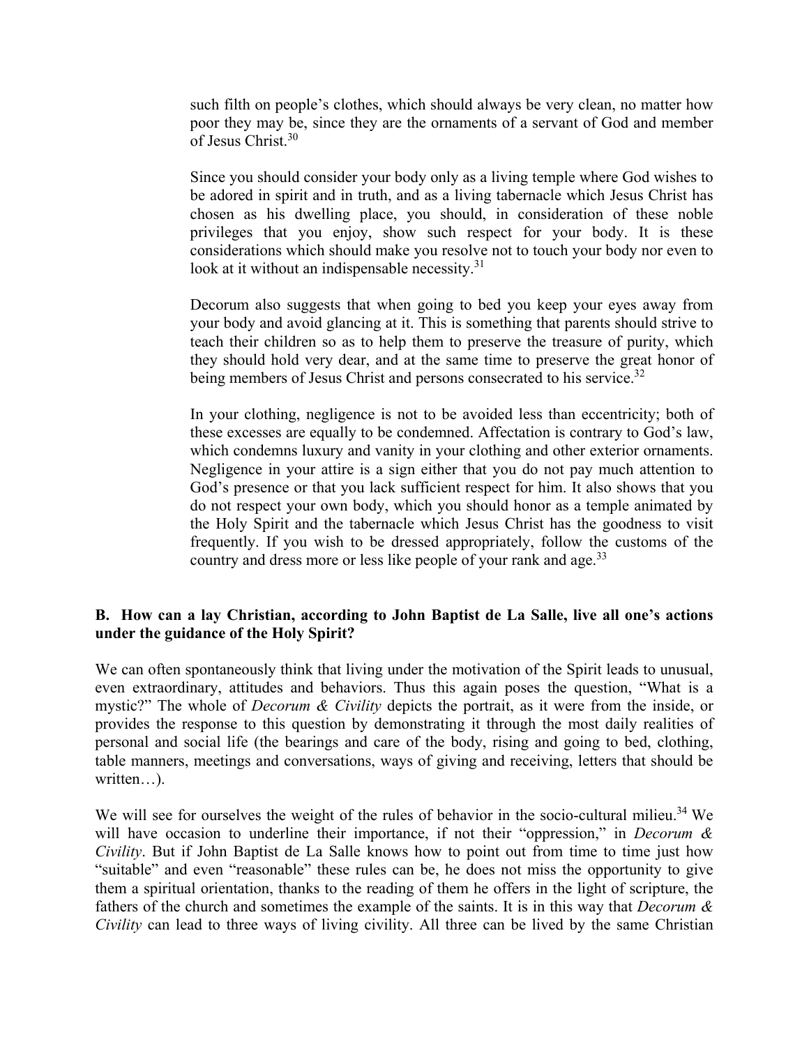> such filth on people's clothes, which should always be very clean, no matter how poor they may be, since they are the ornaments of a servant of God and member of Jesus Christ.[30]
>
> Since you should consider your body only as a living temple where God wishes to be adored in spirit and in truth, and as a living tabernacle which Jesus Christ has chosen as his dwelling place, you should, in consideration of these noble privileges that you enjoy, show such respect for your body. It is these considerations which should make you resolve not to touch your body nor even to look at it without an indispensable necessity.[31]
>
> Decorum also suggests that when going to bed you keep your eyes away from your body and avoid glancing at it. This is something that parents should strive to teach their children so as to help them to preserve the treasure of purity, which they should hold very dear, and at the same time to preserve the great honor of being members of Jesus Christ and persons consecrated to his service.[32]
>
> In your clothing, negligence is not to be avoided less than eccentricity; both of these excesses are equally to be condemned. Affectation is contrary to God's law, which condemns luxury and vanity in your clothing and other exterior ornaments. Negligence in your attire is a sign either that you do not pay much attention to God's presence or that you lack sufficient respect for him. It also shows that you do not respect your own body, which you should honor as a temple animated by the Holy Spirit and the tabernacle which Jesus Christ has the goodness to visit frequently. If you wish to be dressed appropriately, follow the customs of the country and dress more or less like people of your rank and age.[33]

**B. How can a lay Christian, according to John Baptist de La Salle, live all one's actions under the guidance of the Holy Spirit?**

We can often spontaneously think that living under the motivation of the Spirit leads to unusual, even extraordinary, attitudes and behaviors. Thus this again poses the question, "What is a mystic?" The whole of *Decorum & Civility* depicts the portrait, as it were from the inside, or provides the response to this question by demonstrating it through the most daily realities of personal and social life (the bearings and care of the body, rising and going to bed, clothing, table manners, meetings and conversations, ways of giving and receiving, letters that should be written…).

We will see for ourselves the weight of the rules of behavior in the socio-cultural milieu.[34] We will have occasion to underline their importance, if not their "oppression," in *Decorum & Civility*. But if John Baptist de La Salle knows how to point out from time to time just how "suitable" and even "reasonable" these rules can be, he does not miss the opportunity to give them a spiritual orientation, thanks to the reading of them he offers in the light of scripture, the fathers of the church and sometimes the example of the saints. It is in this way that *Decorum & Civility* can lead to three ways of living civility. All three can be lived by the same Christian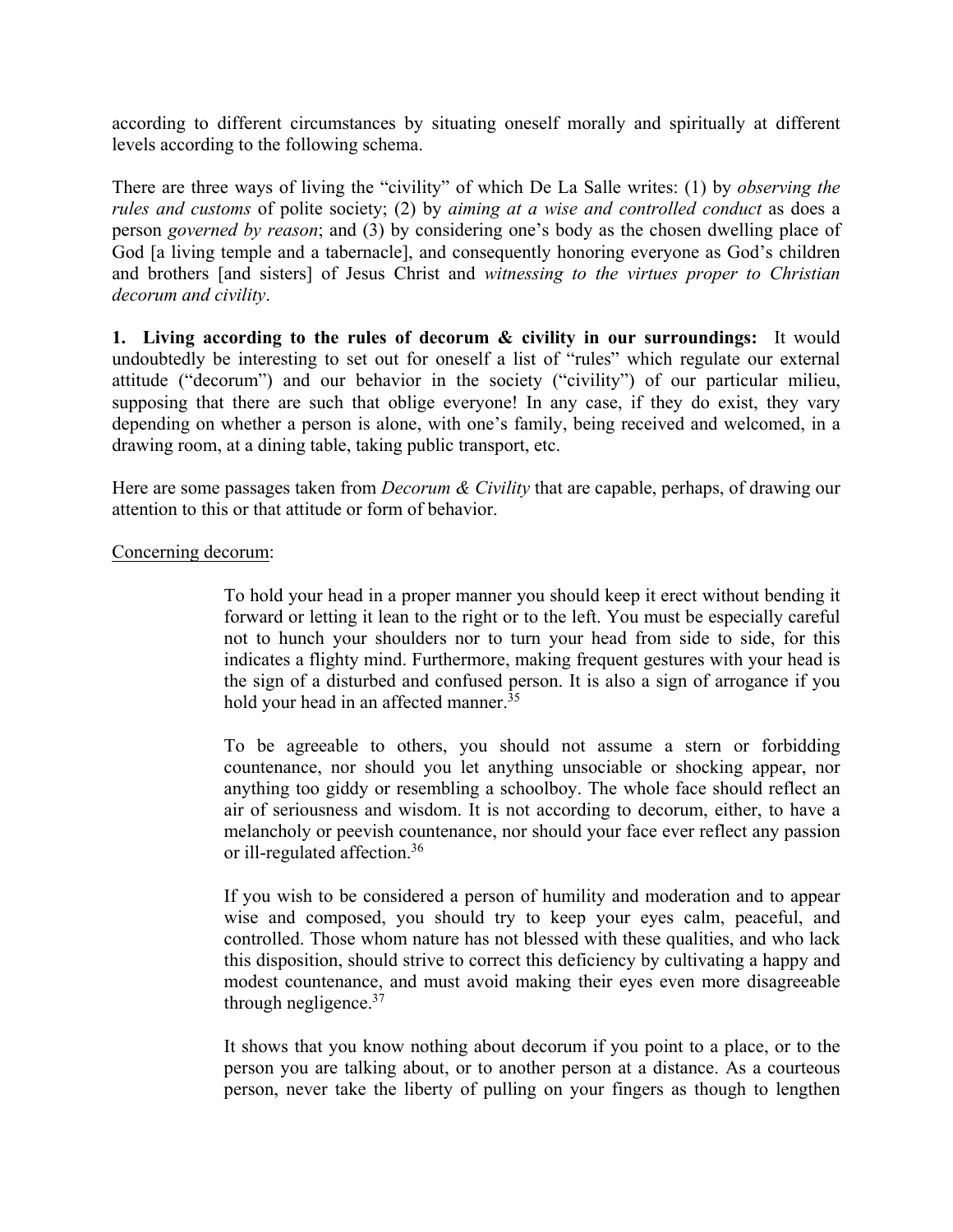according to different circumstances by situating oneself morally and spiritually at different levels according to the following schema.

There are three ways of living the "civility" of which De La Salle writes: (1) by *observing the rules and customs* of polite society; (2) by *aiming at a wise and controlled conduct* as does a person *governed by reason*; and (3) by considering one's body as the chosen dwelling place of God [a living temple and a tabernacle], and consequently honoring everyone as God's children and brothers [and sisters] of Jesus Christ and *witnessing to the virtues proper to Christian decorum and civility*.

**1. Living according to the rules of decorum & civility in our surroundings:** It would undoubtedly be interesting to set out for oneself a list of "rules" which regulate our external attitude ("decorum") and our behavior in the society ("civility") of our particular milieu, supposing that there are such that oblige everyone! In any case, if they do exist, they vary depending on whether a person is alone, with one's family, being received and welcomed, in a drawing room, at a dining table, taking public transport, etc.

Here are some passages taken from *Decorum & Civility* that are capable, perhaps, of drawing our attention to this or that attitude or form of behavior.

<u>Concerning decorum</u>:

> To hold your head in a proper manner you should keep it erect without bending it forward or letting it lean to the right or to the left. You must be especially careful not to hunch your shoulders nor to turn your head from side to side, for this indicates a flighty mind. Furthermore, making frequent gestures with your head is the sign of a disturbed and confused person. It is also a sign of arrogance if you hold your head in an affected manner.[35]

> To be agreeable to others, you should not assume a stern or forbidding countenance, nor should you let anything unsociable or shocking appear, nor anything too giddy or resembling a schoolboy. The whole face should reflect an air of seriousness and wisdom. It is not according to decorum, either, to have a melancholy or peevish countenance, nor should your face ever reflect any passion or ill-regulated affection.[36]

> If you wish to be considered a person of humility and moderation and to appear wise and composed, you should try to keep your eyes calm, peaceful, and controlled. Those whom nature has not blessed with these qualities, and who lack this disposition, should strive to correct this deficiency by cultivating a happy and modest countenance, and must avoid making their eyes even more disagreeable through negligence.[37]

> It shows that you know nothing about decorum if you point to a place, or to the person you are talking about, or to another person at a distance. As a courteous person, never take the liberty of pulling on your fingers as though to lengthen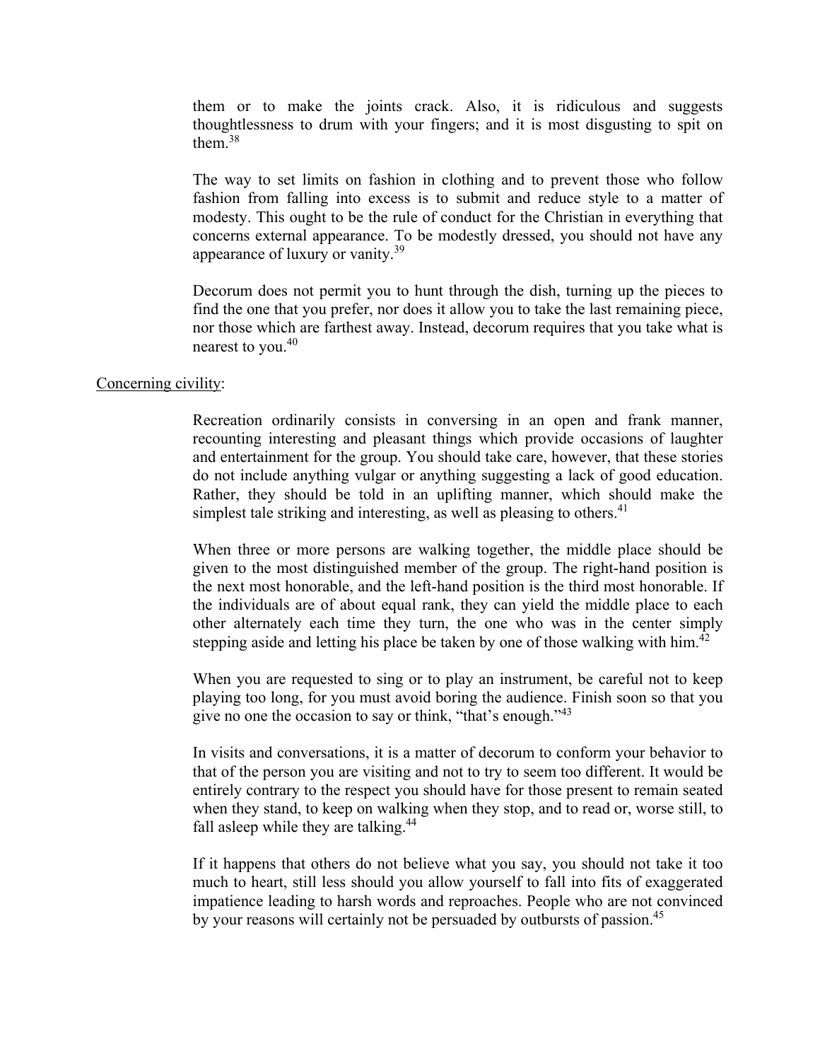them or to make the joints crack. Also, it is ridiculous and suggests thoughtlessness to drum with your fingers; and it is most disgusting to spit on them.[38]

The way to set limits on fashion in clothing and to prevent those who follow fashion from falling into excess is to submit and reduce style to a matter of modesty. This ought to be the rule of conduct for the Christian in everything that concerns external appearance. To be modestly dressed, you should not have any appearance of luxury or vanity.[39]

Decorum does not permit you to hunt through the dish, turning up the pieces to find the one that you prefer, nor does it allow you to take the last remaining piece, nor those which are farthest away. Instead, decorum requires that you take what is nearest to you.[40]

Concerning civility:

Recreation ordinarily consists in conversing in an open and frank manner, recounting interesting and pleasant things which provide occasions of laughter and entertainment for the group. You should take care, however, that these stories do not include anything vulgar or anything suggesting a lack of good education. Rather, they should be told in an uplifting manner, which should make the simplest tale striking and interesting, as well as pleasing to others.[41]

When three or more persons are walking together, the middle place should be given to the most distinguished member of the group. The right-hand position is the next most honorable, and the left-hand position is the third most honorable. If the individuals are of about equal rank, they can yield the middle place to each other alternately each time they turn, the one who was in the center simply stepping aside and letting his place be taken by one of those walking with him.[42]

When you are requested to sing or to play an instrument, be careful not to keep playing too long, for you must avoid boring the audience. Finish soon so that you give no one the occasion to say or think, "that's enough."[43]

In visits and conversations, it is a matter of decorum to conform your behavior to that of the person you are visiting and not to try to seem too different. It would be entirely contrary to the respect you should have for those present to remain seated when they stand, to keep on walking when they stop, and to read or, worse still, to fall asleep while they are talking.[44]

If it happens that others do not believe what you say, you should not take it too much to heart, still less should you allow yourself to fall into fits of exaggerated impatience leading to harsh words and reproaches. People who are not convinced by your reasons will certainly not be persuaded by outbursts of passion.[45]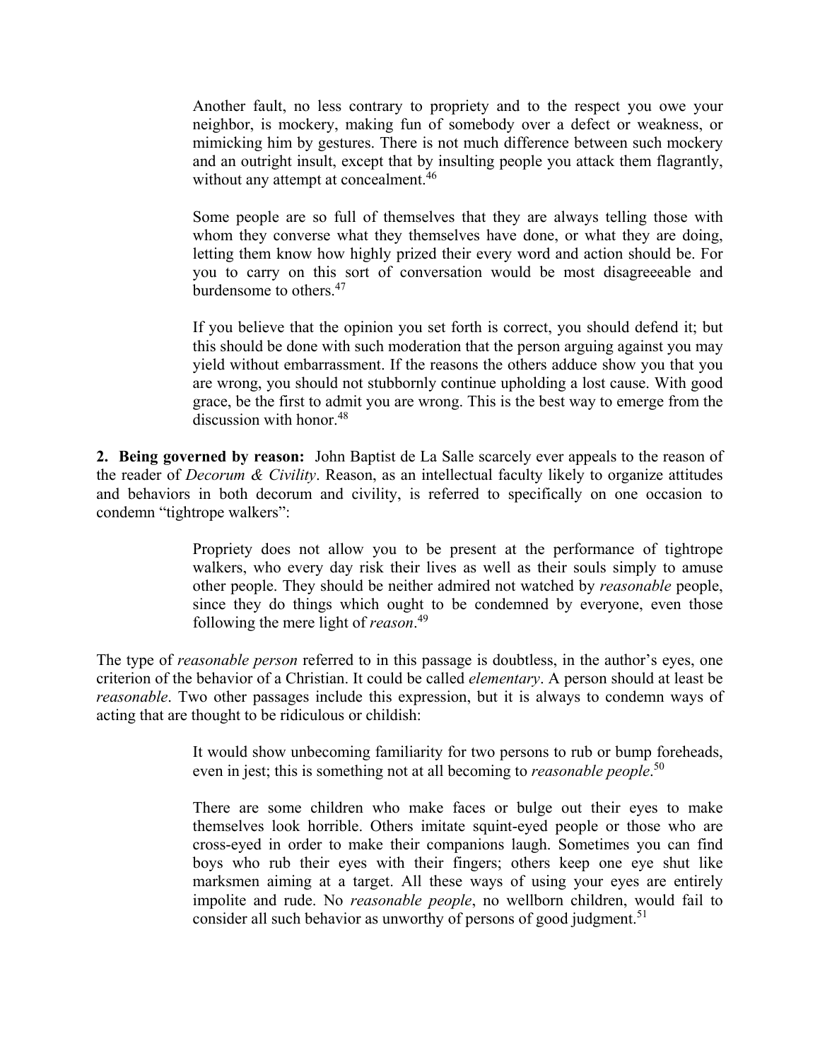> Another fault, no less contrary to propriety and to the respect you owe your neighbor, is mockery, making fun of somebody over a defect or weakness, or mimicking him by gestures. There is not much difference between such mockery and an outright insult, except that by insulting people you attack them flagrantly, without any attempt at concealment.[46]
>
> Some people are so full of themselves that they are always telling those with whom they converse what they themselves have done, or what they are doing, letting them know how highly prized their every word and action should be. For you to carry on this sort of conversation would be most disagreeeable and burdensome to others.[47]
>
> If you believe that the opinion you set forth is correct, you should defend it; but this should be done with such moderation that the person arguing against you may yield without embarrassment. If the reasons the others adduce show you that you are wrong, you should not stubbornly continue upholding a lost cause. With good grace, be the first to admit you are wrong. This is the best way to emerge from the discussion with honor.[48]

**2. Being governed by reason:** John Baptist de La Salle scarcely ever appeals to the reason of the reader of *Decorum & Civility*. Reason, as an intellectual faculty likely to organize attitudes and behaviors in both decorum and civility, is referred to specifically on one occasion to condemn "tightrope walkers":

> Propriety does not allow you to be present at the performance of tightrope walkers, who every day risk their lives as well as their souls simply to amuse other people. They should be neither admired not watched by *reasonable* people, since they do things which ought to be condemned by everyone, even those following the mere light of *reason*.[49]

The type of *reasonable person* referred to in this passage is doubtless, in the author's eyes, one criterion of the behavior of a Christian. It could be called *elementary*. A person should at least be *reasonable*. Two other passages include this expression, but it is always to condemn ways of acting that are thought to be ridiculous or childish:

> It would show unbecoming familiarity for two persons to rub or bump foreheads, even in jest; this is something not at all becoming to *reasonable people*.[50]
>
> There are some children who make faces or bulge out their eyes to make themselves look horrible. Others imitate squint-eyed people or those who are cross-eyed in order to make their companions laugh. Sometimes you can find boys who rub their eyes with their fingers; others keep one eye shut like marksmen aiming at a target. All these ways of using your eyes are entirely impolite and rude. No *reasonable people*, no wellborn children, would fail to consider all such behavior as unworthy of persons of good judgment.[51]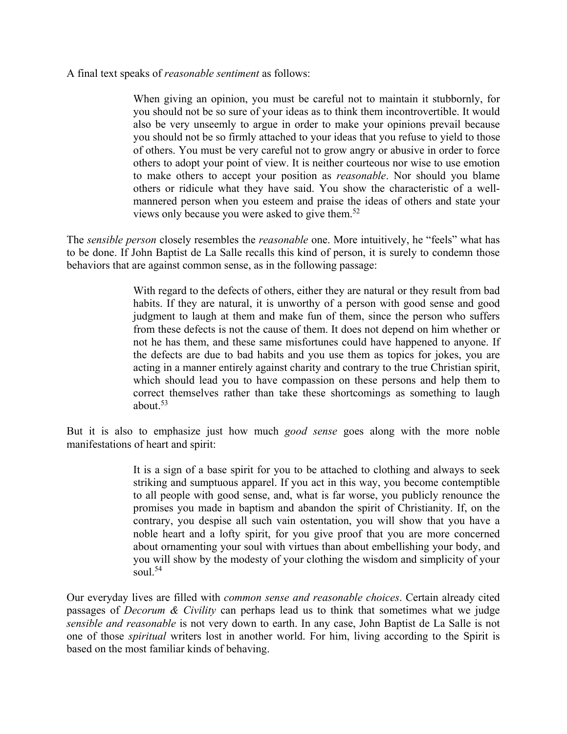A final text speaks of *reasonable sentiment* as follows:

> When giving an opinion, you must be careful not to maintain it stubbornly, for you should not be so sure of your ideas as to think them incontrovertible. It would also be very unseemly to argue in order to make your opinions prevail because you should not be so firmly attached to your ideas that you refuse to yield to those of others. You must be very careful not to grow angry or abusive in order to force others to adopt your point of view. It is neither courteous nor wise to use emotion to make others to accept your position as *reasonable*. Nor should you blame others or ridicule what they have said. You show the characteristic of a well-mannered person when you esteem and praise the ideas of others and state your views only because you were asked to give them.[52]

The *sensible person* closely resembles the *reasonable* one. More intuitively, he "feels" what has to be done. If John Baptist de La Salle recalls this kind of person, it is surely to condemn those behaviors that are against common sense, as in the following passage:

> With regard to the defects of others, either they are natural or they result from bad habits. If they are natural, it is unworthy of a person with good sense and good judgment to laugh at them and make fun of them, since the person who suffers from these defects is not the cause of them. It does not depend on him whether or not he has them, and these same misfortunes could have happened to anyone. If the defects are due to bad habits and you use them as topics for jokes, you are acting in a manner entirely against charity and contrary to the true Christian spirit, which should lead you to have compassion on these persons and help them to correct themselves rather than take these shortcomings as something to laugh about.[53]

But it is also to emphasize just how much *good sense* goes along with the more noble manifestations of heart and spirit:

> It is a sign of a base spirit for you to be attached to clothing and always to seek striking and sumptuous apparel. If you act in this way, you become contemptible to all people with good sense, and, what is far worse, you publicly renounce the promises you made in baptism and abandon the spirit of Christianity. If, on the contrary, you despise all such vain ostentation, you will show that you have a noble heart and a lofty spirit, for you give proof that you are more concerned about ornamenting your soul with virtues than about embellishing your body, and you will show by the modesty of your clothing the wisdom and simplicity of your soul.[54]

Our everyday lives are filled with *common sense and reasonable choices*. Certain already cited passages of *Decorum & Civility* can perhaps lead us to think that sometimes what we judge *sensible and reasonable* is not very down to earth. In any case, John Baptist de La Salle is not one of those *spiritual* writers lost in another world. For him, living according to the Spirit is based on the most familiar kinds of behaving.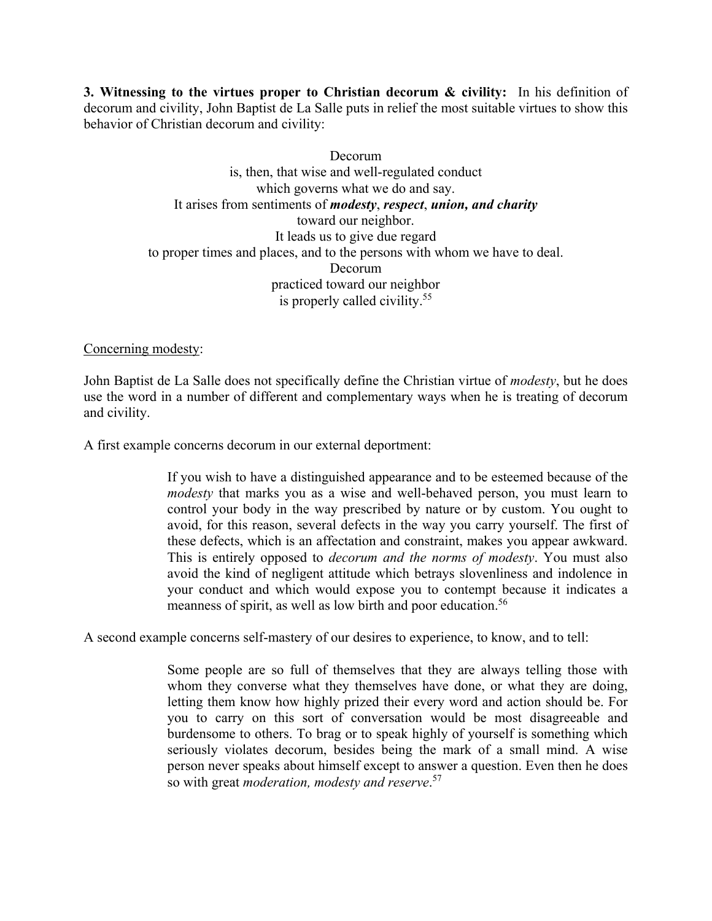**3. Witnessing to the virtues proper to Christian decorum & civility:** In his definition of decorum and civility, John Baptist de La Salle puts in relief the most suitable virtues to show this behavior of Christian decorum and civility:

> Decorum
> is, then, that wise and well-regulated conduct
> which governs what we do and say.
> It arises from sentiments of ***modesty***, ***respect***, ***union, and charity***
> toward our neighbor.
> It leads us to give due regard
> to proper times and places, and to the persons with whom we have to deal.
> Decorum
> practiced toward our neighbor
> is properly called civility.[55]

<u>Concerning modesty</u>:

John Baptist de La Salle does not specifically define the Christian virtue of *modesty*, but he does use the word in a number of different and complementary ways when he is treating of decorum and civility.

A first example concerns decorum in our external deportment:

> If you wish to have a distinguished appearance and to be esteemed because of the *modesty* that marks you as a wise and well-behaved person, you must learn to control your body in the way prescribed by nature or by custom. You ought to avoid, for this reason, several defects in the way you carry yourself. The first of these defects, which is an affectation and constraint, makes you appear awkward. This is entirely opposed to *decorum and the norms of modesty*. You must also avoid the kind of negligent attitude which betrays slovenliness and indolence in your conduct and which would expose you to contempt because it indicates a meanness of spirit, as well as low birth and poor education.[56]

A second example concerns self-mastery of our desires to experience, to know, and to tell:

> Some people are so full of themselves that they are always telling those with whom they converse what they themselves have done, or what they are doing, letting them know how highly prized their every word and action should be. For you to carry on this sort of conversation would be most disagreeable and burdensome to others. To brag or to speak highly of yourself is something which seriously violates decorum, besides being the mark of a small mind. A wise person never speaks about himself except to answer a question. Even then he does so with great *moderation, modesty and reserve*.[57]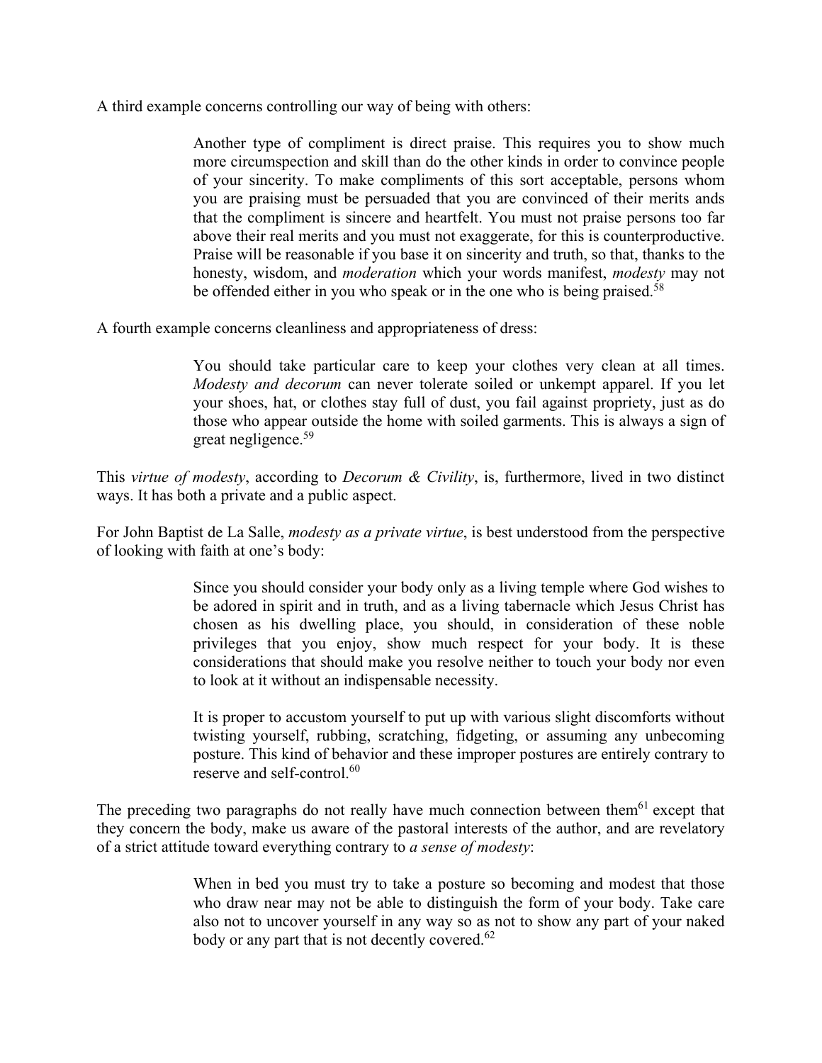A third example concerns controlling our way of being with others:

> Another type of compliment is direct praise. This requires you to show much more circumspection and skill than do the other kinds in order to convince people of your sincerity. To make compliments of this sort acceptable, persons whom you are praising must be persuaded that you are convinced of their merits ands that the compliment is sincere and heartfelt. You must not praise persons too far above their real merits and you must not exaggerate, for this is counterproductive. Praise will be reasonable if you base it on sincerity and truth, so that, thanks to the honesty, wisdom, and *moderation* which your words manifest, *modesty* may not be offended either in you who speak or in the one who is being praised.[58]

A fourth example concerns cleanliness and appropriateness of dress:

> You should take particular care to keep your clothes very clean at all times. *Modesty and decorum* can never tolerate soiled or unkempt apparel. If you let your shoes, hat, or clothes stay full of dust, you fail against propriety, just as do those who appear outside the home with soiled garments. This is always a sign of great negligence.[59]

This *virtue of modesty*, according to *Decorum & Civility*, is, furthermore, lived in two distinct ways. It has both a private and a public aspect.

For John Baptist de La Salle, *modesty as a private virtue*, is best understood from the perspective of looking with faith at one's body:

> Since you should consider your body only as a living temple where God wishes to be adored in spirit and in truth, and as a living tabernacle which Jesus Christ has chosen as his dwelling place, you should, in consideration of these noble privileges that you enjoy, show much respect for your body. It is these considerations that should make you resolve neither to touch your body nor even to look at it without an indispensable necessity.
>
> It is proper to accustom yourself to put up with various slight discomforts without twisting yourself, rubbing, scratching, fidgeting, or assuming any unbecoming posture. This kind of behavior and these improper postures are entirely contrary to reserve and self-control.[60]

The preceding two paragraphs do not really have much connection between them[61] except that they concern the body, make us aware of the pastoral interests of the author, and are revelatory of a strict attitude toward everything contrary to *a sense of modesty*:

> When in bed you must try to take a posture so becoming and modest that those who draw near may not be able to distinguish the form of your body. Take care also not to uncover yourself in any way so as not to show any part of your naked body or any part that is not decently covered.[62]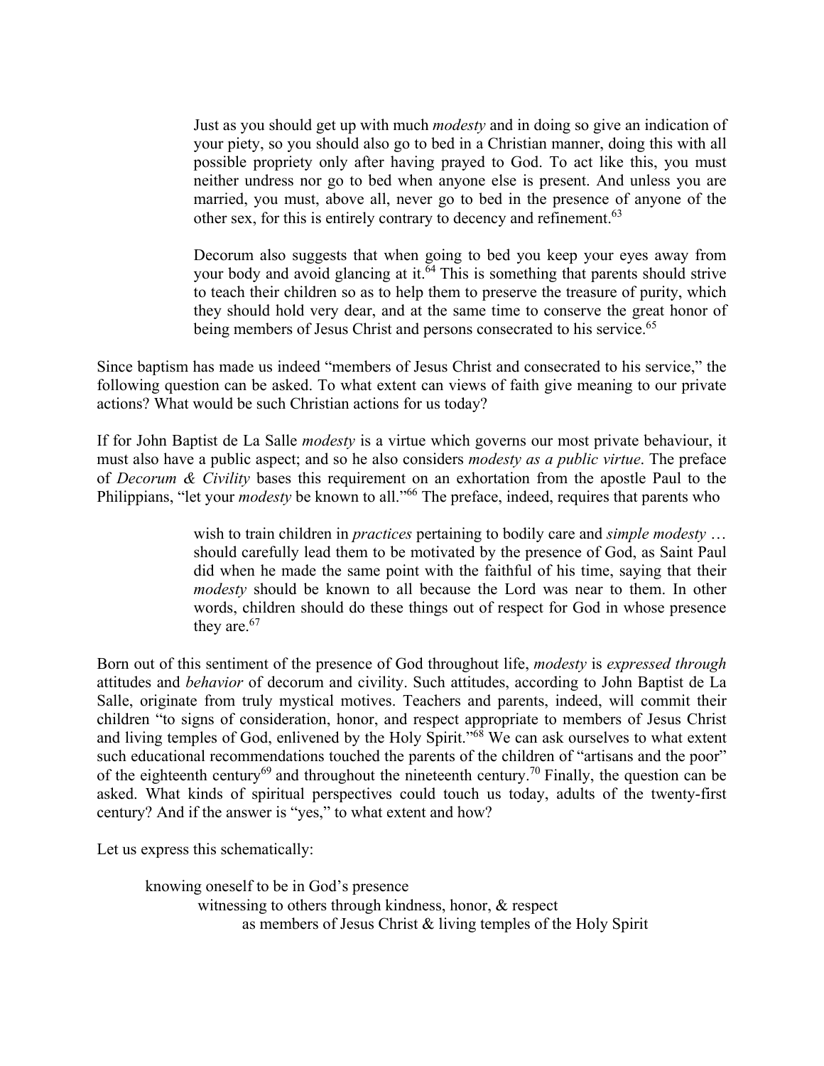> Just as you should get up with much *modesty* and in doing so give an indication of your piety, so you should also go to bed in a Christian manner, doing this with all possible propriety only after having prayed to God. To act like this, you must neither undress nor go to bed when anyone else is present. And unless you are married, you must, above all, never go to bed in the presence of anyone of the other sex, for this is entirely contrary to decency and refinement.[63]
>
> Decorum also suggests that when going to bed you keep your eyes away from your body and avoid glancing at it.[64] This is something that parents should strive to teach their children so as to help them to preserve the treasure of purity, which they should hold very dear, and at the same time to conserve the great honor of being members of Jesus Christ and persons consecrated to his service.[65]

Since baptism has made us indeed "members of Jesus Christ and consecrated to his service," the following question can be asked. To what extent can views of faith give meaning to our private actions? What would be such Christian actions for us today?

If for John Baptist de La Salle *modesty* is a virtue which governs our most private behaviour, it must also have a public aspect; and so he also considers *modesty as a public virtue*. The preface of *Decorum & Civility* bases this requirement on an exhortation from the apostle Paul to the Philippians, "let your *modesty* be known to all."[66] The preface, indeed, requires that parents who

> wish to train children in *practices* pertaining to bodily care and *simple modesty* … should carefully lead them to be motivated by the presence of God, as Saint Paul did when he made the same point with the faithful of his time, saying that their *modesty* should be known to all because the Lord was near to them. In other words, children should do these things out of respect for God in whose presence they are.[67]

Born out of this sentiment of the presence of God throughout life, *modesty* is *expressed through* attitudes and *behavior* of decorum and civility. Such attitudes, according to John Baptist de La Salle, originate from truly mystical motives. Teachers and parents, indeed, will commit their children "to signs of consideration, honor, and respect appropriate to members of Jesus Christ and living temples of God, enlivened by the Holy Spirit."[68] We can ask ourselves to what extent such educational recommendations touched the parents of the children of "artisans and the poor" of the eighteenth century[69] and throughout the nineteenth century.[70] Finally, the question can be asked. What kinds of spiritual perspectives could touch us today, adults of the twenty-first century? And if the answer is "yes," to what extent and how?

Let us express this schematically:

knowing oneself to be in God's presence
&nbsp;&nbsp;&nbsp;&nbsp;witnessing to others through kindness, honor, & respect
&nbsp;&nbsp;&nbsp;&nbsp;&nbsp;&nbsp;&nbsp;&nbsp;as members of Jesus Christ & living temples of the Holy Spirit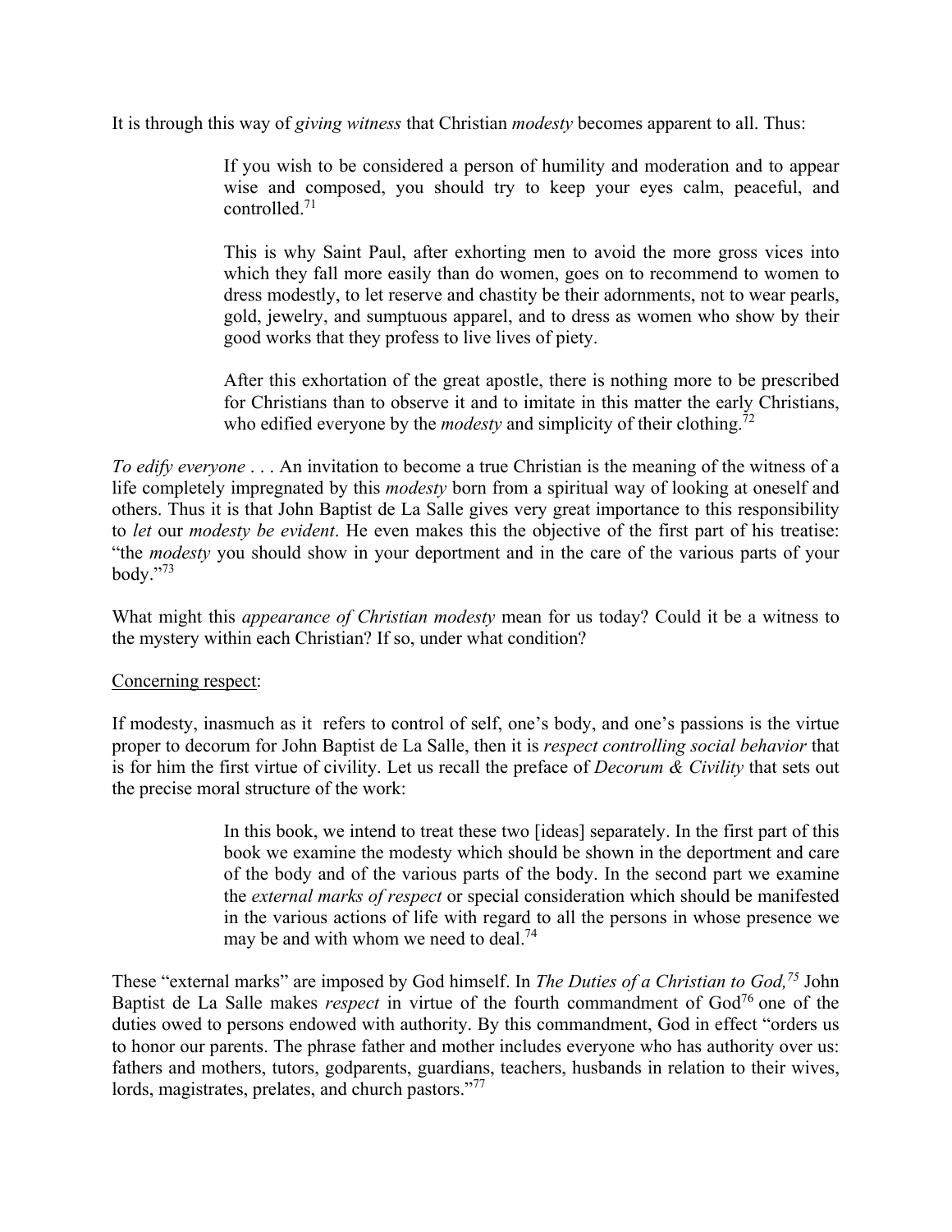It is through this way of *giving witness* that Christian *modesty* becomes apparent to all. Thus:

> If you wish to be considered a person of humility and moderation and to appear wise and composed, you should try to keep your eyes calm, peaceful, and controlled.[71]
>
> This is why Saint Paul, after exhorting men to avoid the more gross vices into which they fall more easily than do women, goes on to recommend to women to dress modestly, to let reserve and chastity be their adornments, not to wear pearls, gold, jewelry, and sumptuous apparel, and to dress as women who show by their good works that they profess to live lives of piety.
>
> After this exhortation of the great apostle, there is nothing more to be prescribed for Christians than to observe it and to imitate in this matter the early Christians, who edified everyone by the *modesty* and simplicity of their clothing.[72]

*To edify everyone* . . . An invitation to become a true Christian is the meaning of the witness of a life completely impregnated by this *modesty* born from a spiritual way of looking at oneself and others. Thus it is that John Baptist de La Salle gives very great importance to this responsibility to *let* our *modesty be evident*. He even makes this the objective of the first part of his treatise: "the *modesty* you should show in your deportment and in the care of the various parts of your body."[73]

What might this *appearance of Christian modesty* mean for us today? Could it be a witness to the mystery within each Christian? If so, under what condition?

Concerning respect:

If modesty, inasmuch as it refers to control of self, one's body, and one's passions is the virtue proper to decorum for John Baptist de La Salle, then it is *respect controlling social behavior* that is for him the first virtue of civility. Let us recall the preface of *Decorum & Civility* that sets out the precise moral structure of the work:

> In this book, we intend to treat these two [ideas] separately. In the first part of this book we examine the modesty which should be shown in the deportment and care of the body and of the various parts of the body. In the second part we examine the *external marks of respect* or special consideration which should be manifested in the various actions of life with regard to all the persons in whose presence we may be and with whom we need to deal.[74]

These "external marks" are imposed by God himself. In *The Duties of a Christian to God,*[75] John Baptist de La Salle makes *respect* in virtue of the fourth commandment of God[76] one of the duties owed to persons endowed with authority. By this commandment, God in effect "orders us to honor our parents. The phrase father and mother includes everyone who has authority over us: fathers and mothers, tutors, godparents, guardians, teachers, husbands in relation to their wives, lords, magistrates, prelates, and church pastors."[77]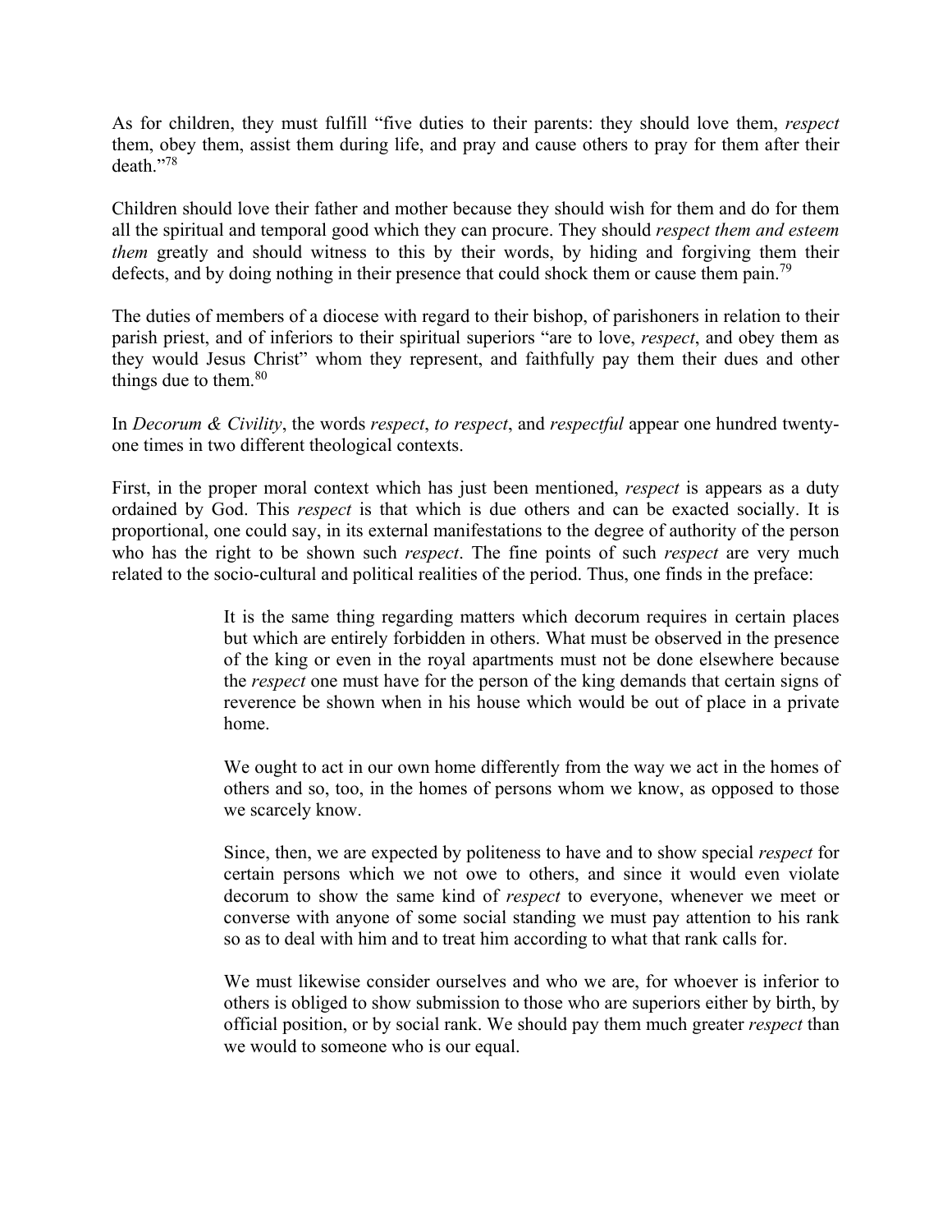As for children, they must fulfill "five duties to their parents: they should love them, *respect* them, obey them, assist them during life, and pray and cause others to pray for them after their death."[78]

Children should love their father and mother because they should wish for them and do for them all the spiritual and temporal good which they can procure. They should *respect them and esteem them* greatly and should witness to this by their words, by hiding and forgiving them their defects, and by doing nothing in their presence that could shock them or cause them pain.[79]

The duties of members of a diocese with regard to their bishop, of parishoners in relation to their parish priest, and of inferiors to their spiritual superiors "are to love, *respect*, and obey them as they would Jesus Christ" whom they represent, and faithfully pay them their dues and other things due to them.[80]

In *Decorum & Civility*, the words *respect*, *to respect*, and *respectful* appear one hundred twenty-one times in two different theological contexts.

First, in the proper moral context which has just been mentioned, *respect* is appears as a duty ordained by God. This *respect* is that which is due others and can be exacted socially. It is proportional, one could say, in its external manifestations to the degree of authority of the person who has the right to be shown such *respect*. The fine points of such *respect* are very much related to the socio-cultural and political realities of the period. Thus, one finds in the preface:

> It is the same thing regarding matters which decorum requires in certain places but which are entirely forbidden in others. What must be observed in the presence of the king or even in the royal apartments must not be done elsewhere because the *respect* one must have for the person of the king demands that certain signs of reverence be shown when in his house which would be out of place in a private home.
>
> We ought to act in our own home differently from the way we act in the homes of others and so, too, in the homes of persons whom we know, as opposed to those we scarcely know.
>
> Since, then, we are expected by politeness to have and to show special *respect* for certain persons which we not owe to others, and since it would even violate decorum to show the same kind of *respect* to everyone, whenever we meet or converse with anyone of some social standing we must pay attention to his rank so as to deal with him and to treat him according to what that rank calls for.
>
> We must likewise consider ourselves and who we are, for whoever is inferior to others is obliged to show submission to those who are superiors either by birth, by official position, or by social rank. We should pay them much greater *respect* than we would to someone who is our equal.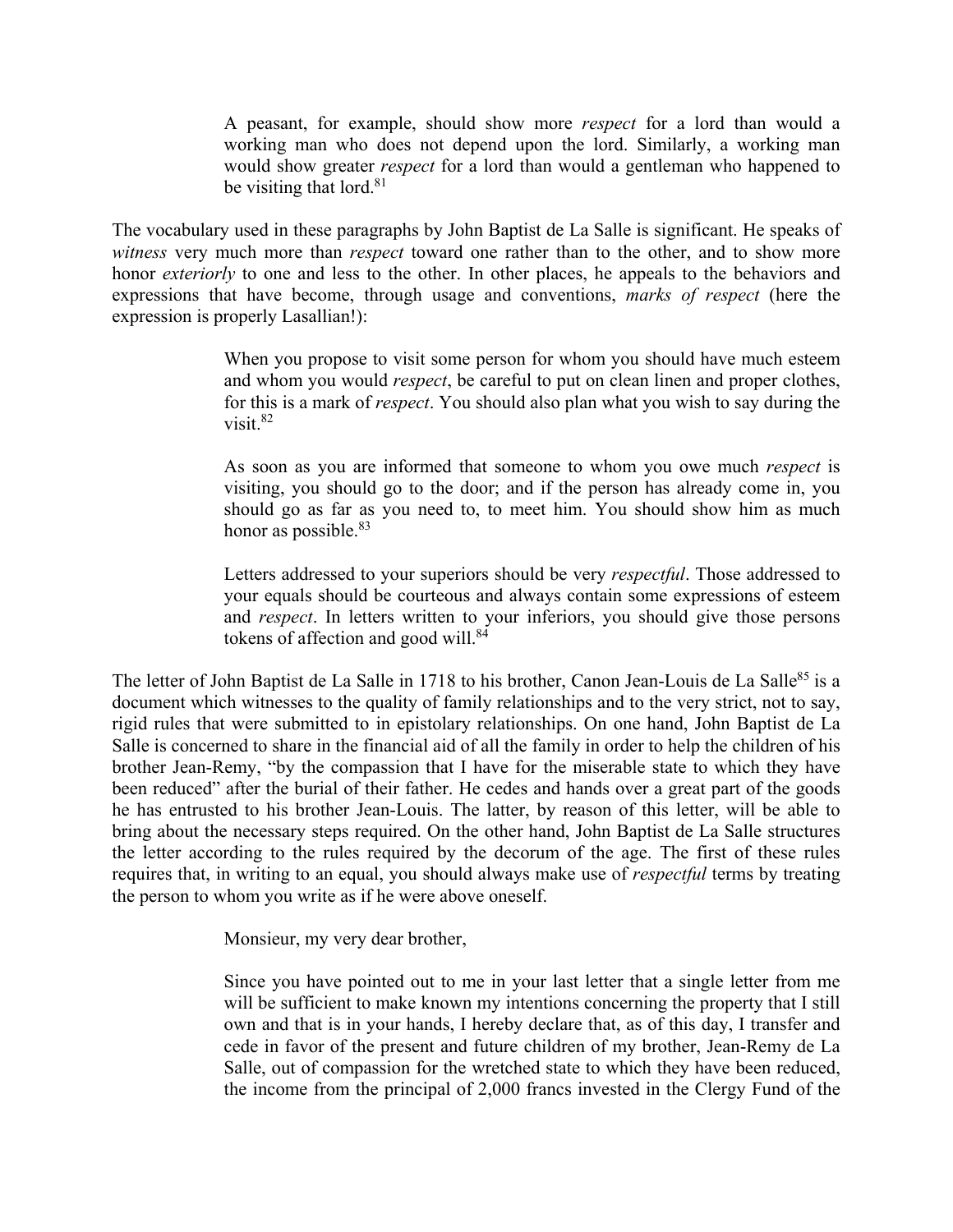> A peasant, for example, should show more *respect* for a lord than would a working man who does not depend upon the lord. Similarly, a working man would show greater *respect* for a lord than would a gentleman who happened to be visiting that lord.[81]

The vocabulary used in these paragraphs by John Baptist de La Salle is significant. He speaks of *witness* very much more than *respect* toward one rather than to the other, and to show more honor *exteriorly* to one and less to the other. In other places, he appeals to the behaviors and expressions that have become, through usage and conventions, *marks of respect* (here the expression is properly Lasallian!):

> When you propose to visit some person for whom you should have much esteem and whom you would *respect*, be careful to put on clean linen and proper clothes, for this is a mark of *respect*. You should also plan what you wish to say during the visit.[82]
>
> As soon as you are informed that someone to whom you owe much *respect* is visiting, you should go to the door; and if the person has already come in, you should go as far as you need to, to meet him. You should show him as much honor as possible.[83]
>
> Letters addressed to your superiors should be very *respectful*. Those addressed to your equals should be courteous and always contain some expressions of esteem and *respect*. In letters written to your inferiors, you should give those persons tokens of affection and good will.[84]

The letter of John Baptist de La Salle in 1718 to his brother, Canon Jean-Louis de La Salle[85] is a document which witnesses to the quality of family relationships and to the very strict, not to say, rigid rules that were submitted to in epistolary relationships. On one hand, John Baptist de La Salle is concerned to share in the financial aid of all the family in order to help the children of his brother Jean-Remy, "by the compassion that I have for the miserable state to which they have been reduced" after the burial of their father. He cedes and hands over a great part of the goods he has entrusted to his brother Jean-Louis. The latter, by reason of this letter, will be able to bring about the necessary steps required. On the other hand, John Baptist de La Salle structures the letter according to the rules required by the decorum of the age. The first of these rules requires that, in writing to an equal, you should always make use of *respectful* terms by treating the person to whom you write as if he were above oneself.

> Monsieur, my very dear brother,
>
> Since you have pointed out to me in your last letter that a single letter from me will be sufficient to make known my intentions concerning the property that I still own and that is in your hands, I hereby declare that, as of this day, I transfer and cede in favor of the present and future children of my brother, Jean-Remy de La Salle, out of compassion for the wretched state to which they have been reduced, the income from the principal of 2,000 francs invested in the Clergy Fund of the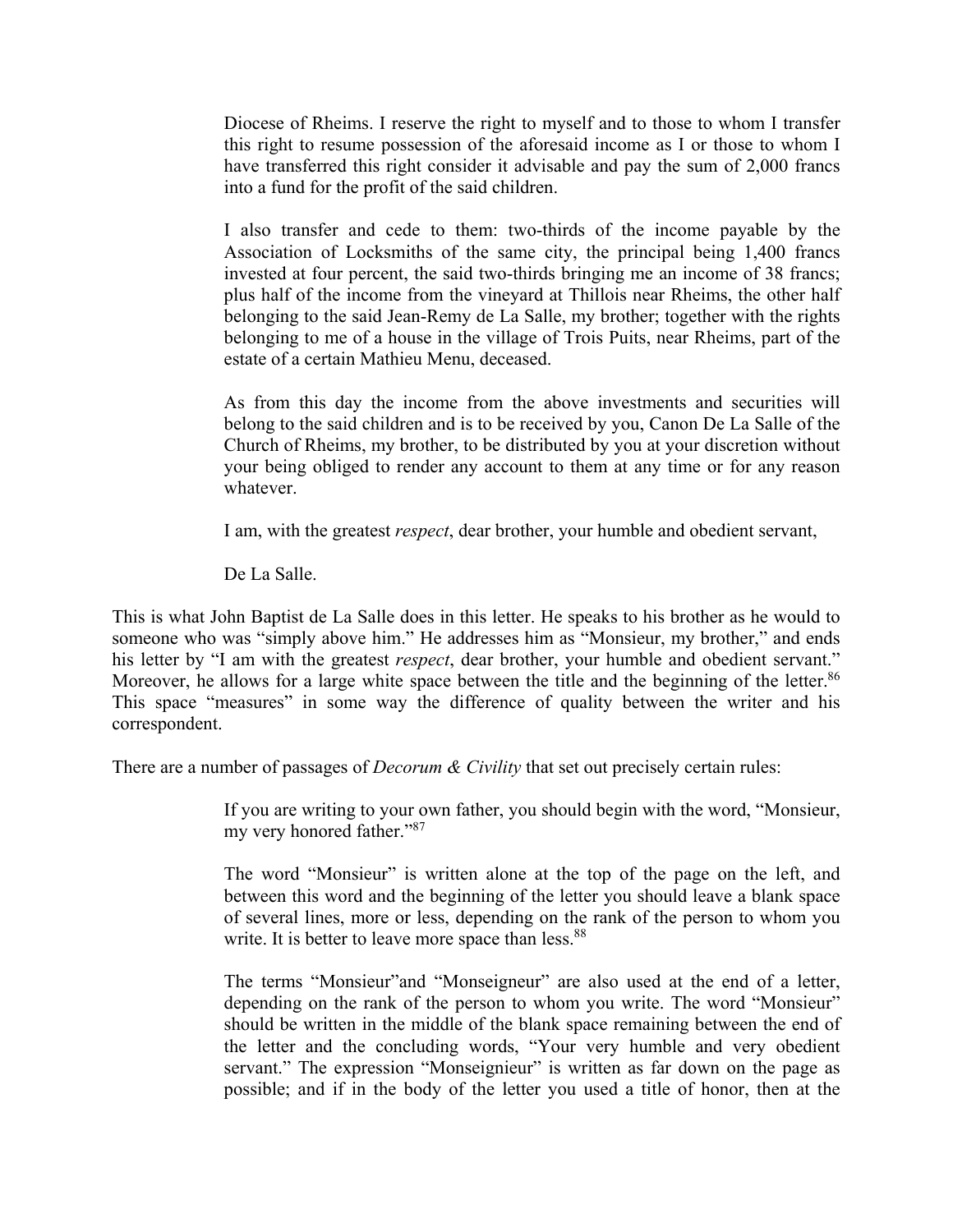> Diocese of Rheims. I reserve the right to myself and to those to whom I transfer this right to resume possession of the aforesaid income as I or those to whom I have transferred this right consider it advisable and pay the sum of 2,000 francs into a fund for the profit of the said children.
>
> I also transfer and cede to them: two-thirds of the income payable by the Association of Locksmiths of the same city, the principal being 1,400 francs invested at four percent, the said two-thirds bringing me an income of 38 francs; plus half of the income from the vineyard at Thillois near Rheims, the other half belonging to the said Jean-Remy de La Salle, my brother; together with the rights belonging to me of a house in the village of Trois Puits, near Rheims, part of the estate of a certain Mathieu Menu, deceased.
>
> As from this day the income from the above investments and securities will belong to the said children and is to be received by you, Canon De La Salle of the Church of Rheims, my brother, to be distributed by you at your discretion without your being obliged to render any account to them at any time or for any reason whatever.
>
> I am, with the greatest *respect*, dear brother, your humble and obedient servant,
>
> De La Salle.

This is what John Baptist de La Salle does in this letter. He speaks to his brother as he would to someone who was "simply above him." He addresses him as "Monsieur, my brother," and ends his letter by "I am with the greatest *respect*, dear brother, your humble and obedient servant." Moreover, he allows for a large white space between the title and the beginning of the letter.[86] This space "measures" in some way the difference of quality between the writer and his correspondent.

There are a number of passages of *Decorum & Civility* that set out precisely certain rules:

> If you are writing to your own father, you should begin with the word, "Monsieur, my very honored father."[87]
>
> The word "Monsieur" is written alone at the top of the page on the left, and between this word and the beginning of the letter you should leave a blank space of several lines, more or less, depending on the rank of the person to whom you write. It is better to leave more space than less.[88]
>
> The terms "Monsieur"and "Monseigneur" are also used at the end of a letter, depending on the rank of the person to whom you write. The word "Monsieur" should be written in the middle of the blank space remaining between the end of the letter and the concluding words, "Your very humble and very obedient servant." The expression "Monseignieur" is written as far down on the page as possible; and if in the body of the letter you used a title of honor, then at the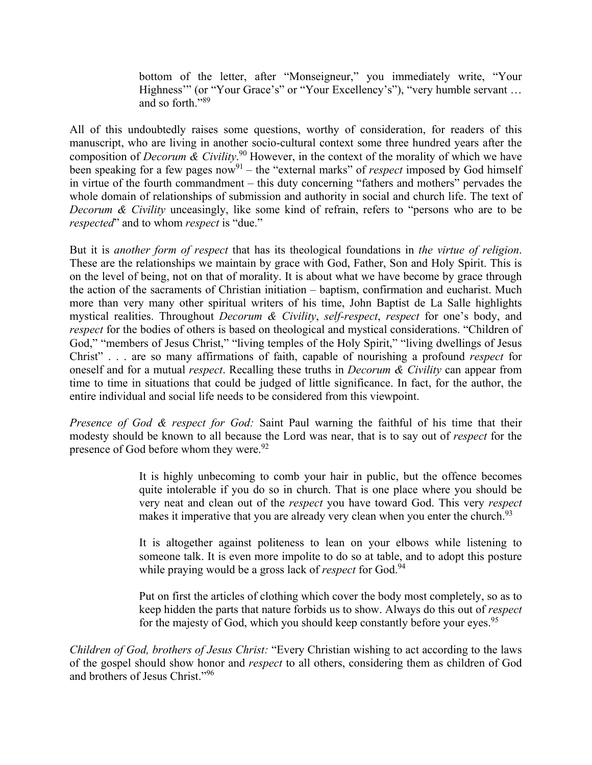> bottom of the letter, after "Monseigneur," you immediately write, "Your Highness'" (or "Your Grace's" or "Your Excellency's"), "very humble servant … and so forth."[89]

All of this undoubtedly raises some questions, worthy of consideration, for readers of this manuscript, who are living in another socio-cultural context some three hundred years after the composition of *Decorum & Civility*.[90] However, in the context of the morality of which we have been speaking for a few pages now[91] – the "external marks" of *respect* imposed by God himself in virtue of the fourth commandment – this duty concerning "fathers and mothers" pervades the whole domain of relationships of submission and authority in social and church life. The text of *Decorum & Civility* unceasingly, like some kind of refrain, refers to "persons who are to be *respected*" and to whom *respect* is "due."

But it is *another form of respect* that has its theological foundations in *the virtue of religion*. These are the relationships we maintain by grace with God, Father, Son and Holy Spirit. This is on the level of being, not on that of morality. It is about what we have become by grace through the action of the sacraments of Christian initiation – baptism, confirmation and eucharist. Much more than very many other spiritual writers of his time, John Baptist de La Salle highlights mystical realities. Throughout *Decorum & Civility*, *self-respect*, *respect* for one's body, and *respect* for the bodies of others is based on theological and mystical considerations. "Children of God," "members of Jesus Christ," "living temples of the Holy Spirit," "living dwellings of Jesus Christ" . . . are so many affirmations of faith, capable of nourishing a profound *respect* for oneself and for a mutual *respect*. Recalling these truths in *Decorum & Civility* can appear from time to time in situations that could be judged of little significance. In fact, for the author, the entire individual and social life needs to be considered from this viewpoint.

*Presence of God & respect for God:* Saint Paul warning the faithful of his time that their modesty should be known to all because the Lord was near, that is to say out of *respect* for the presence of God before whom they were.[92]

> It is highly unbecoming to comb your hair in public, but the offence becomes quite intolerable if you do so in church. That is one place where you should be very neat and clean out of the *respect* you have toward God. This very *respect* makes it imperative that you are already very clean when you enter the church.[93]
>
> It is altogether against politeness to lean on your elbows while listening to someone talk. It is even more impolite to do so at table, and to adopt this posture while praying would be a gross lack of *respect* for God.[94]
>
> Put on first the articles of clothing which cover the body most completely, so as to keep hidden the parts that nature forbids us to show. Always do this out of *respect* for the majesty of God, which you should keep constantly before your eyes.[95]

*Children of God, brothers of Jesus Christ:* "Every Christian wishing to act according to the laws of the gospel should show honor and *respect* to all others, considering them as children of God and brothers of Jesus Christ."[96]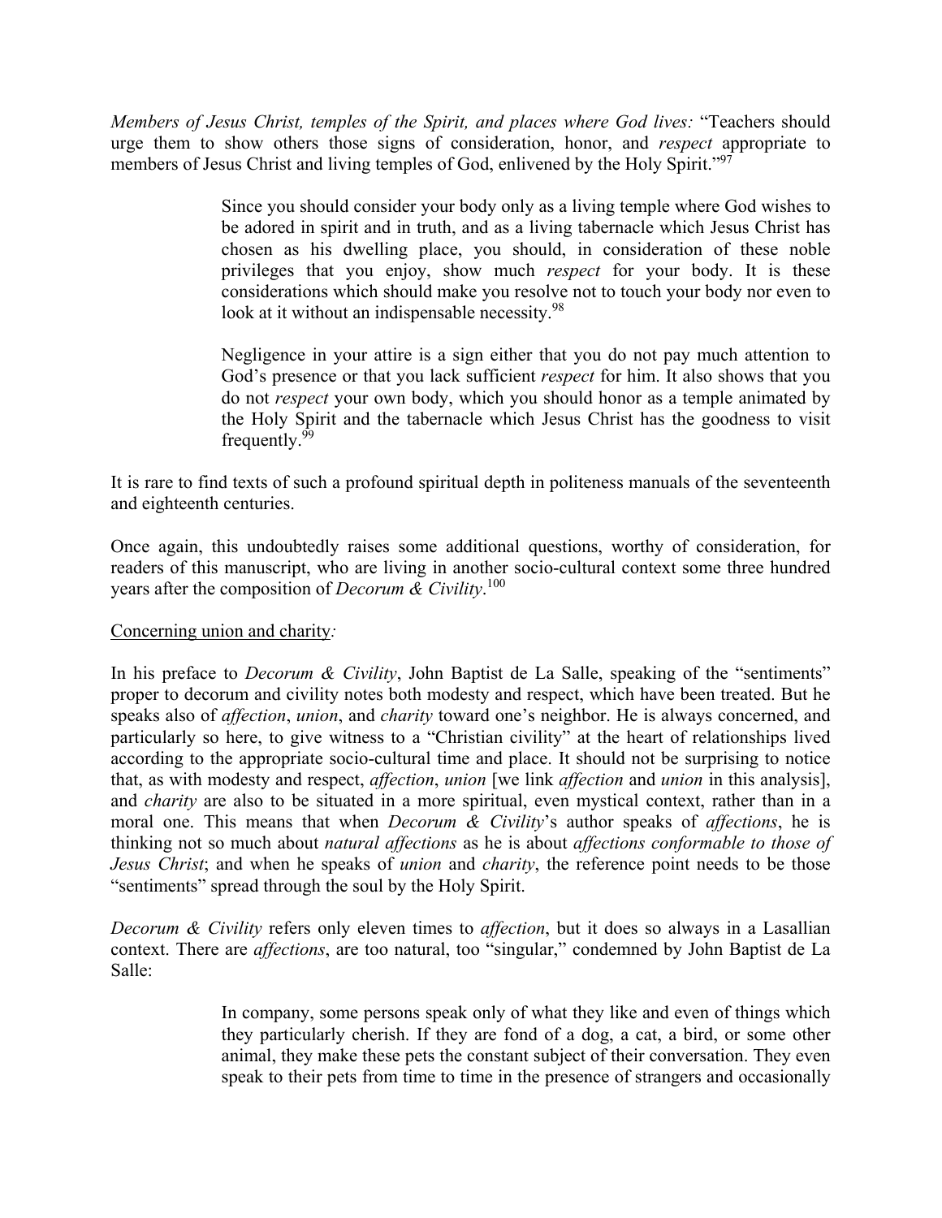*Members of Jesus Christ, temples of the Spirit, and places where God lives:* "Teachers should urge them to show others those signs of consideration, honor, and *respect* appropriate to members of Jesus Christ and living temples of God, enlivened by the Holy Spirit."[97]

> Since you should consider your body only as a living temple where God wishes to be adored in spirit and in truth, and as a living tabernacle which Jesus Christ has chosen as his dwelling place, you should, in consideration of these noble privileges that you enjoy, show much *respect* for your body. It is these considerations which should make you resolve not to touch your body nor even to look at it without an indispensable necessity.[98]
>
> Negligence in your attire is a sign either that you do not pay much attention to God's presence or that you lack sufficient *respect* for him. It also shows that you do not *respect* your own body, which you should honor as a temple animated by the Holy Spirit and the tabernacle which Jesus Christ has the goodness to visit frequently.[99]

It is rare to find texts of such a profound spiritual depth in politeness manuals of the seventeenth and eighteenth centuries.

Once again, this undoubtedly raises some additional questions, worthy of consideration, for readers of this manuscript, who are living in another socio-cultural context some three hundred years after the composition of *Decorum & Civility*.[100]

<u>Concerning union and charity</u>*:*

In his preface to *Decorum & Civility*, John Baptist de La Salle, speaking of the "sentiments" proper to decorum and civility notes both modesty and respect, which have been treated. But he speaks also of *affection*, *union*, and *charity* toward one's neighbor. He is always concerned, and particularly so here, to give witness to a "Christian civility" at the heart of relationships lived according to the appropriate socio-cultural time and place. It should not be surprising to notice that, as with modesty and respect, *affection*, *union* [we link *affection* and *union* in this analysis], and *charity* are also to be situated in a more spiritual, even mystical context, rather than in a moral one. This means that when *Decorum & Civility*'s author speaks of *affections*, he is thinking not so much about *natural affections* as he is about *affections conformable to those of Jesus Christ*; and when he speaks of *union* and *charity*, the reference point needs to be those "sentiments" spread through the soul by the Holy Spirit.

*Decorum & Civility* refers only eleven times to *affection*, but it does so always in a Lasallian context. There are *affections*, are too natural, too "singular," condemned by John Baptist de La Salle:

> In company, some persons speak only of what they like and even of things which they particularly cherish. If they are fond of a dog, a cat, a bird, or some other animal, they make these pets the constant subject of their conversation. They even speak to their pets from time to time in the presence of strangers and occasionally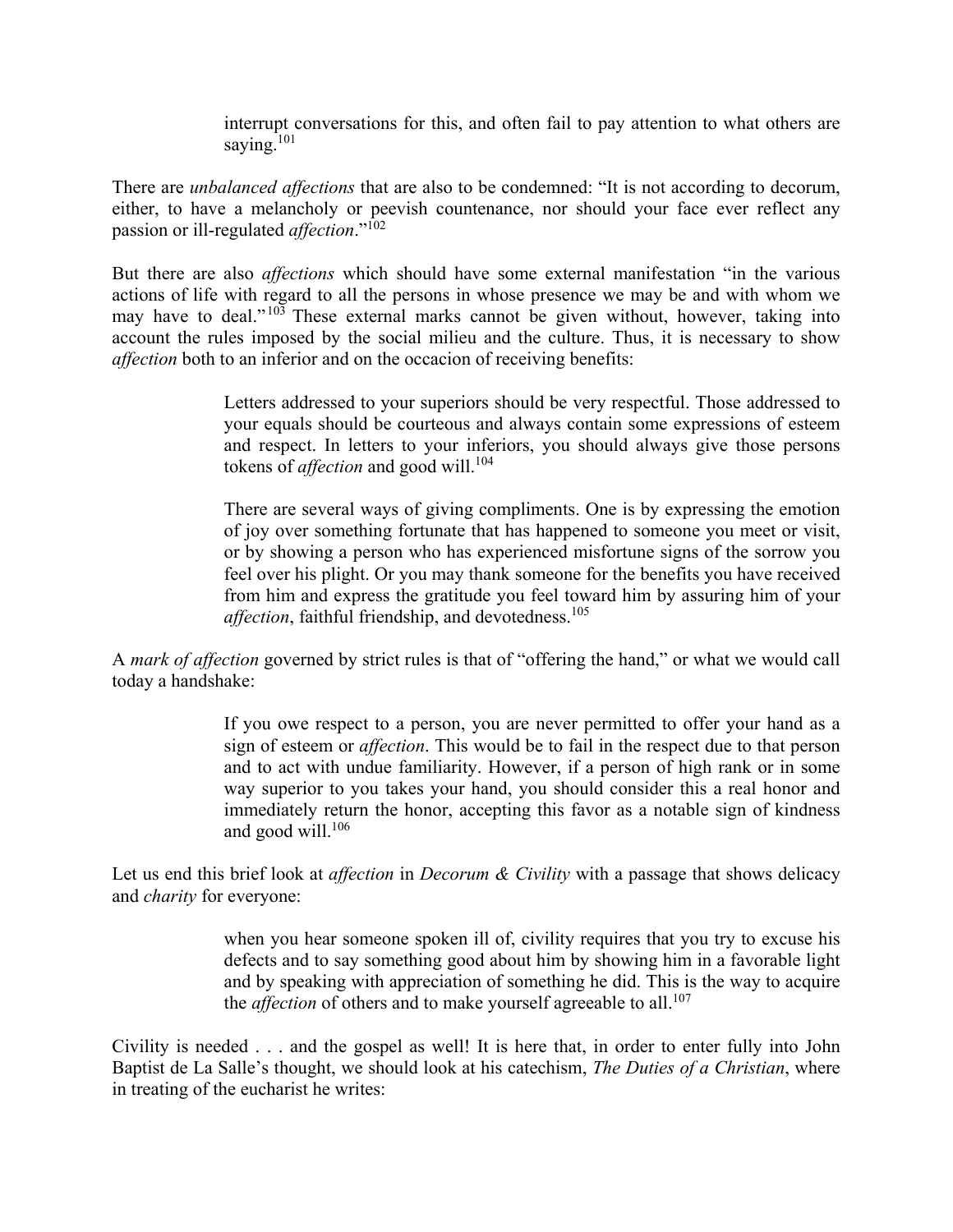> interrupt conversations for this, and often fail to pay attention to what others are saying.[101]

There are *unbalanced affections* that are also to be condemned: "It is not according to decorum, either, to have a melancholy or peevish countenance, nor should your face ever reflect any passion or ill-regulated *affection*."[102]

But there are also *affections* which should have some external manifestation "in the various actions of life with regard to all the persons in whose presence we may be and with whom we may have to deal."[103] These external marks cannot be given without, however, taking into account the rules imposed by the social milieu and the culture. Thus, it is necessary to show *affection* both to an inferior and on the occacion of receiving benefits:

> Letters addressed to your superiors should be very respectful. Those addressed to your equals should be courteous and always contain some expressions of esteem and respect. In letters to your inferiors, you should always give those persons tokens of *affection* and good will.[104]

> There are several ways of giving compliments. One is by expressing the emotion of joy over something fortunate that has happened to someone you meet or visit, or by showing a person who has experienced misfortune signs of the sorrow you feel over his plight. Or you may thank someone for the benefits you have received from him and express the gratitude you feel toward him by assuring him of your *affection*, faithful friendship, and devotedness.[105]

A *mark of affection* governed by strict rules is that of "offering the hand," or what we would call today a handshake:

> If you owe respect to a person, you are never permitted to offer your hand as a sign of esteem or *affection*. This would be to fail in the respect due to that person and to act with undue familiarity. However, if a person of high rank or in some way superior to you takes your hand, you should consider this a real honor and immediately return the honor, accepting this favor as a notable sign of kindness and good will.[106]

Let us end this brief look at *affection* in *Decorum & Civility* with a passage that shows delicacy and *charity* for everyone:

> when you hear someone spoken ill of, civility requires that you try to excuse his defects and to say something good about him by showing him in a favorable light and by speaking with appreciation of something he did. This is the way to acquire the *affection* of others and to make yourself agreeable to all.[107]

Civility is needed . . . and the gospel as well! It is here that, in order to enter fully into John Baptist de La Salle's thought, we should look at his catechism, *The Duties of a Christian*, where in treating of the eucharist he writes: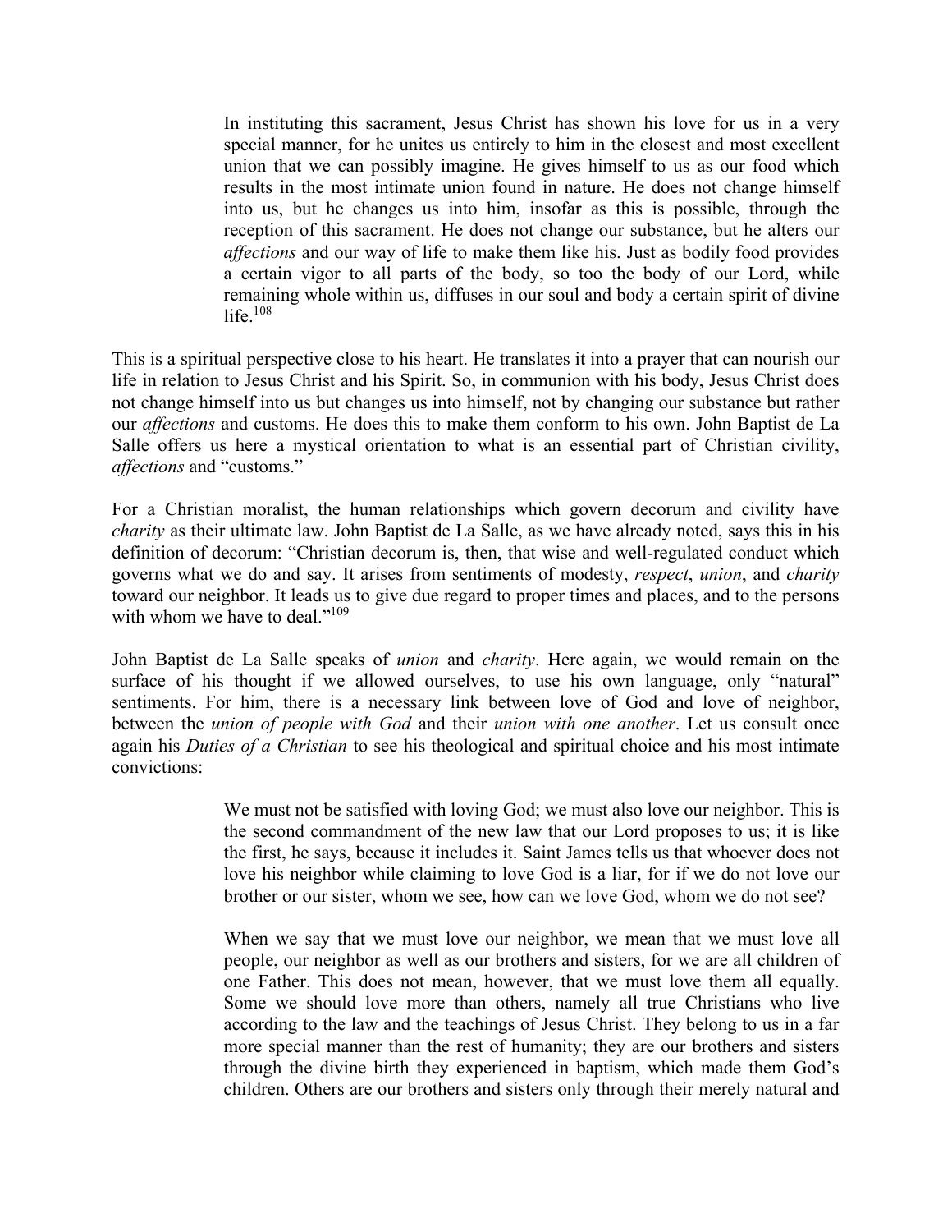> In instituting this sacrament, Jesus Christ has shown his love for us in a very special manner, for he unites us entirely to him in the closest and most excellent union that we can possibly imagine. He gives himself to us as our food which results in the most intimate union found in nature. He does not change himself into us, but he changes us into him, insofar as this is possible, through the reception of this sacrament. He does not change our substance, but he alters our *affections* and our way of life to make them like his. Just as bodily food provides a certain vigor to all parts of the body, so too the body of our Lord, while remaining whole within us, diffuses in our soul and body a certain spirit of divine life.[108]

This is a spiritual perspective close to his heart. He translates it into a prayer that can nourish our life in relation to Jesus Christ and his Spirit. So, in communion with his body, Jesus Christ does not change himself into us but changes us into himself, not by changing our substance but rather our *affections* and customs. He does this to make them conform to his own. John Baptist de La Salle offers us here a mystical orientation to what is an essential part of Christian civility, *affections* and "customs."

For a Christian moralist, the human relationships which govern decorum and civility have *charity* as their ultimate law. John Baptist de La Salle, as we have already noted, says this in his definition of decorum: "Christian decorum is, then, that wise and well-regulated conduct which governs what we do and say. It arises from sentiments of modesty, *respect*, *union*, and *charity* toward our neighbor. It leads us to give due regard to proper times and places, and to the persons with whom we have to deal."[109]

John Baptist de La Salle speaks of *union* and *charity*. Here again, we would remain on the surface of his thought if we allowed ourselves, to use his own language, only "natural" sentiments. For him, there is a necessary link between love of God and love of neighbor, between the *union of people with God* and their *union with one another*. Let us consult once again his *Duties of a Christian* to see his theological and spiritual choice and his most intimate convictions:

> We must not be satisfied with loving God; we must also love our neighbor. This is the second commandment of the new law that our Lord proposes to us; it is like the first, he says, because it includes it. Saint James tells us that whoever does not love his neighbor while claiming to love God is a liar, for if we do not love our brother or our sister, whom we see, how can we love God, whom we do not see?
>
> When we say that we must love our neighbor, we mean that we must love all people, our neighbor as well as our brothers and sisters, for we are all children of one Father. This does not mean, however, that we must love them all equally. Some we should love more than others, namely all true Christians who live according to the law and the teachings of Jesus Christ. They belong to us in a far more special manner than the rest of humanity; they are our brothers and sisters through the divine birth they experienced in baptism, which made them God's children. Others are our brothers and sisters only through their merely natural and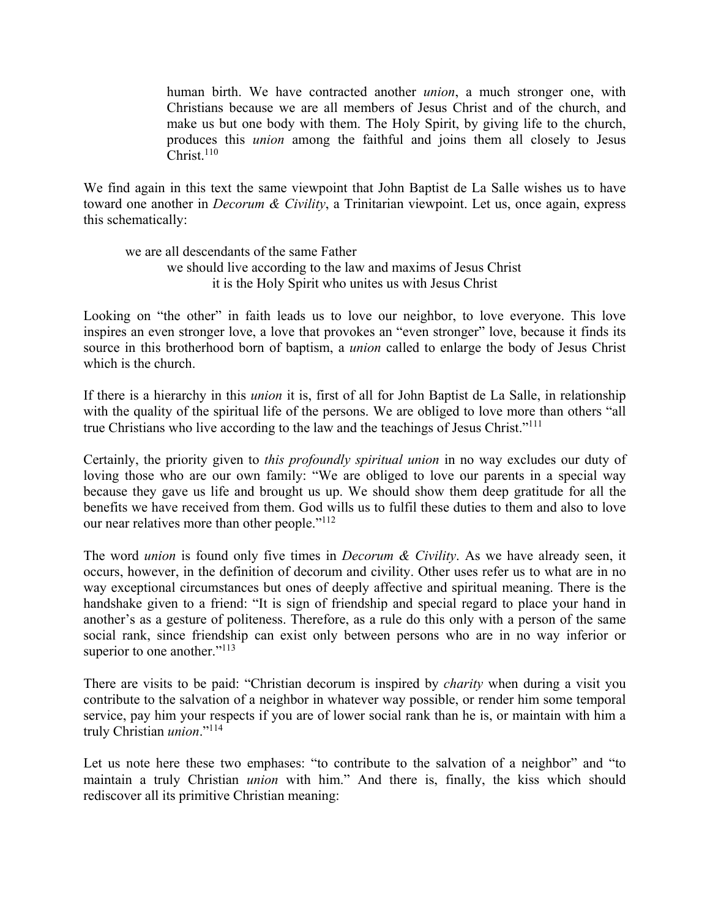> human birth. We have contracted another *union*, a much stronger one, with Christians because we are all members of Jesus Christ and of the church, and make us but one body with them. The Holy Spirit, by giving life to the church, produces this *union* among the faithful and joins them all closely to Jesus Christ.[110]

We find again in this text the same viewpoint that John Baptist de La Salle wishes us to have toward one another in *Decorum & Civility*, a Trinitarian viewpoint. Let us, once again, express this schematically:

> we are all descendants of the same Father
> > we should live according to the law and maxims of Jesus Christ
> > > it is the Holy Spirit who unites us with Jesus Christ

Looking on "the other" in faith leads us to love our neighbor, to love everyone. This love inspires an even stronger love, a love that provokes an "even stronger" love, because it finds its source in this brotherhood born of baptism, a *union* called to enlarge the body of Jesus Christ which is the church.

If there is a hierarchy in this *union* it is, first of all for John Baptist de La Salle, in relationship with the quality of the spiritual life of the persons. We are obliged to love more than others "all true Christians who live according to the law and the teachings of Jesus Christ."[111]

Certainly, the priority given to *this profoundly spiritual union* in no way excludes our duty of loving those who are our own family: "We are obliged to love our parents in a special way because they gave us life and brought us up. We should show them deep gratitude for all the benefits we have received from them. God wills us to fulfil these duties to them and also to love our near relatives more than other people."[112]

The word *union* is found only five times in *Decorum & Civility*. As we have already seen, it occurs, however, in the definition of decorum and civility. Other uses refer us to what are in no way exceptional circumstances but ones of deeply affective and spiritual meaning. There is the handshake given to a friend: "It is sign of friendship and special regard to place your hand in another's as a gesture of politeness. Therefore, as a rule do this only with a person of the same social rank, since friendship can exist only between persons who are in no way inferior or superior to one another."[113]

There are visits to be paid: "Christian decorum is inspired by *charity* when during a visit you contribute to the salvation of a neighbor in whatever way possible, or render him some temporal service, pay him your respects if you are of lower social rank than he is, or maintain with him a truly Christian *union*."[114]

Let us note here these two emphases: "to contribute to the salvation of a neighbor" and "to maintain a truly Christian *union* with him." And there is, finally, the kiss which should rediscover all its primitive Christian meaning: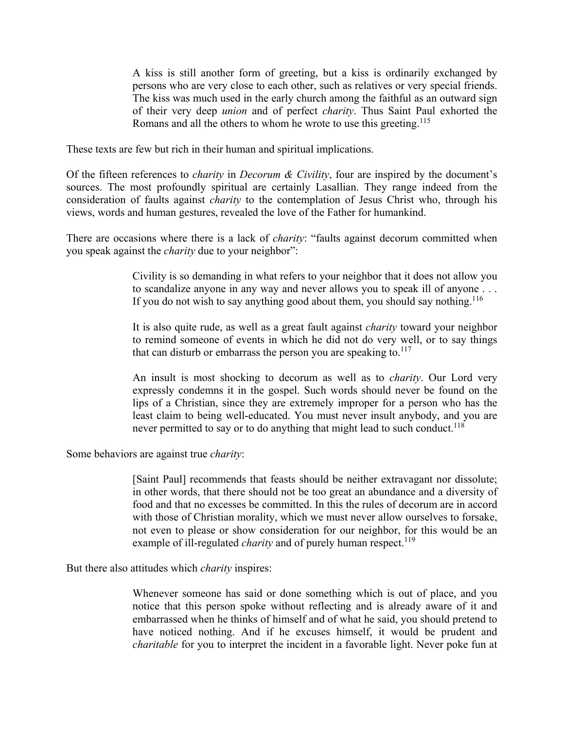> A kiss is still another form of greeting, but a kiss is ordinarily exchanged by persons who are very close to each other, such as relatives or very special friends. The kiss was much used in the early church among the faithful as an outward sign of their very deep *union* and of perfect *charity*. Thus Saint Paul exhorted the Romans and all the others to whom he wrote to use this greeting.[115]

These texts are few but rich in their human and spiritual implications.

Of the fifteen references to *charity* in *Decorum & Civility*, four are inspired by the document's sources. The most profoundly spiritual are certainly Lasallian. They range indeed from the consideration of faults against *charity* to the contemplation of Jesus Christ who, through his views, words and human gestures, revealed the love of the Father for humankind.

There are occasions where there is a lack of *charity*: "faults against decorum committed when you speak against the *charity* due to your neighbor":

> Civility is so demanding in what refers to your neighbor that it does not allow you to scandalize anyone in any way and never allows you to speak ill of anyone . . . If you do not wish to say anything good about them, you should say nothing.[116]

> It is also quite rude, as well as a great fault against *charity* toward your neighbor to remind someone of events in which he did not do very well, or to say things that can disturb or embarrass the person you are speaking to.[117]

> An insult is most shocking to decorum as well as to *charity*. Our Lord very expressly condemns it in the gospel. Such words should never be found on the lips of a Christian, since they are extremely improper for a person who has the least claim to being well-educated. You must never insult anybody, and you are never permitted to say or to do anything that might lead to such conduct.[118]

Some behaviors are against true *charity*:

> [Saint Paul] recommends that feasts should be neither extravagant nor dissolute; in other words, that there should not be too great an abundance and a diversity of food and that no excesses be committed. In this the rules of decorum are in accord with those of Christian morality, which we must never allow ourselves to forsake, not even to please or show consideration for our neighbor, for this would be an example of ill-regulated *charity* and of purely human respect.[119]

But there also attitudes which *charity* inspires:

> Whenever someone has said or done something which is out of place, and you notice that this person spoke without reflecting and is already aware of it and embarrassed when he thinks of himself and of what he said, you should pretend to have noticed nothing. And if he excuses himself, it would be prudent and *charitable* for you to interpret the incident in a favorable light. Never poke fun at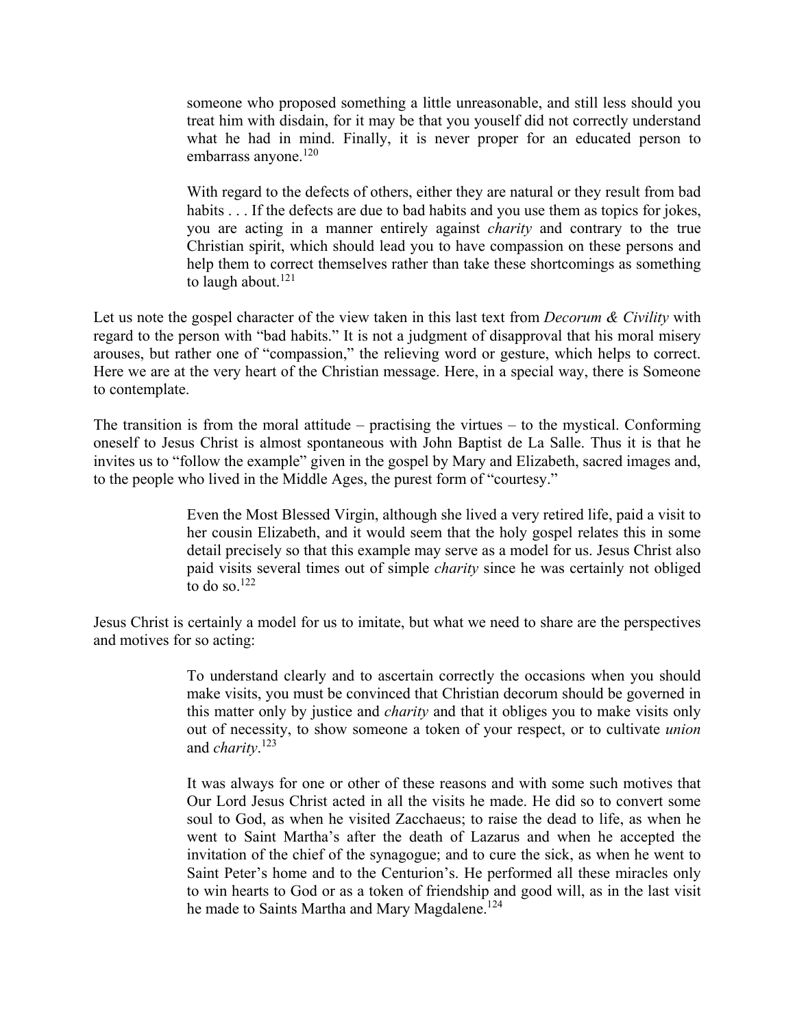> someone who proposed something a little unreasonable, and still less should you treat him with disdain, for it may be that you youself did not correctly understand what he had in mind. Finally, it is never proper for an educated person to embarrass anyone.[120]

> With regard to the defects of others, either they are natural or they result from bad habits . . . If the defects are due to bad habits and you use them as topics for jokes, you are acting in a manner entirely against *charity* and contrary to the true Christian spirit, which should lead you to have compassion on these persons and help them to correct themselves rather than take these shortcomings as something to laugh about.[121]

Let us note the gospel character of the view taken in this last text from *Decorum & Civility* with regard to the person with "bad habits." It is not a judgment of disapproval that his moral misery arouses, but rather one of "compassion," the relieving word or gesture, which helps to correct. Here we are at the very heart of the Christian message. Here, in a special way, there is Someone to contemplate.

The transition is from the moral attitude – practising the virtues – to the mystical. Conforming oneself to Jesus Christ is almost spontaneous with John Baptist de La Salle. Thus it is that he invites us to "follow the example" given in the gospel by Mary and Elizabeth, sacred images and, to the people who lived in the Middle Ages, the purest form of "courtesy."

> Even the Most Blessed Virgin, although she lived a very retired life, paid a visit to her cousin Elizabeth, and it would seem that the holy gospel relates this in some detail precisely so that this example may serve as a model for us. Jesus Christ also paid visits several times out of simple *charity* since he was certainly not obliged to do so.[122]

Jesus Christ is certainly a model for us to imitate, but what we need to share are the perspectives and motives for so acting:

> To understand clearly and to ascertain correctly the occasions when you should make visits, you must be convinced that Christian decorum should be governed in this matter only by justice and *charity* and that it obliges you to make visits only out of necessity, to show someone a token of your respect, or to cultivate *union* and *charity*.[123]

> It was always for one or other of these reasons and with some such motives that Our Lord Jesus Christ acted in all the visits he made. He did so to convert some soul to God, as when he visited Zacchaeus; to raise the dead to life, as when he went to Saint Martha's after the death of Lazarus and when he accepted the invitation of the chief of the synagogue; and to cure the sick, as when he went to Saint Peter's home and to the Centurion's. He performed all these miracles only to win hearts to God or as a token of friendship and good will, as in the last visit he made to Saints Martha and Mary Magdalene.[124]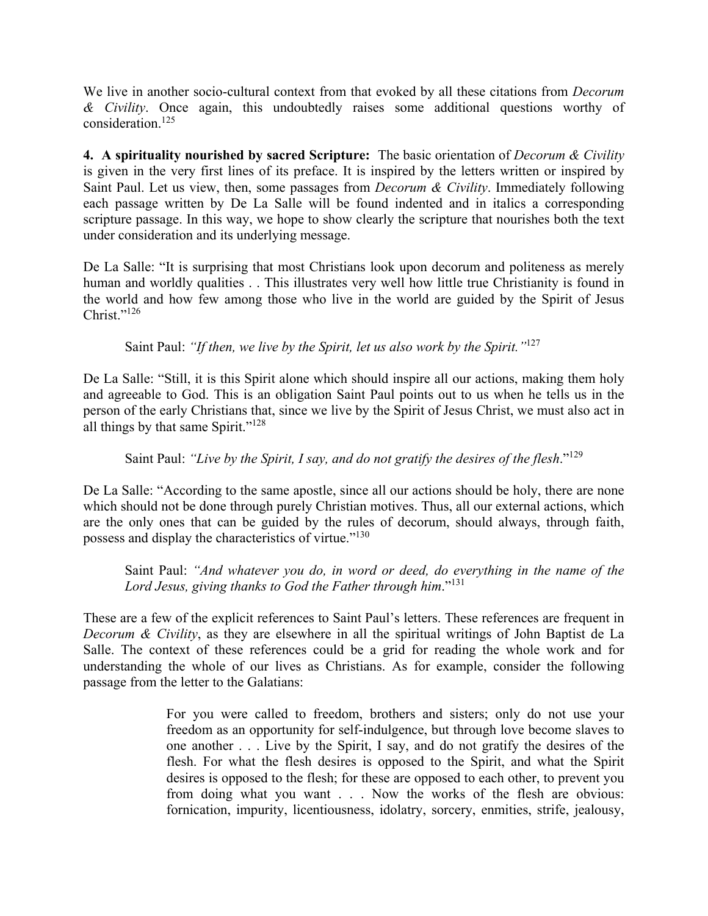We live in another socio-cultural context from that evoked by all these citations from *Decorum & Civility*. Once again, this undoubtedly raises some additional questions worthy of consideration.[125]

**4. A spirituality nourished by sacred Scripture:** The basic orientation of *Decorum & Civility* is given in the very first lines of its preface. It is inspired by the letters written or inspired by Saint Paul. Let us view, then, some passages from *Decorum & Civility*. Immediately following each passage written by De La Salle will be found indented and in italics a corresponding scripture passage. In this way, we hope to show clearly the scripture that nourishes both the text under consideration and its underlying message.

De La Salle: "It is surprising that most Christians look upon decorum and politeness as merely human and worldly qualities . . This illustrates very well how little true Christianity is found in the world and how few among those who live in the world are guided by the Spirit of Jesus Christ."[126]

> Saint Paul: *"If then, we live by the Spirit, let us also work by the Spirit."*[127]

De La Salle: "Still, it is this Spirit alone which should inspire all our actions, making them holy and agreeable to God. This is an obligation Saint Paul points out to us when he tells us in the person of the early Christians that, since we live by the Spirit of Jesus Christ, we must also act in all things by that same Spirit."[128]

> Saint Paul: *"Live by the Spirit, I say, and do not gratify the desires of the flesh*."[129]

De La Salle: "According to the same apostle, since all our actions should be holy, there are none which should not be done through purely Christian motives. Thus, all our external actions, which are the only ones that can be guided by the rules of decorum, should always, through faith, possess and display the characteristics of virtue."[130]

> Saint Paul: *"And whatever you do, in word or deed, do everything in the name of the Lord Jesus, giving thanks to God the Father through him*."[131]

These are a few of the explicit references to Saint Paul's letters. These references are frequent in *Decorum & Civility*, as they are elsewhere in all the spiritual writings of John Baptist de La Salle. The context of these references could be a grid for reading the whole work and for understanding the whole of our lives as Christians. As for example, consider the following passage from the letter to the Galatians:

> For you were called to freedom, brothers and sisters; only do not use your freedom as an opportunity for self-indulgence, but through love become slaves to one another . . . Live by the Spirit, I say, and do not gratify the desires of the flesh. For what the flesh desires is opposed to the Spirit, and what the Spirit desires is opposed to the flesh; for these are opposed to each other, to prevent you from doing what you want . . . Now the works of the flesh are obvious: fornication, impurity, licentiousness, idolatry, sorcery, enmities, strife, jealousy,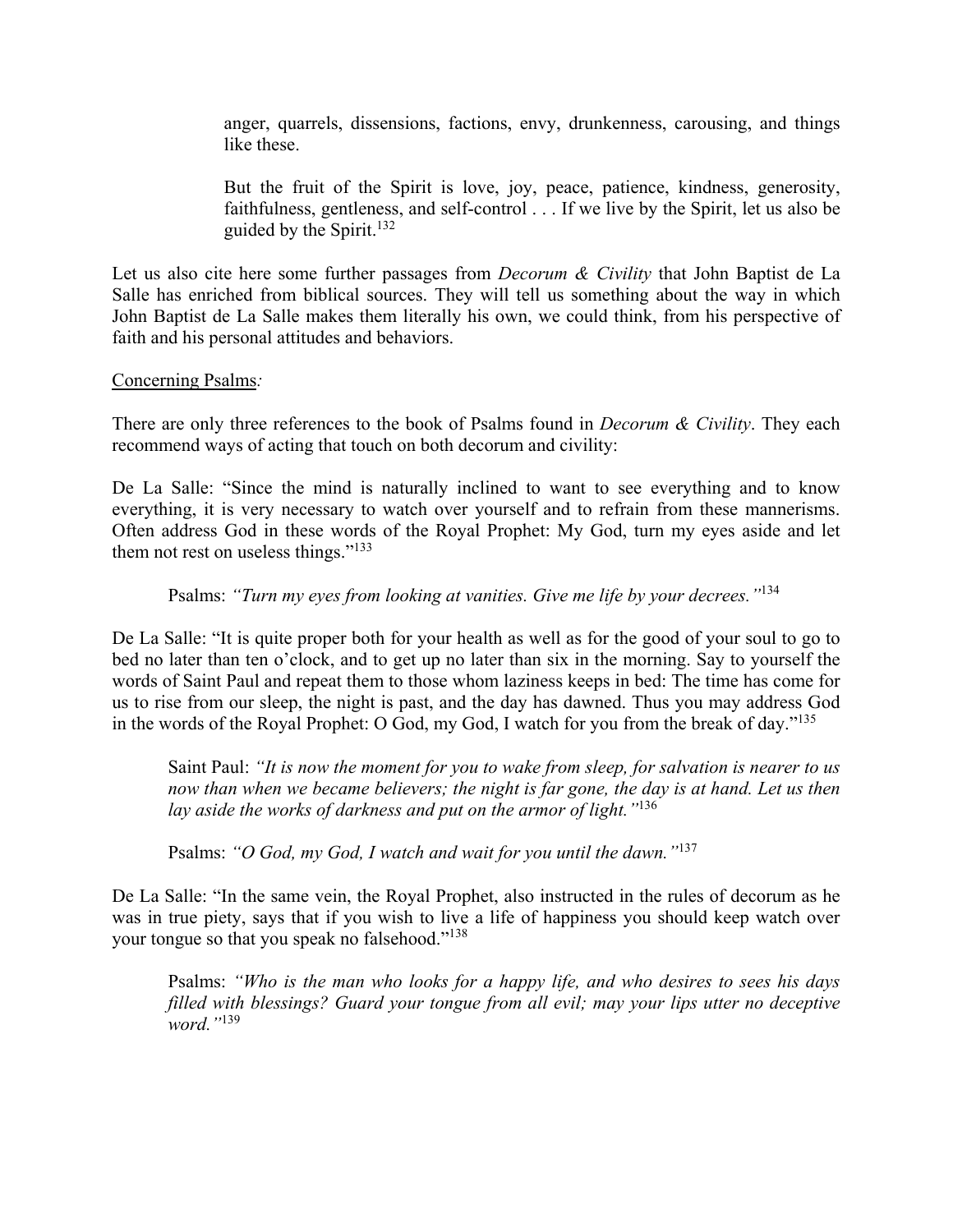> anger, quarrels, dissensions, factions, envy, drunkenness, carousing, and things like these.
>
> But the fruit of the Spirit is love, joy, peace, patience, kindness, generosity, faithfulness, gentleness, and self-control . . . If we live by the Spirit, let us also be guided by the Spirit.[132]

Let us also cite here some further passages from *Decorum & Civility* that John Baptist de La Salle has enriched from biblical sources. They will tell us something about the way in which John Baptist de La Salle makes them literally his own, we could think, from his perspective of faith and his personal attitudes and behaviors.

<u>Concerning Psalms</u>*:*

There are only three references to the book of Psalms found in *Decorum & Civility*. They each recommend ways of acting that touch on both decorum and civility:

De La Salle: "Since the mind is naturally inclined to want to see everything and to know everything, it is very necessary to watch over yourself and to refrain from these mannerisms. Often address God in these words of the Royal Prophet: My God, turn my eyes aside and let them not rest on useless things."[133]

> Psalms: *"Turn my eyes from looking at vanities. Give me life by your decrees."*[134]

De La Salle: "It is quite proper both for your health as well as for the good of your soul to go to bed no later than ten o'clock, and to get up no later than six in the morning. Say to yourself the words of Saint Paul and repeat them to those whom laziness keeps in bed: The time has come for us to rise from our sleep, the night is past, and the day has dawned. Thus you may address God in the words of the Royal Prophet: O God, my God, I watch for you from the break of day."[135]

> Saint Paul: *"It is now the moment for you to wake from sleep, for salvation is nearer to us now than when we became believers; the night is far gone, the day is at hand. Let us then lay aside the works of darkness and put on the armor of light."*[136]
>
> Psalms: *"O God, my God, I watch and wait for you until the dawn."*[137]

De La Salle: "In the same vein, the Royal Prophet, also instructed in the rules of decorum as he was in true piety, says that if you wish to live a life of happiness you should keep watch over your tongue so that you speak no falsehood."[138]

> Psalms: *"Who is the man who looks for a happy life, and who desires to sees his days filled with blessings? Guard your tongue from all evil; may your lips utter no deceptive word."*[139]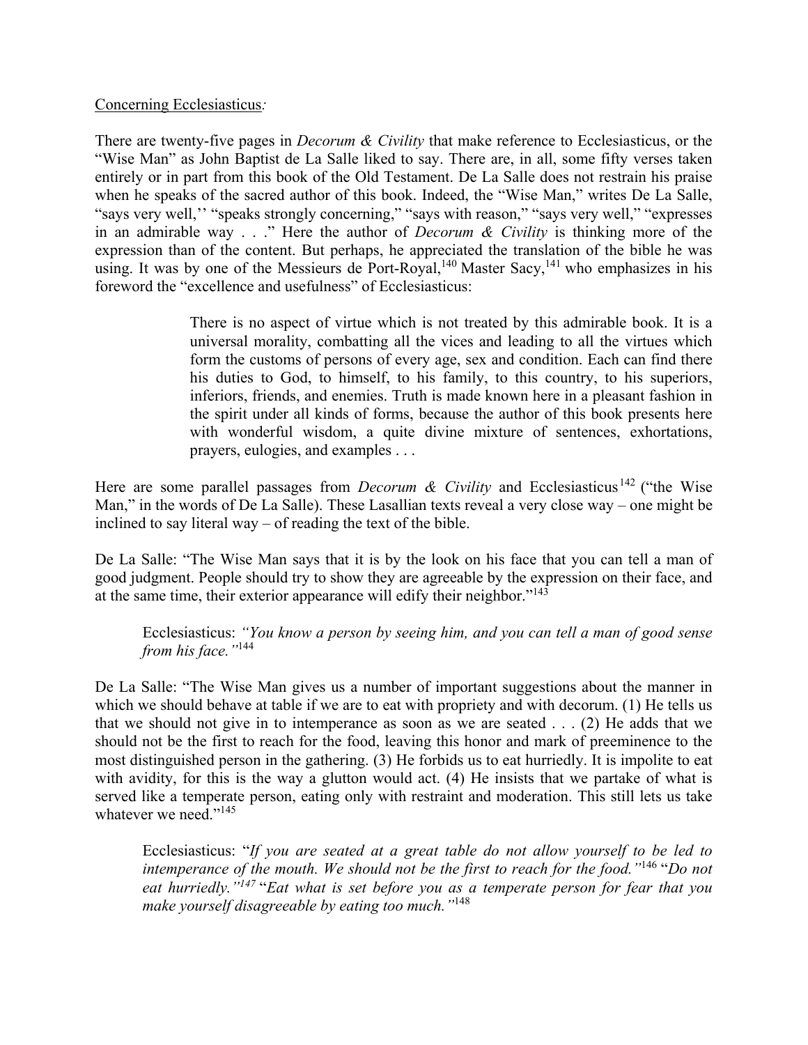Concerning Ecclesiasticus*:*

There are twenty-five pages in *Decorum & Civility* that make reference to Ecclesiasticus, or the "Wise Man" as John Baptist de La Salle liked to say. There are, in all, some fifty verses taken entirely or in part from this book of the Old Testament. De La Salle does not restrain his praise when he speaks of the sacred author of this book. Indeed, the "Wise Man," writes De La Salle, "says very well,'' "speaks strongly concerning," "says with reason," "says very well," "expresses in an admirable way . . ." Here the author of *Decorum & Civility* is thinking more of the expression than of the content. But perhaps, he appreciated the translation of the bible he was using. It was by one of the Messieurs de Port-Royal,[140] Master Sacy,[141] who emphasizes in his foreword the "excellence and usefulness" of Ecclesiasticus:

> There is no aspect of virtue which is not treated by this admirable book. It is a universal morality, combatting all the vices and leading to all the virtues which form the customs of persons of every age, sex and condition. Each can find there his duties to God, to himself, to his family, to this country, to his superiors, inferiors, friends, and enemies. Truth is made known here in a pleasant fashion in the spirit under all kinds of forms, because the author of this book presents here with wonderful wisdom, a quite divine mixture of sentences, exhortations, prayers, eulogies, and examples . . .

Here are some parallel passages from *Decorum & Civility* and Ecclesiasticus[142] ("the Wise Man," in the words of De La Salle). These Lasallian texts reveal a very close way – one might be inclined to say literal way – of reading the text of the bible.

De La Salle: "The Wise Man says that it is by the look on his face that you can tell a man of good judgment. People should try to show they are agreeable by the expression on their face, and at the same time, their exterior appearance will edify their neighbor."[143]

> Ecclesiasticus: *"You know a person by seeing him, and you can tell a man of good sense from his face."*[144]

De La Salle: "The Wise Man gives us a number of important suggestions about the manner in which we should behave at table if we are to eat with propriety and with decorum. (1) He tells us that we should not give in to intemperance as soon as we are seated . . . (2) He adds that we should not be the first to reach for the food, leaving this honor and mark of preeminence to the most distinguished person in the gathering. (3) He forbids us to eat hurriedly. It is impolite to eat with avidity, for this is the way a glutton would act. (4) He insists that we partake of what is served like a temperate person, eating only with restraint and moderation. This still lets us take whatever we need."[145]

> Ecclesiasticus: "*If you are seated at a great table do not allow yourself to be led to intemperance of the mouth. We should not be the first to reach for the food."*[146] "*Do not eat hurriedly."*[147] "*Eat what is set before you as a temperate person for fear that you make yourself disagreeable by eating too much."*[148]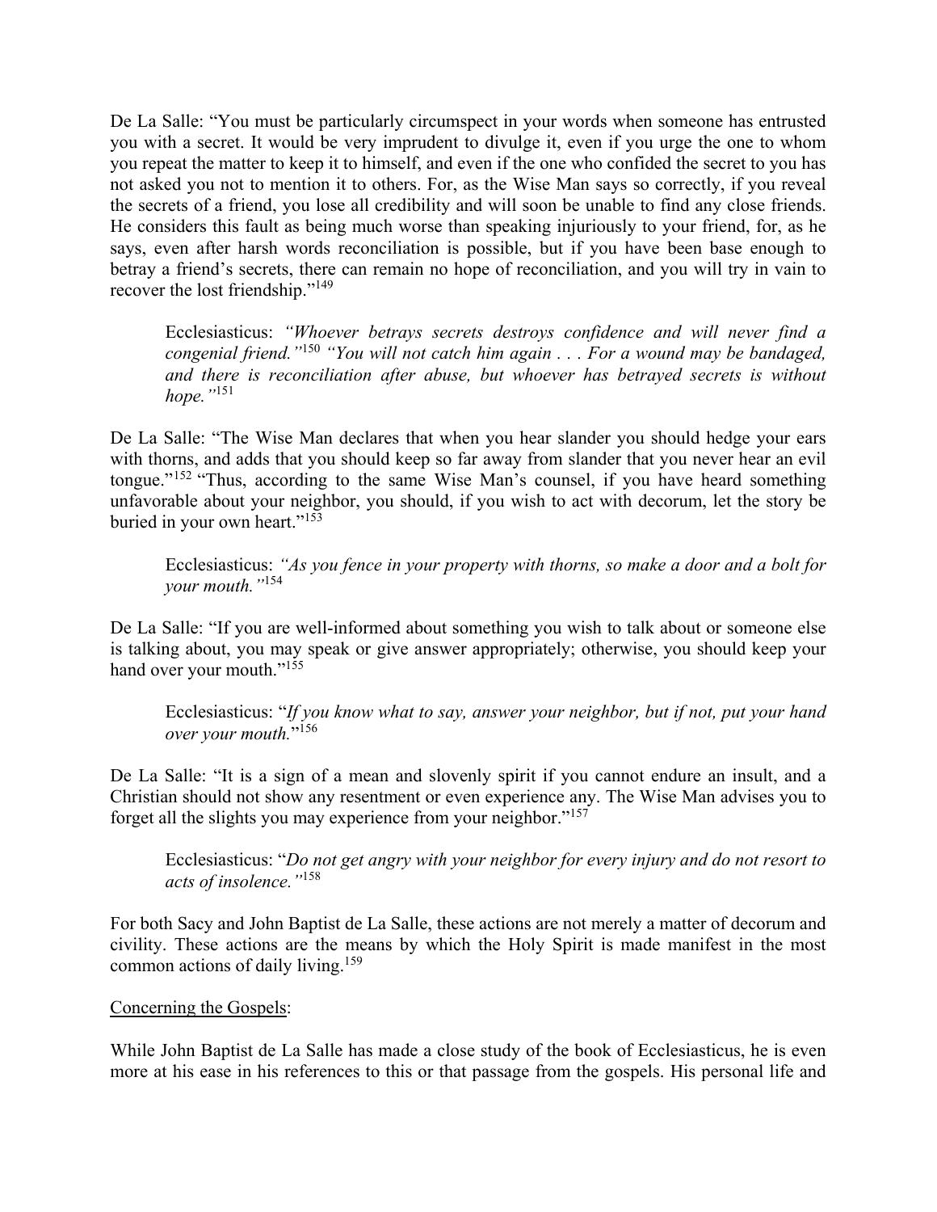De La Salle: "You must be particularly circumspect in your words when someone has entrusted you with a secret. It would be very imprudent to divulge it, even if you urge the one to whom you repeat the matter to keep it to himself, and even if the one who confided the secret to you has not asked you not to mention it to others. For, as the Wise Man says so correctly, if you reveal the secrets of a friend, you lose all credibility and will soon be unable to find any close friends. He considers this fault as being much worse than speaking injuriously to your friend, for, as he says, even after harsh words reconciliation is possible, but if you have been base enough to betray a friend's secrets, there can remain no hope of reconciliation, and you will try in vain to recover the lost friendship."[149]

> Ecclesiasticus: *"Whoever betrays secrets destroys confidence and will never find a congenial friend."*[150] *"You will not catch him again . . . For a wound may be bandaged, and there is reconciliation after abuse, but whoever has betrayed secrets is without hope."*[151]

De La Salle: "The Wise Man declares that when you hear slander you should hedge your ears with thorns, and adds that you should keep so far away from slander that you never hear an evil tongue."[152] "Thus, according to the same Wise Man's counsel, if you have heard something unfavorable about your neighbor, you should, if you wish to act with decorum, let the story be buried in your own heart."[153]

> Ecclesiasticus: *"As you fence in your property with thorns, so make a door and a bolt for your mouth."*[154]

De La Salle: "If you are well-informed about something you wish to talk about or someone else is talking about, you may speak or give answer appropriately; otherwise, you should keep your hand over your mouth."[155]

> Ecclesiasticus: "*If you know what to say, answer your neighbor, but if not, put your hand over your mouth.*"[156]

De La Salle: "It is a sign of a mean and slovenly spirit if you cannot endure an insult, and a Christian should not show any resentment or even experience any. The Wise Man advises you to forget all the slights you may experience from your neighbor."[157]

> Ecclesiasticus: "*Do not get angry with your neighbor for every injury and do not resort to acts of insolence."*[158]

For both Sacy and John Baptist de La Salle, these actions are not merely a matter of decorum and civility. These actions are the means by which the Holy Spirit is made manifest in the most common actions of daily living.[159]

Concerning the Gospels:

While John Baptist de La Salle has made a close study of the book of Ecclesiasticus, he is even more at his ease in his references to this or that passage from the gospels. His personal life and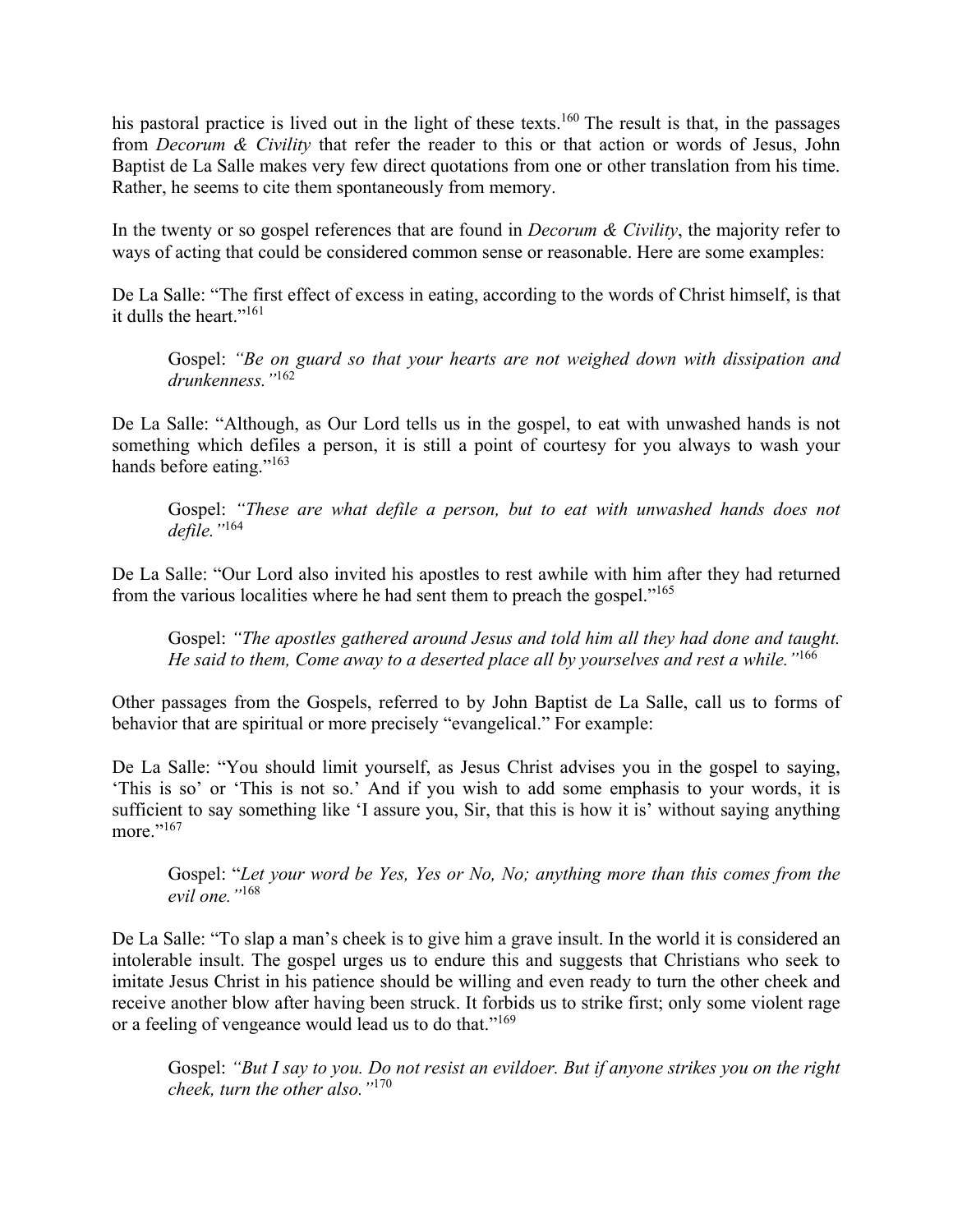his pastoral practice is lived out in the light of these texts.[160] The result is that, in the passages from *Decorum & Civility* that refer the reader to this or that action or words of Jesus, John Baptist de La Salle makes very few direct quotations from one or other translation from his time. Rather, he seems to cite them spontaneously from memory.

In the twenty or so gospel references that are found in *Decorum & Civility*, the majority refer to ways of acting that could be considered common sense or reasonable. Here are some examples:

De La Salle: "The first effect of excess in eating, according to the words of Christ himself, is that it dulls the heart."[161]

> Gospel: *"Be on guard so that your hearts are not weighed down with dissipation and drunkenness."*[162]

De La Salle: "Although, as Our Lord tells us in the gospel, to eat with unwashed hands is not something which defiles a person, it is still a point of courtesy for you always to wash your hands before eating."[163]

> Gospel: *"These are what defile a person, but to eat with unwashed hands does not defile."*[164]

De La Salle: "Our Lord also invited his apostles to rest awhile with him after they had returned from the various localities where he had sent them to preach the gospel."[165]

> Gospel: *"The apostles gathered around Jesus and told him all they had done and taught. He said to them, Come away to a deserted place all by yourselves and rest a while."*[166]

Other passages from the Gospels, referred to by John Baptist de La Salle, call us to forms of behavior that are spiritual or more precisely "evangelical." For example:

De La Salle: "You should limit yourself, as Jesus Christ advises you in the gospel to saying, 'This is so' or 'This is not so.' And if you wish to add some emphasis to your words, it is sufficient to say something like 'I assure you, Sir, that this is how it is' without saying anything more."[167]

> Gospel: "*Let your word be Yes, Yes or No, No; anything more than this comes from the evil one."*[168]

De La Salle: "To slap a man's cheek is to give him a grave insult. In the world it is considered an intolerable insult. The gospel urges us to endure this and suggests that Christians who seek to imitate Jesus Christ in his patience should be willing and even ready to turn the other cheek and receive another blow after having been struck. It forbids us to strike first; only some violent rage or a feeling of vengeance would lead us to do that."[169]

> Gospel: *"But I say to you. Do not resist an evildoer. But if anyone strikes you on the right cheek, turn the other also."*[170]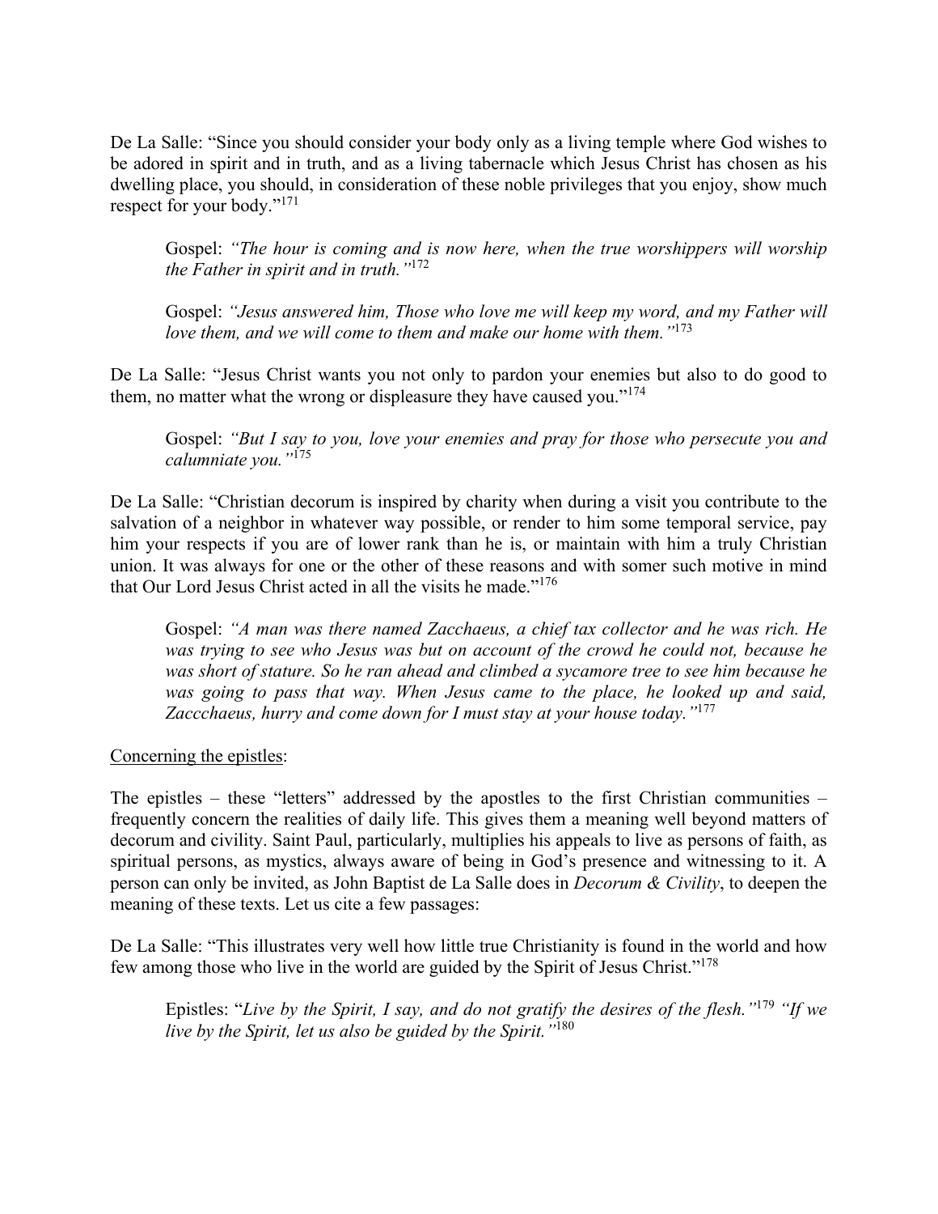De La Salle: "Since you should consider your body only as a living temple where God wishes to be adored in spirit and in truth, and as a living tabernacle which Jesus Christ has chosen as his dwelling place, you should, in consideration of these noble privileges that you enjoy, show much respect for your body."[171]

> Gospel: *"The hour is coming and is now here, when the true worshippers will worship the Father in spirit and in truth."*[172]

> Gospel: *"Jesus answered him, Those who love me will keep my word, and my Father will love them, and we will come to them and make our home with them."*[173]

De La Salle: "Jesus Christ wants you not only to pardon your enemies but also to do good to them, no matter what the wrong or displeasure they have caused you."[174]

> Gospel: *"But I say to you, love your enemies and pray for those who persecute you and calumniate you."*[175]

De La Salle: "Christian decorum is inspired by charity when during a visit you contribute to the salvation of a neighbor in whatever way possible, or render to him some temporal service, pay him your respects if you are of lower rank than he is, or maintain with him a truly Christian union. It was always for one or the other of these reasons and with somer such motive in mind that Our Lord Jesus Christ acted in all the visits he made."[176]

> Gospel: *"A man was there named Zacchaeus, a chief tax collector and he was rich. He was trying to see who Jesus was but on account of the crowd he could not, because he was short of stature. So he ran ahead and climbed a sycamore tree to see him because he was going to pass that way. When Jesus came to the place, he looked up and said, Zaccchaeus, hurry and come down for I must stay at your house today."*[177]

<u>Concerning the epistles</u>:

The epistles – these "letters" addressed by the apostles to the first Christian communities – frequently concern the realities of daily life. This gives them a meaning well beyond matters of decorum and civility. Saint Paul, particularly, multiplies his appeals to live as persons of faith, as spiritual persons, as mystics, always aware of being in God's presence and witnessing to it. A person can only be invited, as John Baptist de La Salle does in *Decorum & Civility*, to deepen the meaning of these texts. Let us cite a few passages:

De La Salle: "This illustrates very well how little true Christianity is found in the world and how few among those who live in the world are guided by the Spirit of Jesus Christ."[178]

> Epistles: "*Live by the Spirit, I say, and do not gratify the desires of the flesh."*[179] *"If we live by the Spirit, let us also be guided by the Spirit."*[180]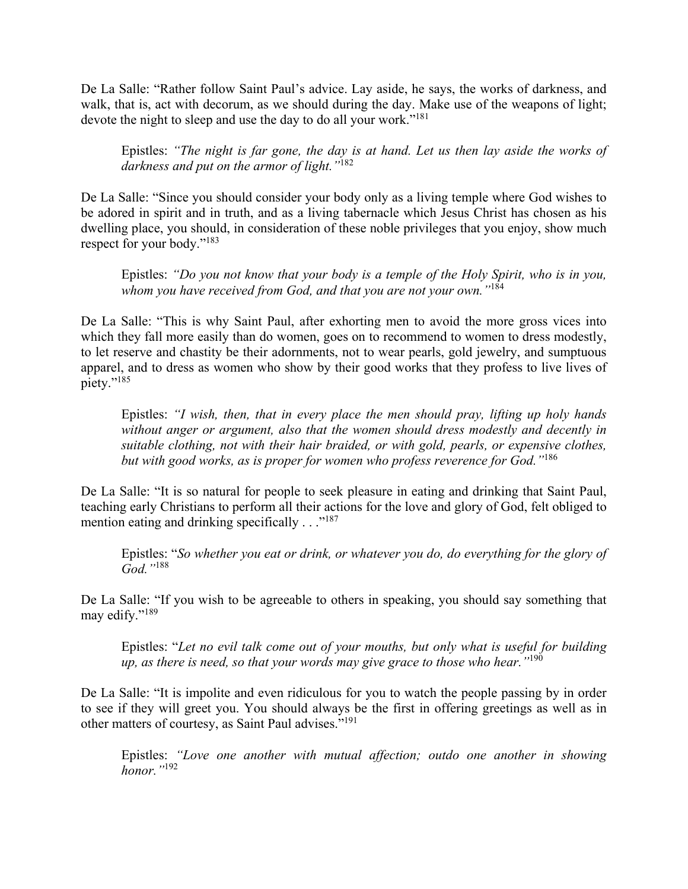De La Salle: "Rather follow Saint Paul's advice. Lay aside, he says, the works of darkness, and walk, that is, act with decorum, as we should during the day. Make use of the weapons of light; devote the night to sleep and use the day to do all your work."[181]

> Epistles: *"The night is far gone, the day is at hand. Let us then lay aside the works of darkness and put on the armor of light."*[182]

De La Salle: "Since you should consider your body only as a living temple where God wishes to be adored in spirit and in truth, and as a living tabernacle which Jesus Christ has chosen as his dwelling place, you should, in consideration of these noble privileges that you enjoy, show much respect for your body."[183]

> Epistles: *"Do you not know that your body is a temple of the Holy Spirit, who is in you, whom you have received from God, and that you are not your own."*[184]

De La Salle: "This is why Saint Paul, after exhorting men to avoid the more gross vices into which they fall more easily than do women, goes on to recommend to women to dress modestly, to let reserve and chastity be their adornments, not to wear pearls, gold jewelry, and sumptuous apparel, and to dress as women who show by their good works that they profess to live lives of piety."[185]

> Epistles: *"I wish, then, that in every place the men should pray, lifting up holy hands without anger or argument, also that the women should dress modestly and decently in suitable clothing, not with their hair braided, or with gold, pearls, or expensive clothes, but with good works, as is proper for women who profess reverence for God."*[186]

De La Salle: "It is so natural for people to seek pleasure in eating and drinking that Saint Paul, teaching early Christians to perform all their actions for the love and glory of God, felt obliged to mention eating and drinking specifically . . ."[187]

> Epistles: "*So whether you eat or drink, or whatever you do, do everything for the glory of God."*[188]

De La Salle: "If you wish to be agreeable to others in speaking, you should say something that may edify."[189]

> Epistles: "*Let no evil talk come out of your mouths, but only what is useful for building up, as there is need, so that your words may give grace to those who hear."*[190]

De La Salle: "It is impolite and even ridiculous for you to watch the people passing by in order to see if they will greet you. You should always be the first in offering greetings as well as in other matters of courtesy, as Saint Paul advises."[191]

> Epistles: *"Love one another with mutual affection; outdo one another in showing honor."*[192]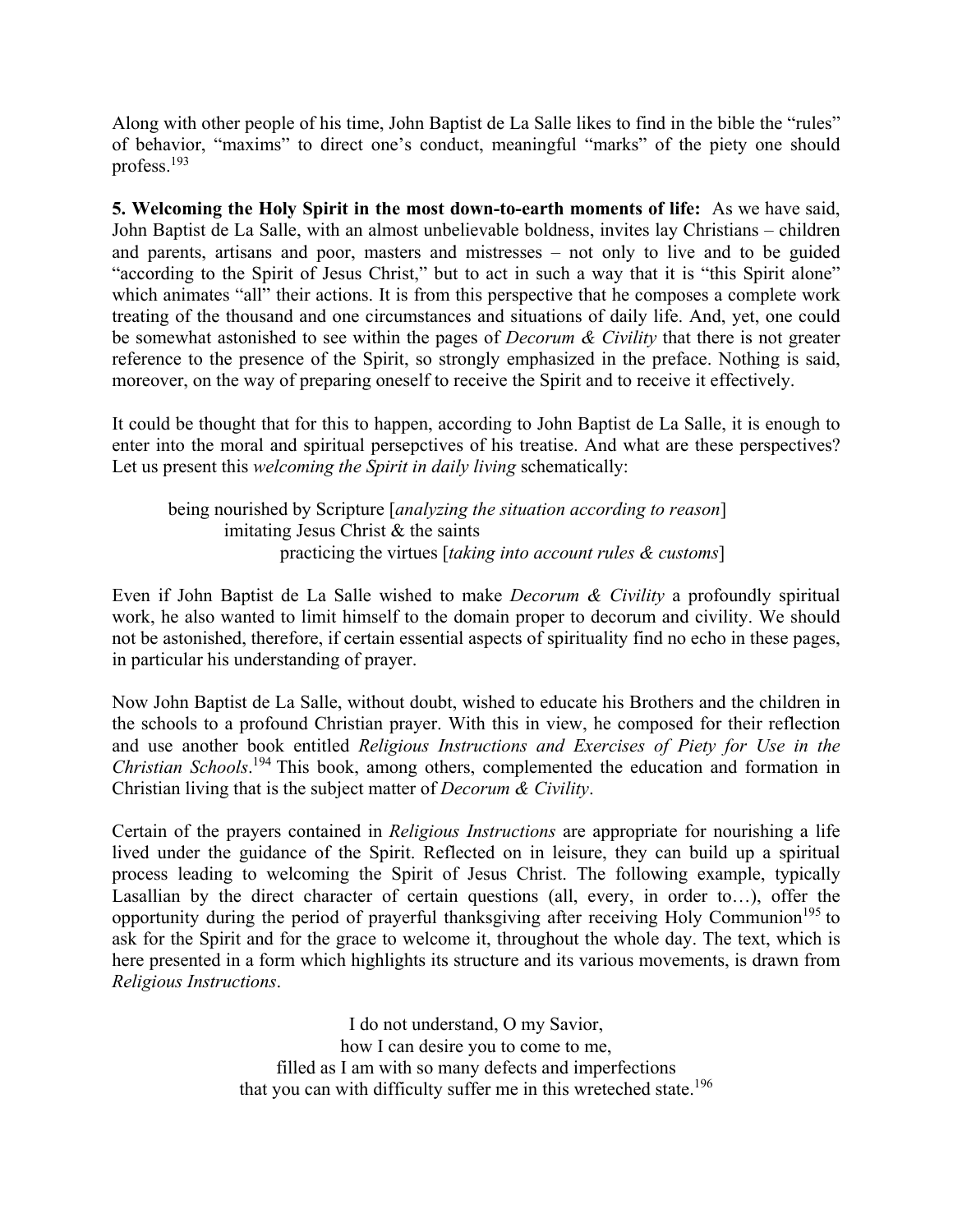Along with other people of his time, John Baptist de La Salle likes to find in the bible the "rules" of behavior, "maxims" to direct one's conduct, meaningful "marks" of the piety one should profess.[193]

**5. Welcoming the Holy Spirit in the most down-to-earth moments of life:** As we have said, John Baptist de La Salle, with an almost unbelievable boldness, invites lay Christians – children and parents, artisans and poor, masters and mistresses – not only to live and to be guided "according to the Spirit of Jesus Christ," but to act in such a way that it is "this Spirit alone" which animates "all" their actions. It is from this perspective that he composes a complete work treating of the thousand and one circumstances and situations of daily life. And, yet, one could be somewhat astonished to see within the pages of *Decorum & Civility* that there is not greater reference to the presence of the Spirit, so strongly emphasized in the preface. Nothing is said, moreover, on the way of preparing oneself to receive the Spirit and to receive it effectively.

It could be thought that for this to happen, according to John Baptist de La Salle, it is enough to enter into the moral and spiritual persepctives of his treatise. And what are these perspectives? Let us present this *welcoming the Spirit in daily living* schematically:

> being nourished by Scripture [*analyzing the situation according to reason*]
> imitating Jesus Christ & the saints
> practicing the virtues [*taking into account rules & customs*]

Even if John Baptist de La Salle wished to make *Decorum & Civility* a profoundly spiritual work, he also wanted to limit himself to the domain proper to decorum and civility. We should not be astonished, therefore, if certain essential aspects of spirituality find no echo in these pages, in particular his understanding of prayer.

Now John Baptist de La Salle, without doubt, wished to educate his Brothers and the children in the schools to a profound Christian prayer. With this in view, he composed for their reflection and use another book entitled *Religious Instructions and Exercises of Piety for Use in the Christian Schools*.[194] This book, among others, complemented the education and formation in Christian living that is the subject matter of *Decorum & Civility*.

Certain of the prayers contained in *Religious Instructions* are appropriate for nourishing a life lived under the guidance of the Spirit. Reflected on in leisure, they can build up a spiritual process leading to welcoming the Spirit of Jesus Christ. The following example, typically Lasallian by the direct character of certain questions (all, every, in order to…), offer the opportunity during the period of prayerful thanksgiving after receiving Holy Communion[195] to ask for the Spirit and for the grace to welcome it, throughout the whole day. The text, which is here presented in a form which highlights its structure and its various movements, is drawn from *Religious Instructions*.

I do not understand, O my Savior,
how I can desire you to come to me,
filled as I am with so many defects and imperfections
that you can with difficulty suffer me in this wreteched state.[196]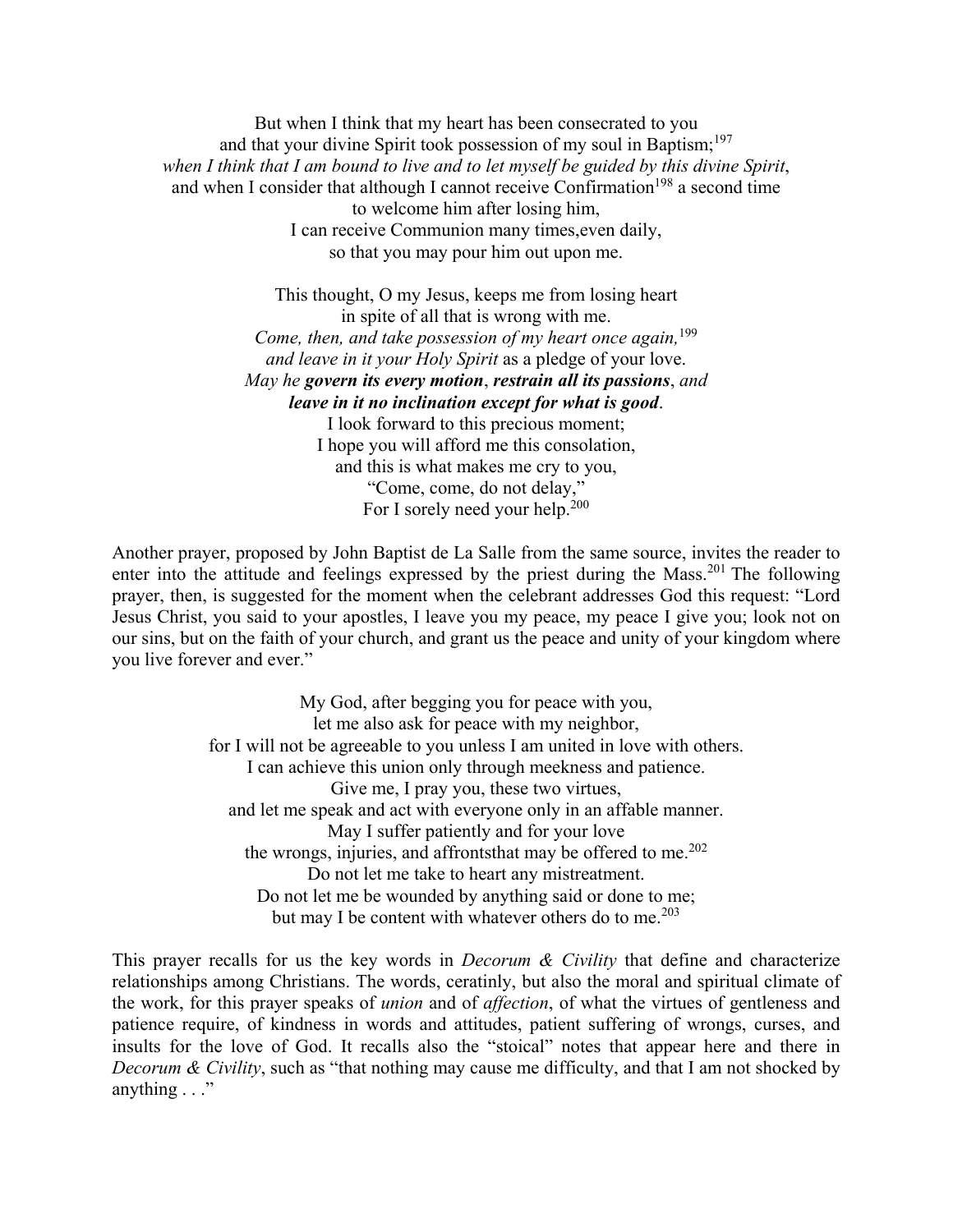But when I think that my heart has been consecrated to you
and that your divine Spirit took possession of my soul in Baptism;[197]
*when I think that I am bound to live and to let myself be guided by this divine Spirit*,
and when I consider that although I cannot receive Confirmation[198] a second time
to welcome him after losing him,
I can receive Communion many times,even daily,
so that you may pour him out upon me.

This thought, O my Jesus, keeps me from losing heart
in spite of all that is wrong with me.
*Come, then, and take possession of my heart once again,*[199]
*and leave in it your Holy Spirit* as a pledge of your love.
*May he* ***govern its every motion***, ***restrain all its passions***, *and*
***leave in it no inclination except for what is good***.
I look forward to this precious moment;
I hope you will afford me this consolation,
and this is what makes me cry to you,
"Come, come, do not delay,"
For I sorely need your help.[200]

Another prayer, proposed by John Baptist de La Salle from the same source, invites the reader to enter into the attitude and feelings expressed by the priest during the Mass.[201] The following prayer, then, is suggested for the moment when the celebrant addresses God this request: "Lord Jesus Christ, you said to your apostles, I leave you my peace, my peace I give you; look not on our sins, but on the faith of your church, and grant us the peace and unity of your kingdom where you live forever and ever."

My God, after begging you for peace with you,
let me also ask for peace with my neighbor,
for I will not be agreeable to you unless I am united in love with others.
I can achieve this union only through meekness and patience.
Give me, I pray you, these two virtues,
and let me speak and act with everyone only in an affable manner.
May I suffer patiently and for your love
the wrongs, injuries, and affrontsthat may be offered to me.[202]
Do not let me take to heart any mistreatment.
Do not let me be wounded by anything said or done to me;
but may I be content with whatever others do to me.[203]

This prayer recalls for us the key words in *Decorum & Civility* that define and characterize relationships among Christians. The words, ceratinly, but also the moral and spiritual climate of the work, for this prayer speaks of *union* and of *affection*, of what the virtues of gentleness and patience require, of kindness in words and attitudes, patient suffering of wrongs, curses, and insults for the love of God. It recalls also the "stoical" notes that appear here and there in *Decorum & Civility*, such as "that nothing may cause me difficulty, and that I am not shocked by anything . . ."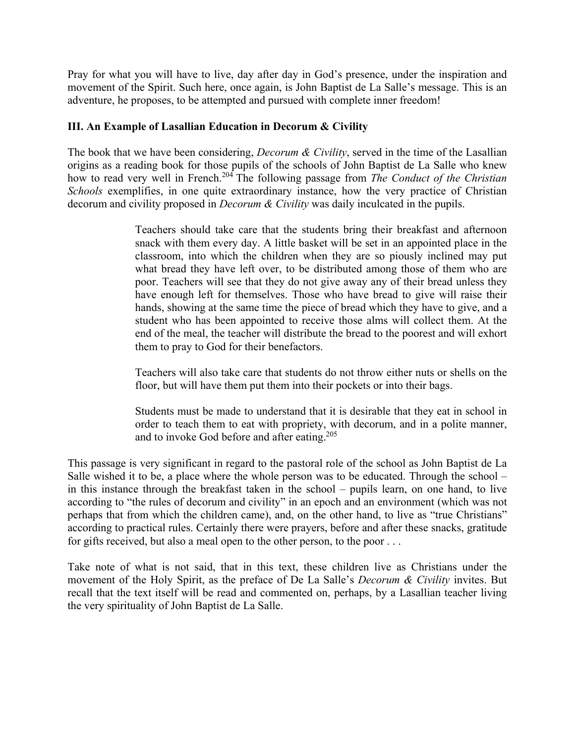Pray for what you will have to live, day after day in God's presence, under the inspiration and movement of the Spirit. Such here, once again, is John Baptist de La Salle's message. This is an adventure, he proposes, to be attempted and pursued with complete inner freedom!

### III. An Example of Lasallian Education in Decorum & Civility

The book that we have been considering, *Decorum & Civility*, served in the time of the Lasallian origins as a reading book for those pupils of the schools of John Baptist de La Salle who knew how to read very well in French.[204] The following passage from *The Conduct of the Christian Schools* exemplifies, in one quite extraordinary instance, how the very practice of Christian decorum and civility proposed in *Decorum & Civility* was daily inculcated in the pupils.

> Teachers should take care that the students bring their breakfast and afternoon snack with them every day. A little basket will be set in an appointed place in the classroom, into which the children when they are so piously inclined may put what bread they have left over, to be distributed among those of them who are poor. Teachers will see that they do not give away any of their bread unless they have enough left for themselves. Those who have bread to give will raise their hands, showing at the same time the piece of bread which they have to give, and a student who has been appointed to receive those alms will collect them. At the end of the meal, the teacher will distribute the bread to the poorest and will exhort them to pray to God for their benefactors.
>
> Teachers will also take care that students do not throw either nuts or shells on the floor, but will have them put them into their pockets or into their bags.
>
> Students must be made to understand that it is desirable that they eat in school in order to teach them to eat with propriety, with decorum, and in a polite manner, and to invoke God before and after eating.[205]

This passage is very significant in regard to the pastoral role of the school as John Baptist de La Salle wished it to be, a place where the whole person was to be educated. Through the school – in this instance through the breakfast taken in the school – pupils learn, on one hand, to live according to "the rules of decorum and civility" in an epoch and an environment (which was not perhaps that from which the children came), and, on the other hand, to live as "true Christians" according to practical rules. Certainly there were prayers, before and after these snacks, gratitude for gifts received, but also a meal open to the other person, to the poor . . .

Take note of what is not said, that in this text, these children live as Christians under the movement of the Holy Spirit, as the preface of De La Salle's *Decorum & Civility* invites. But recall that the text itself will be read and commented on, perhaps, by a Lasallian teacher living the very spirituality of John Baptist de La Salle.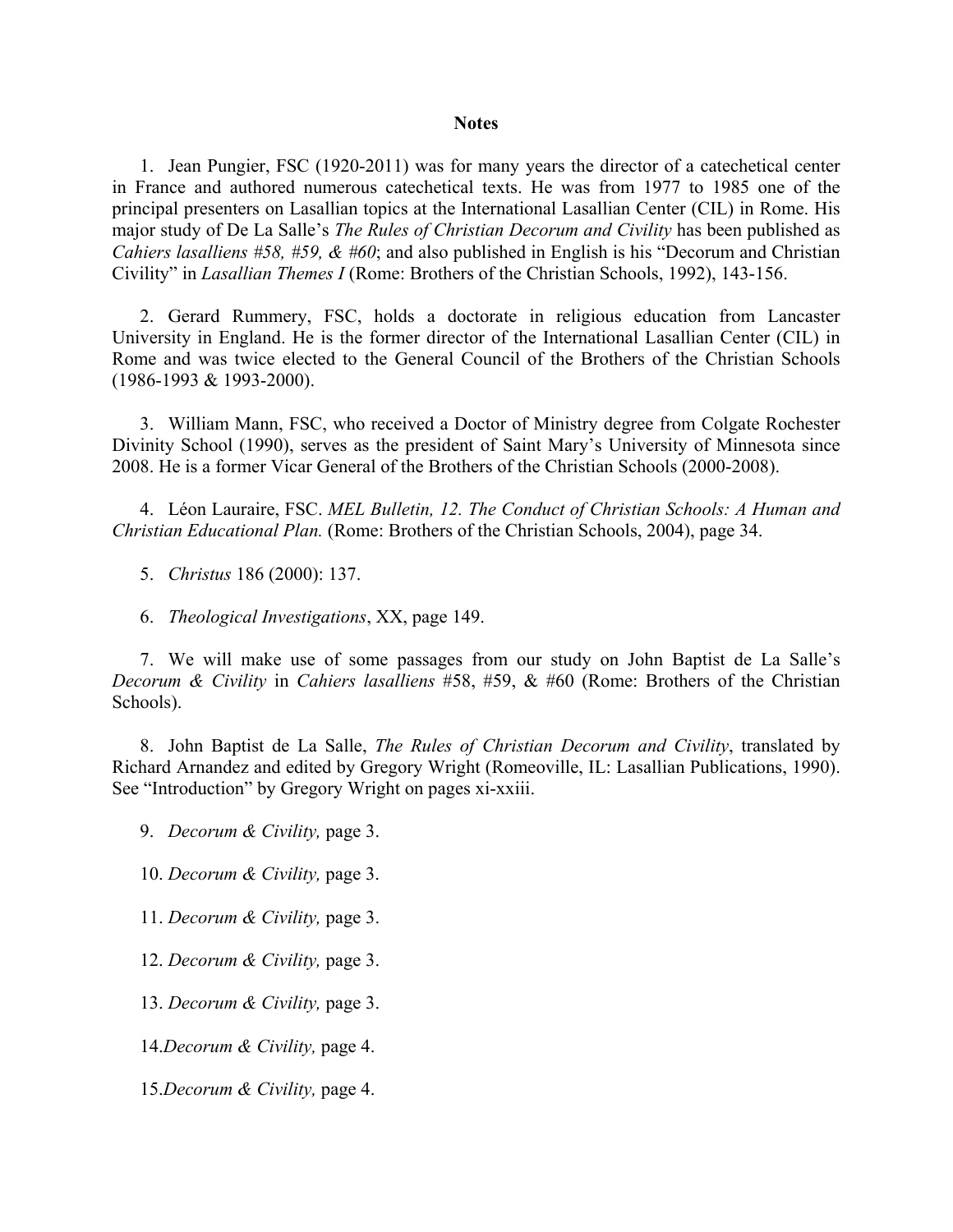**Notes**

1. Jean Pungier, FSC (1920-2011) was for many years the director of a catechetical center in France and authored numerous catechetical texts. He was from 1977 to 1985 one of the principal presenters on Lasallian topics at the International Lasallian Center (CIL) in Rome. His major study of De La Salle's *The Rules of Christian Decorum and Civility* has been published as *Cahiers lasalliens #58, #59, & #60*; and also published in English is his "Decorum and Christian Civility" in *Lasallian Themes I* (Rome: Brothers of the Christian Schools, 1992), 143-156.

2. Gerard Rummery, FSC, holds a doctorate in religious education from Lancaster University in England. He is the former director of the International Lasallian Center (CIL) in Rome and was twice elected to the General Council of the Brothers of the Christian Schools (1986-1993 & 1993-2000).

3. William Mann, FSC, who received a Doctor of Ministry degree from Colgate Rochester Divinity School (1990), serves as the president of Saint Mary's University of Minnesota since 2008. He is a former Vicar General of the Brothers of the Christian Schools (2000-2008).

4. Léon Lauraire, FSC. *MEL Bulletin, 12. The Conduct of Christian Schools: A Human and Christian Educational Plan.* (Rome: Brothers of the Christian Schools, 2004), page 34.

5. *Christus* 186 (2000): 137.

6. *Theological Investigations*, XX, page 149.

7. We will make use of some passages from our study on John Baptist de La Salle's *Decorum & Civility* in *Cahiers lasalliens* #58, #59, & #60 (Rome: Brothers of the Christian Schools).

8. John Baptist de La Salle, *The Rules of Christian Decorum and Civility*, translated by Richard Arnandez and edited by Gregory Wright (Romeoville, IL: Lasallian Publications, 1990). See "Introduction" by Gregory Wright on pages xi-xxiii.

9. *Decorum & Civility,* page 3.

10. *Decorum & Civility,* page 3.

11. *Decorum & Civility,* page 3.

12. *Decorum & Civility,* page 3.

13. *Decorum & Civility,* page 3.

14. *Decorum & Civility,* page 4.

15. *Decorum & Civility,* page 4.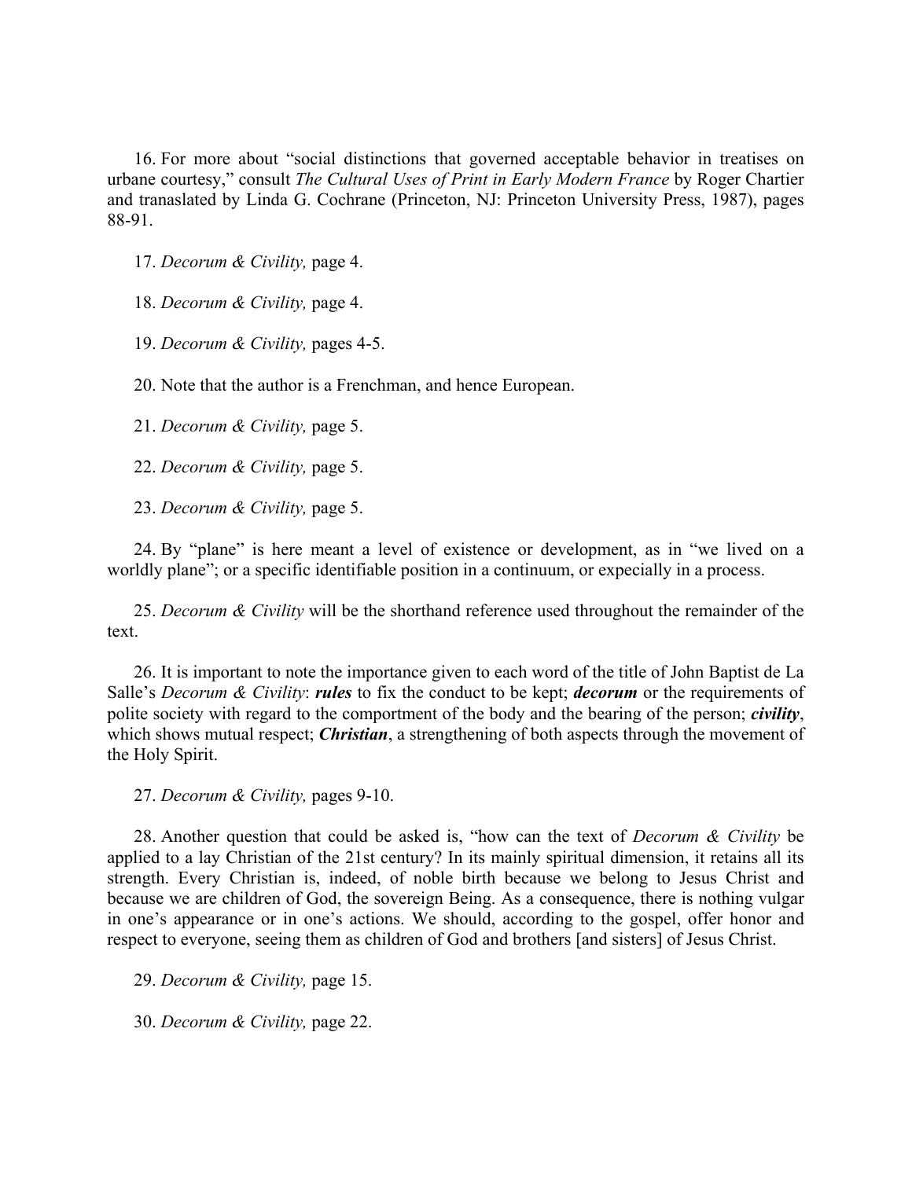16. For more about "social distinctions that governed acceptable behavior in treatises on urbane courtesy," consult *The Cultural Uses of Print in Early Modern France* by Roger Chartier and tranaslated by Linda G. Cochrane (Princeton, NJ: Princeton University Press, 1987), pages 88-91.

17. *Decorum & Civility,* page 4.

18. *Decorum & Civility,* page 4.

19. *Decorum & Civility,* pages 4-5.

20. Note that the author is a Frenchman, and hence European.

21. *Decorum & Civility,* page 5.

22. *Decorum & Civility,* page 5.

23. *Decorum & Civility,* page 5.

24. By "plane" is here meant a level of existence or development, as in "we lived on a worldly plane"; or a specific identifiable position in a continuum, or expecially in a process.

25. *Decorum & Civility* will be the shorthand reference used throughout the remainder of the text.

26. It is important to note the importance given to each word of the title of John Baptist de La Salle's *Decorum & Civility*: ***rules*** to fix the conduct to be kept; ***decorum*** or the requirements of polite society with regard to the comportment of the body and the bearing of the person; ***civility***, which shows mutual respect; ***Christian***, a strengthening of both aspects through the movement of the Holy Spirit.

27. *Decorum & Civility,* pages 9-10.

28. Another question that could be asked is, "how can the text of *Decorum & Civility* be applied to a lay Christian of the 21st century? In its mainly spiritual dimension, it retains all its strength. Every Christian is, indeed, of noble birth because we belong to Jesus Christ and because we are children of God, the sovereign Being. As a consequence, there is nothing vulgar in one's appearance or in one's actions. We should, according to the gospel, offer honor and respect to everyone, seeing them as children of God and brothers [and sisters] of Jesus Christ.

29. *Decorum & Civility,* page 15.

30. *Decorum & Civility,* page 22.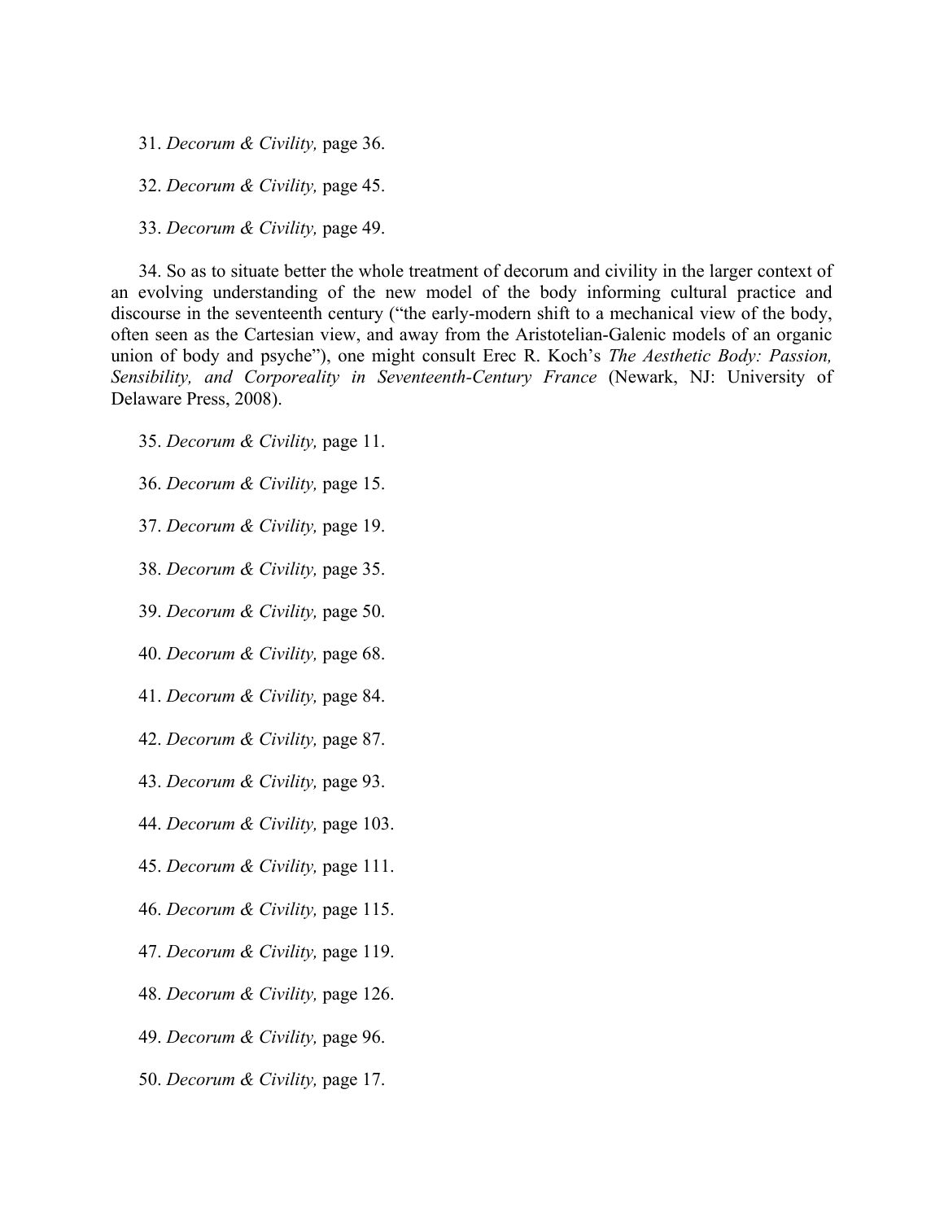31. *Decorum & Civility,* page 36.

32. *Decorum & Civility,* page 45.

33. *Decorum & Civility,* page 49.

34. So as to situate better the whole treatment of decorum and civility in the larger context of an evolving understanding of the new model of the body informing cultural practice and discourse in the seventeenth century ("the early-modern shift to a mechanical view of the body, often seen as the Cartesian view, and away from the Aristotelian-Galenic models of an organic union of body and psyche"), one might consult Erec R. Koch's *The Aesthetic Body: Passion, Sensibility, and Corporeality in Seventeenth-Century France* (Newark, NJ: University of Delaware Press, 2008).

35. *Decorum & Civility,* page 11.

36. *Decorum & Civility,* page 15.

37. *Decorum & Civility,* page 19.

38. *Decorum & Civility,* page 35.

39. *Decorum & Civility,* page 50.

40. *Decorum & Civility,* page 68.

41. *Decorum & Civility,* page 84.

42. *Decorum & Civility,* page 87.

43. *Decorum & Civility,* page 93.

44. *Decorum & Civility,* page 103.

45. *Decorum & Civility,* page 111.

46. *Decorum & Civility,* page 115.

47. *Decorum & Civility,* page 119.

48. *Decorum & Civility,* page 126.

49. *Decorum & Civility,* page 96.

50. *Decorum & Civility,* page 17.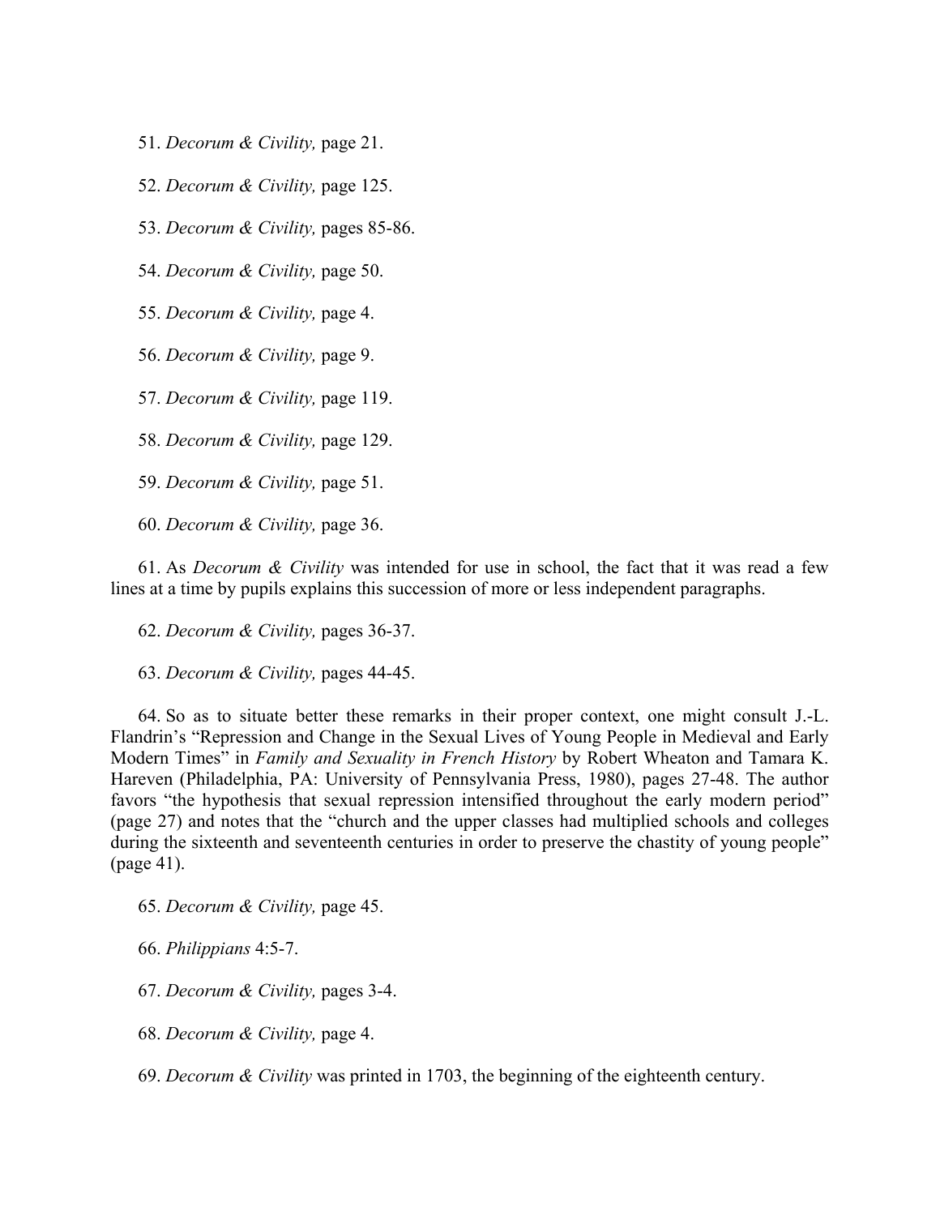51. *Decorum & Civility,* page 21.

52. *Decorum & Civility,* page 125.

53. *Decorum & Civility,* pages 85-86.

54. *Decorum & Civility,* page 50.

55. *Decorum & Civility,* page 4.

56. *Decorum & Civility,* page 9.

57. *Decorum & Civility,* page 119.

58. *Decorum & Civility,* page 129.

59. *Decorum & Civility,* page 51.

60. *Decorum & Civility,* page 36.

61. As *Decorum & Civility* was intended for use in school, the fact that it was read a few lines at a time by pupils explains this succession of more or less independent paragraphs.

62. *Decorum & Civility,* pages 36-37.

63. *Decorum & Civility,* pages 44-45.

64. So as to situate better these remarks in their proper context, one might consult J.-L. Flandrin's "Repression and Change in the Sexual Lives of Young People in Medieval and Early Modern Times" in *Family and Sexuality in French History* by Robert Wheaton and Tamara K. Hareven (Philadelphia, PA: University of Pennsylvania Press, 1980), pages 27-48. The author favors "the hypothesis that sexual repression intensified throughout the early modern period" (page 27) and notes that the "church and the upper classes had multiplied schools and colleges during the sixteenth and seventeenth centuries in order to preserve the chastity of young people" (page 41).

65. *Decorum & Civility,* page 45.

66. *Philippians* 4:5-7.

67. *Decorum & Civility,* pages 3-4.

68. *Decorum & Civility,* page 4.

69. *Decorum & Civility* was printed in 1703, the beginning of the eighteenth century.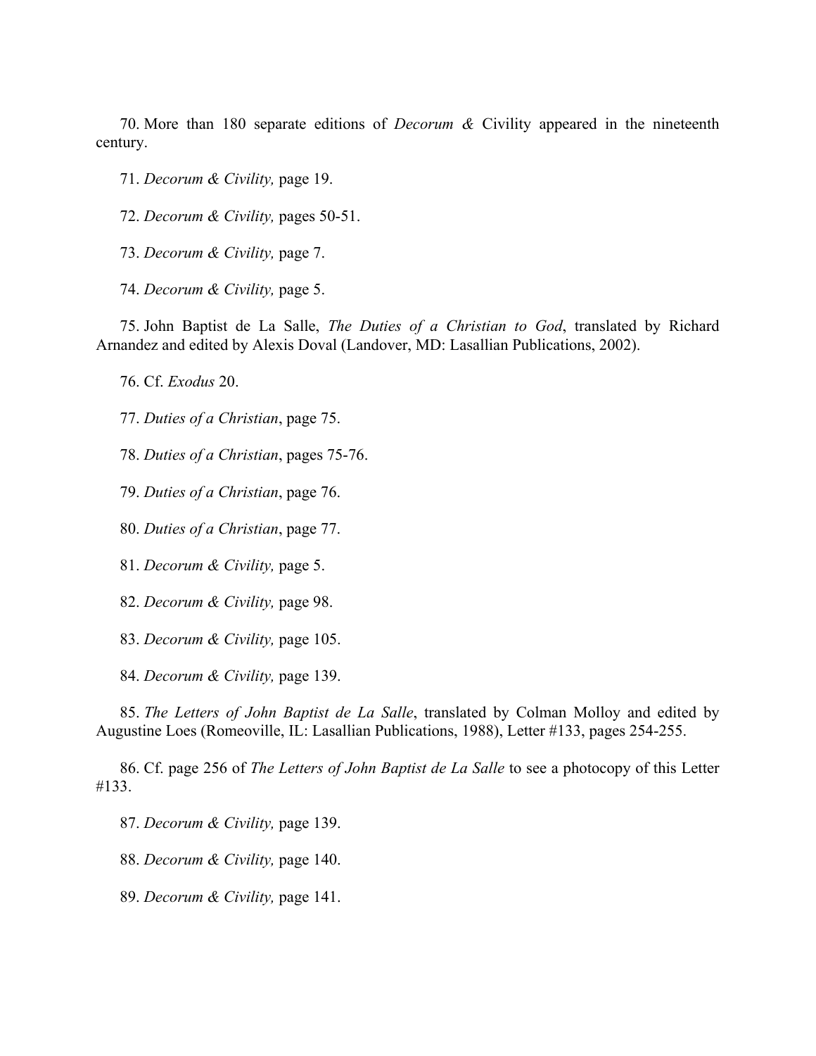70. More than 180 separate editions of *Decorum &* Civility appeared in the nineteenth century.

71. *Decorum & Civility,* page 19.

72. *Decorum & Civility,* pages 50-51.

73. *Decorum & Civility,* page 7.

74. *Decorum & Civility,* page 5.

75. John Baptist de La Salle, *The Duties of a Christian to God*, translated by Richard Arnandez and edited by Alexis Doval (Landover, MD: Lasallian Publications, 2002).

76. Cf. *Exodus* 20.

77. *Duties of a Christian*, page 75.

78. *Duties of a Christian*, pages 75-76.

79. *Duties of a Christian*, page 76.

80. *Duties of a Christian*, page 77.

81. *Decorum & Civility,* page 5.

82. *Decorum & Civility,* page 98.

83. *Decorum & Civility,* page 105.

84. *Decorum & Civility,* page 139.

85. *The Letters of John Baptist de La Salle*, translated by Colman Molloy and edited by Augustine Loes (Romeoville, IL: Lasallian Publications, 1988), Letter #133, pages 254-255.

86. Cf. page 256 of *The Letters of John Baptist de La Salle* to see a photocopy of this Letter #133.

87. *Decorum & Civility,* page 139.

88. *Decorum & Civility,* page 140.

89. *Decorum & Civility,* page 141.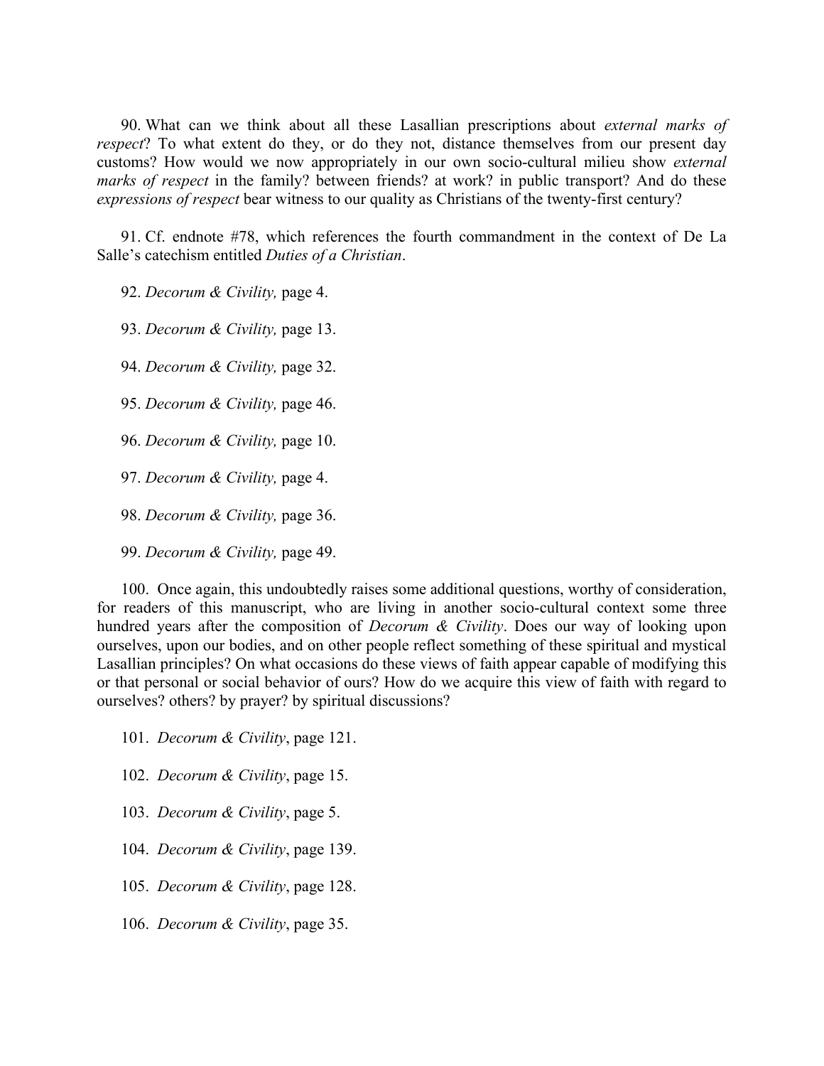90. What can we think about all these Lasallian prescriptions about *external marks of respect*? To what extent do they, or do they not, distance themselves from our present day customs? How would we now appropriately in our own socio-cultural milieu show *external marks of respect* in the family? between friends? at work? in public transport? And do these *expressions of respect* bear witness to our quality as Christians of the twenty-first century?

91. Cf. endnote #78, which references the fourth commandment in the context of De La Salle's catechism entitled *Duties of a Christian*.

92. *Decorum & Civility,* page 4.

93. *Decorum & Civility,* page 13.

94. *Decorum & Civility,* page 32.

95. *Decorum & Civility,* page 46.

96. *Decorum & Civility,* page 10.

97. *Decorum & Civility,* page 4.

98. *Decorum & Civility,* page 36.

99. *Decorum & Civility,* page 49.

100. Once again, this undoubtedly raises some additional questions, worthy of consideration, for readers of this manuscript, who are living in another socio-cultural context some three hundred years after the composition of *Decorum & Civility*. Does our way of looking upon ourselves, upon our bodies, and on other people reflect something of these spiritual and mystical Lasallian principles? On what occasions do these views of faith appear capable of modifying this or that personal or social behavior of ours? How do we acquire this view of faith with regard to ourselves? others? by prayer? by spiritual discussions?

101. *Decorum & Civility*, page 121.

102. *Decorum & Civility*, page 15.

103. *Decorum & Civility*, page 5.

104. *Decorum & Civility*, page 139.

105. *Decorum & Civility*, page 128.

106. *Decorum & Civility*, page 35.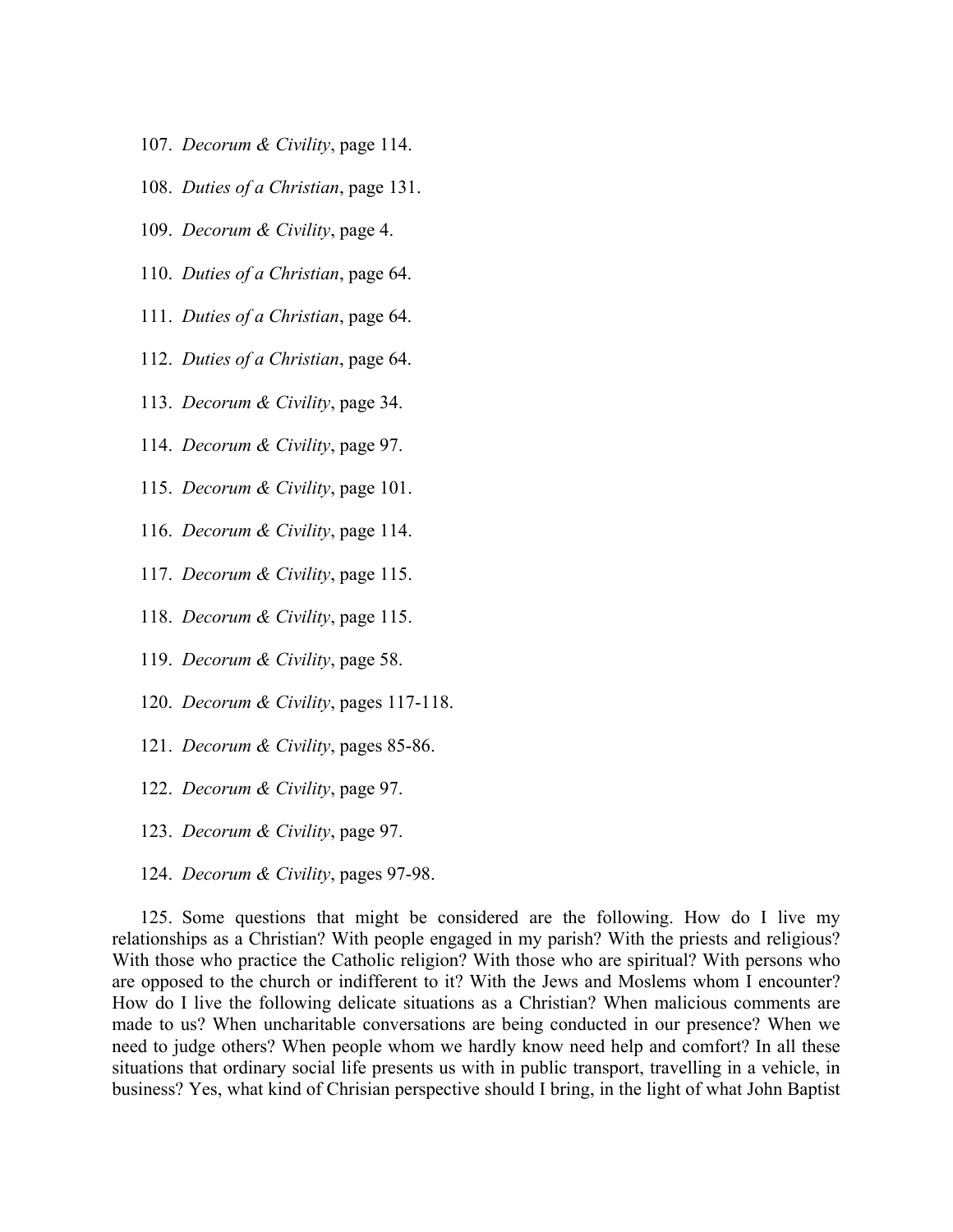107. *Decorum & Civility*, page 114.

108. *Duties of a Christian*, page 131.

109. *Decorum & Civility*, page 4.

110. *Duties of a Christian*, page 64.

111. *Duties of a Christian*, page 64.

112. *Duties of a Christian*, page 64.

113. *Decorum & Civility*, page 34.

114. *Decorum & Civility*, page 97.

115. *Decorum & Civility*, page 101.

116. *Decorum & Civility*, page 114.

117. *Decorum & Civility*, page 115.

118. *Decorum & Civility*, page 115.

119. *Decorum & Civility*, page 58.

120. *Decorum & Civility*, pages 117-118.

121. *Decorum & Civility*, pages 85-86.

122. *Decorum & Civility*, page 97.

123. *Decorum & Civility*, page 97.

124. *Decorum & Civility*, pages 97-98.

125. Some questions that might be considered are the following. How do I live my relationships as a Christian? With people engaged in my parish? With the priests and religious? With those who practice the Catholic religion? With those who are spiritual? With persons who are opposed to the church or indifferent to it? With the Jews and Moslems whom I encounter? How do I live the following delicate situations as a Christian? When malicious comments are made to us? When uncharitable conversations are being conducted in our presence? When we need to judge others? When people whom we hardly know need help and comfort? In all these situations that ordinary social life presents us with in public transport, travelling in a vehicle, in business? Yes, what kind of Chrisian perspective should I bring, in the light of what John Baptist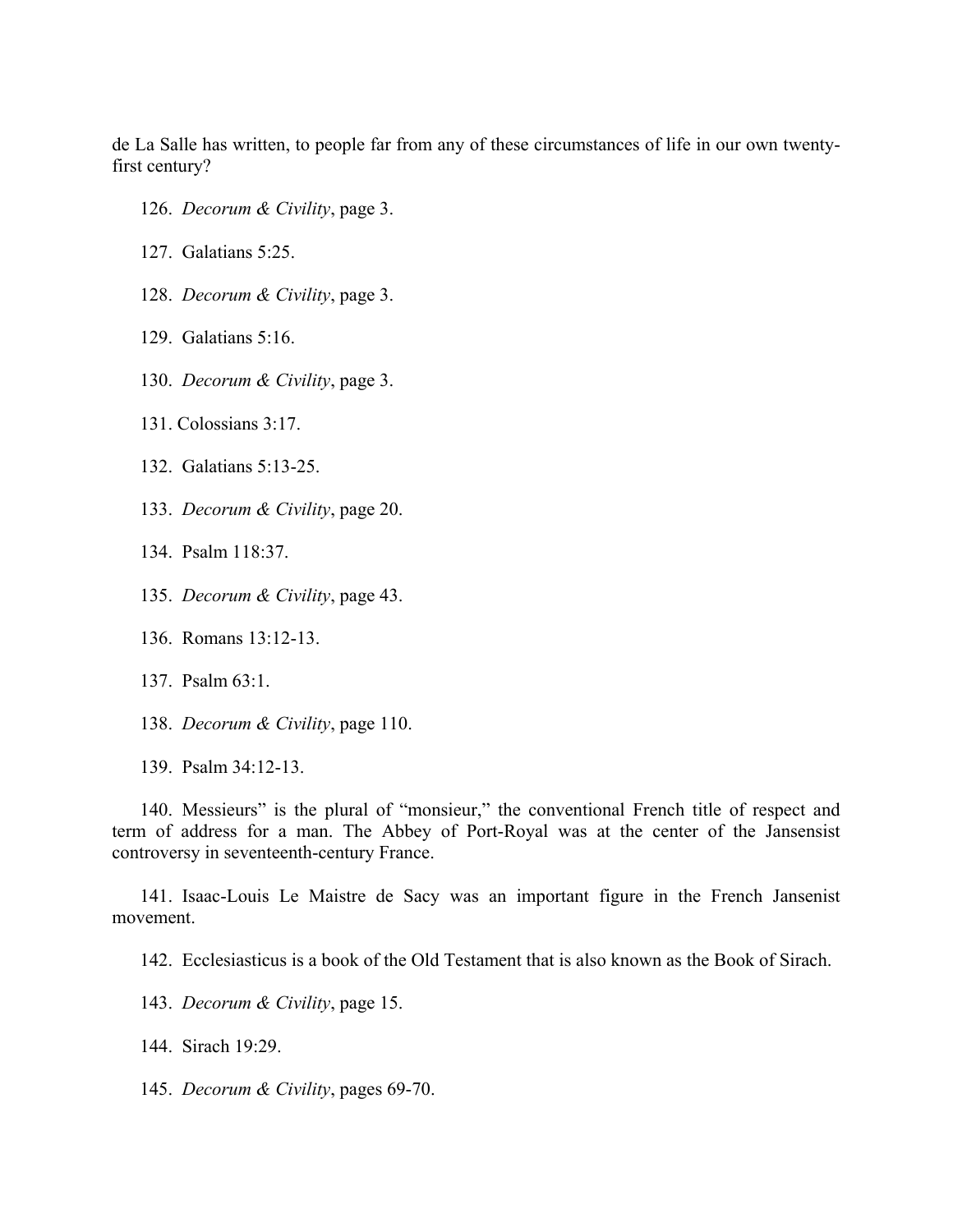de La Salle has written, to people far from any of these circumstances of life in our own twenty-first century?

126. *Decorum & Civility*, page 3.

127. Galatians 5:25.

128. *Decorum & Civility*, page 3.

129. Galatians 5:16.

130. *Decorum & Civility*, page 3.

131. Colossians 3:17.

132. Galatians 5:13-25.

133. *Decorum & Civility*, page 20.

134. Psalm 118:37.

135. *Decorum & Civility*, page 43.

136. Romans 13:12-13.

137. Psalm 63:1.

138. *Decorum & Civility*, page 110.

139. Psalm 34:12-13.

140. Messieurs" is the plural of "monsieur," the conventional French title of respect and term of address for a man. The Abbey of Port-Royal was at the center of the Jansensist controversy in seventeenth-century France.

141. Isaac-Louis Le Maistre de Sacy was an important figure in the French Jansenist movement.

142. Ecclesiasticus is a book of the Old Testament that is also known as the Book of Sirach.

143. *Decorum & Civility*, page 15.

144. Sirach 19:29.

145. *Decorum & Civility*, pages 69-70.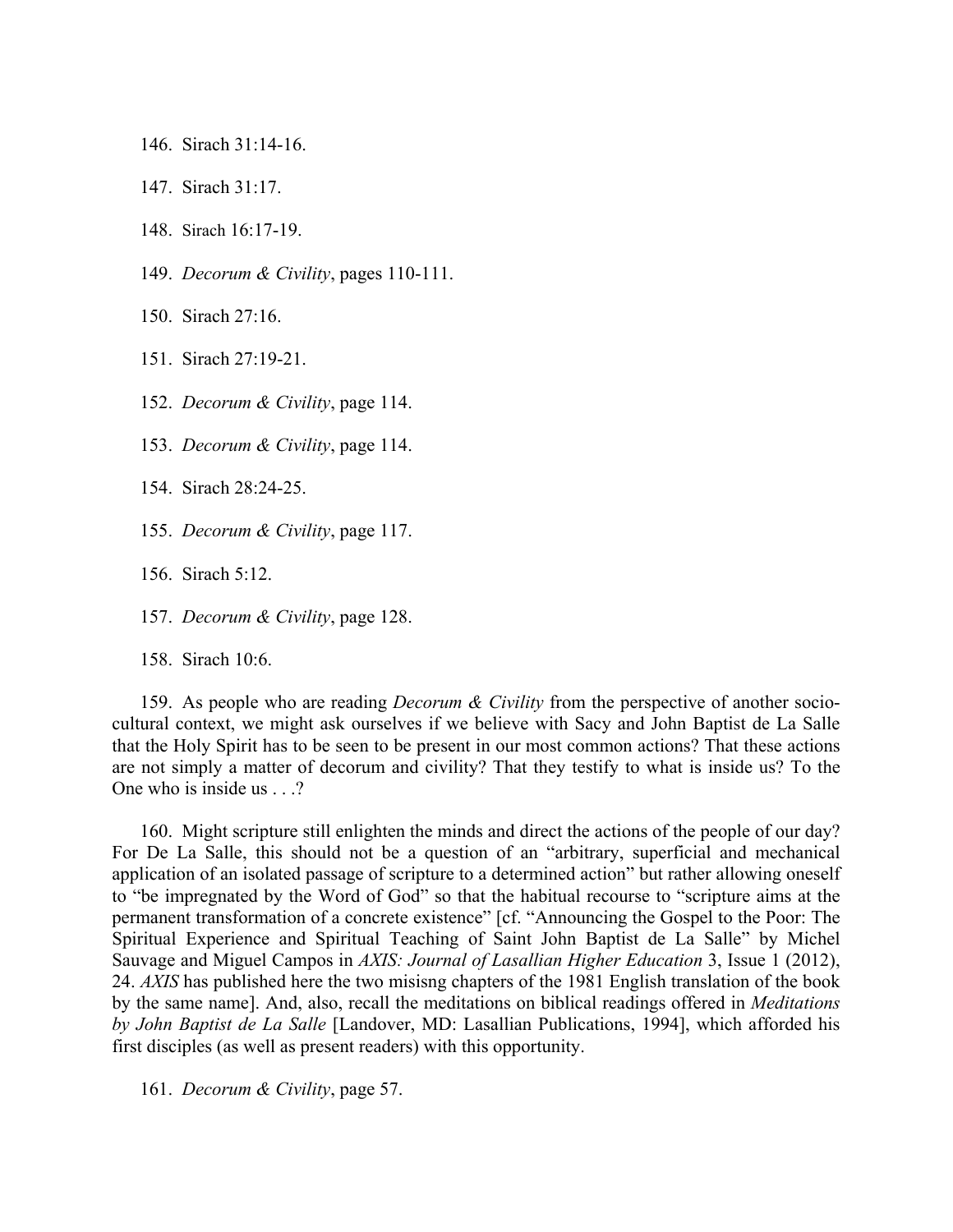146. Sirach 31:14-16.

147. Sirach 31:17.

148. Sirach 16:17-19.

149. *Decorum & Civility*, pages 110-111.

150. Sirach 27:16.

151. Sirach 27:19-21.

152. *Decorum & Civility*, page 114.

153. *Decorum & Civility*, page 114.

154. Sirach 28:24-25.

155. *Decorum & Civility*, page 117.

156. Sirach 5:12.

157. *Decorum & Civility*, page 128.

158. Sirach 10:6.

159. As people who are reading *Decorum & Civility* from the perspective of another socio-cultural context, we might ask ourselves if we believe with Sacy and John Baptist de La Salle that the Holy Spirit has to be seen to be present in our most common actions? That these actions are not simply a matter of decorum and civility? That they testify to what is inside us? To the One who is inside us . . .?

160. Might scripture still enlighten the minds and direct the actions of the people of our day? For De La Salle, this should not be a question of an "arbitrary, superficial and mechanical application of an isolated passage of scripture to a determined action" but rather allowing oneself to "be impregnated by the Word of God" so that the habitual recourse to "scripture aims at the permanent transformation of a concrete existence" [cf. "Announcing the Gospel to the Poor: The Spiritual Experience and Spiritual Teaching of Saint John Baptist de La Salle" by Michel Sauvage and Miguel Campos in *AXIS: Journal of Lasallian Higher Education* 3, Issue 1 (2012), 24. *AXIS* has published here the two misisng chapters of the 1981 English translation of the book by the same name]. And, also, recall the meditations on biblical readings offered in *Meditations by John Baptist de La Salle* [Landover, MD: Lasallian Publications, 1994], which afforded his first disciples (as well as present readers) with this opportunity.

161. *Decorum & Civility*, page 57.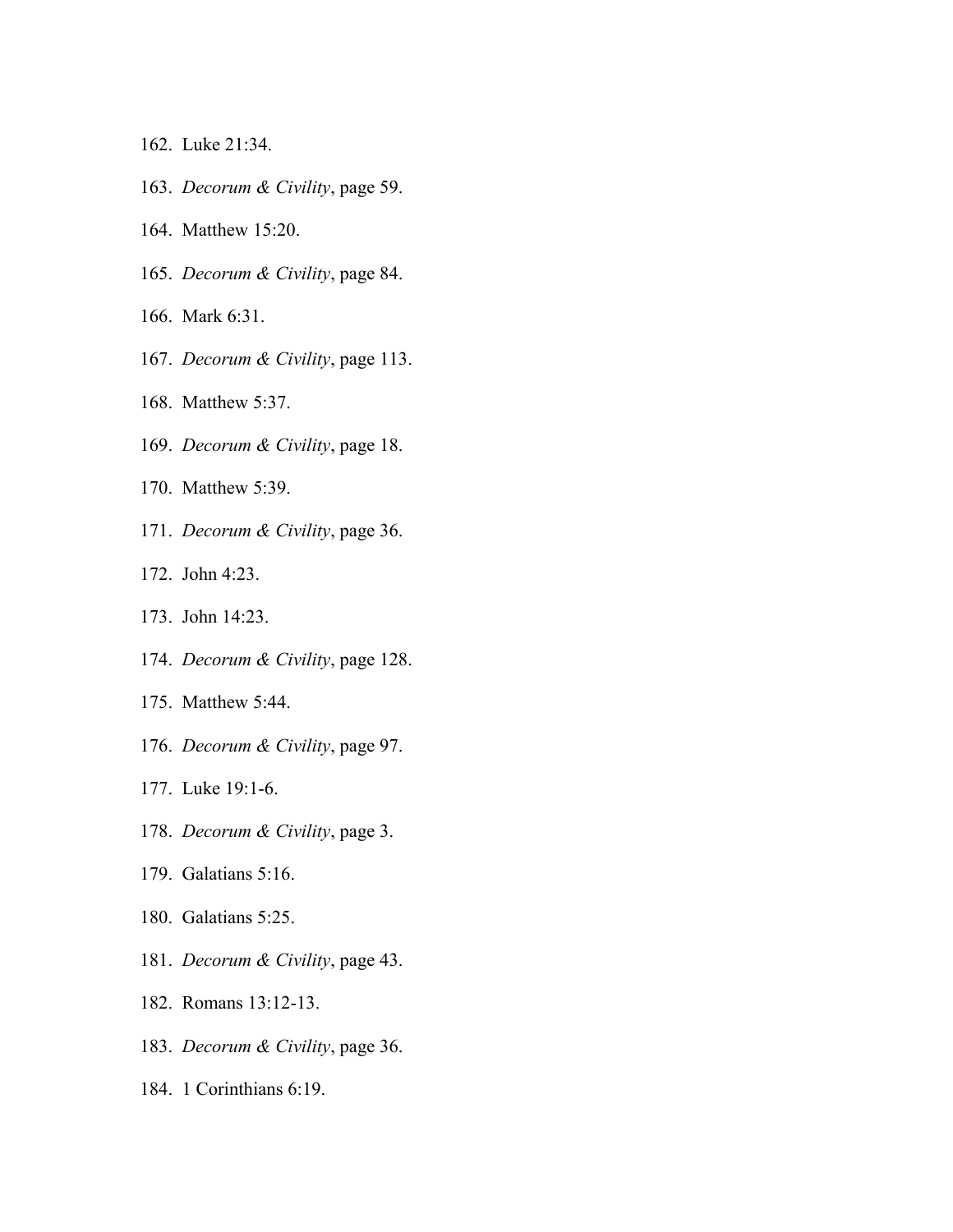162. Luke 21:34.
163. *Decorum & Civility*, page 59.
164. Matthew 15:20.
165. *Decorum & Civility*, page 84.
166. Mark 6:31.
167. *Decorum & Civility*, page 113.
168. Matthew 5:37.
169. *Decorum & Civility*, page 18.
170. Matthew 5:39.
171. *Decorum & Civility*, page 36.
172. John 4:23.
173. John 14:23.
174. *Decorum & Civility*, page 128.
175. Matthew 5:44.
176. *Decorum & Civility*, page 97.
177. Luke 19:1-6.
178. *Decorum & Civility*, page 3.
179. Galatians 5:16.
180. Galatians 5:25.
181. *Decorum & Civility*, page 43.
182. Romans 13:12-13.
183. *Decorum & Civility*, page 36.
184. 1 Corinthians 6:19.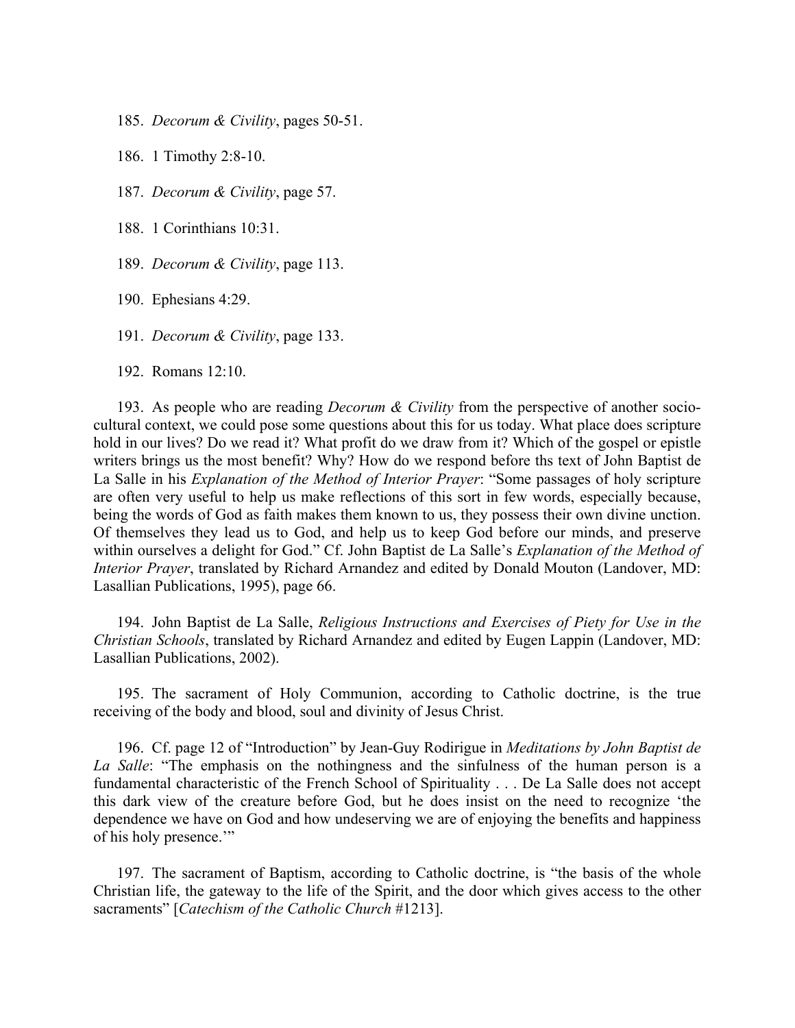185. *Decorum & Civility*, pages 50-51.

186. 1 Timothy 2:8-10.

187. *Decorum & Civility*, page 57.

188. 1 Corinthians 10:31.

189. *Decorum & Civility*, page 113.

190. Ephesians 4:29.

191. *Decorum & Civility*, page 133.

192. Romans 12:10.

193. As people who are reading *Decorum & Civility* from the perspective of another socio-cultural context, we could pose some questions about this for us today. What place does scripture hold in our lives? Do we read it? What profit do we draw from it? Which of the gospel or epistle writers brings us the most benefit? Why? How do we respond before ths text of John Baptist de La Salle in his *Explanation of the Method of Interior Prayer*: "Some passages of holy scripture are often very useful to help us make reflections of this sort in few words, especially because, being the words of God as faith makes them known to us, they possess their own divine unction. Of themselves they lead us to God, and help us to keep God before our minds, and preserve within ourselves a delight for God." Cf. John Baptist de La Salle's *Explanation of the Method of Interior Prayer*, translated by Richard Arnandez and edited by Donald Mouton (Landover, MD: Lasallian Publications, 1995), page 66.

194. John Baptist de La Salle, *Religious Instructions and Exercises of Piety for Use in the Christian Schools*, translated by Richard Arnandez and edited by Eugen Lappin (Landover, MD: Lasallian Publications, 2002).

195. The sacrament of Holy Communion, according to Catholic doctrine, is the true receiving of the body and blood, soul and divinity of Jesus Christ.

196. Cf. page 12 of "Introduction" by Jean-Guy Rodirigue in *Meditations by John Baptist de La Salle*: "The emphasis on the nothingness and the sinfulness of the human person is a fundamental characteristic of the French School of Spirituality . . . De La Salle does not accept this dark view of the creature before God, but he does insist on the need to recognize 'the dependence we have on God and how undeserving we are of enjoying the benefits and happiness of his holy presence.'"

197. The sacrament of Baptism, according to Catholic doctrine, is "the basis of the whole Christian life, the gateway to the life of the Spirit, and the door which gives access to the other sacraments" [*Catechism of the Catholic Church* #1213].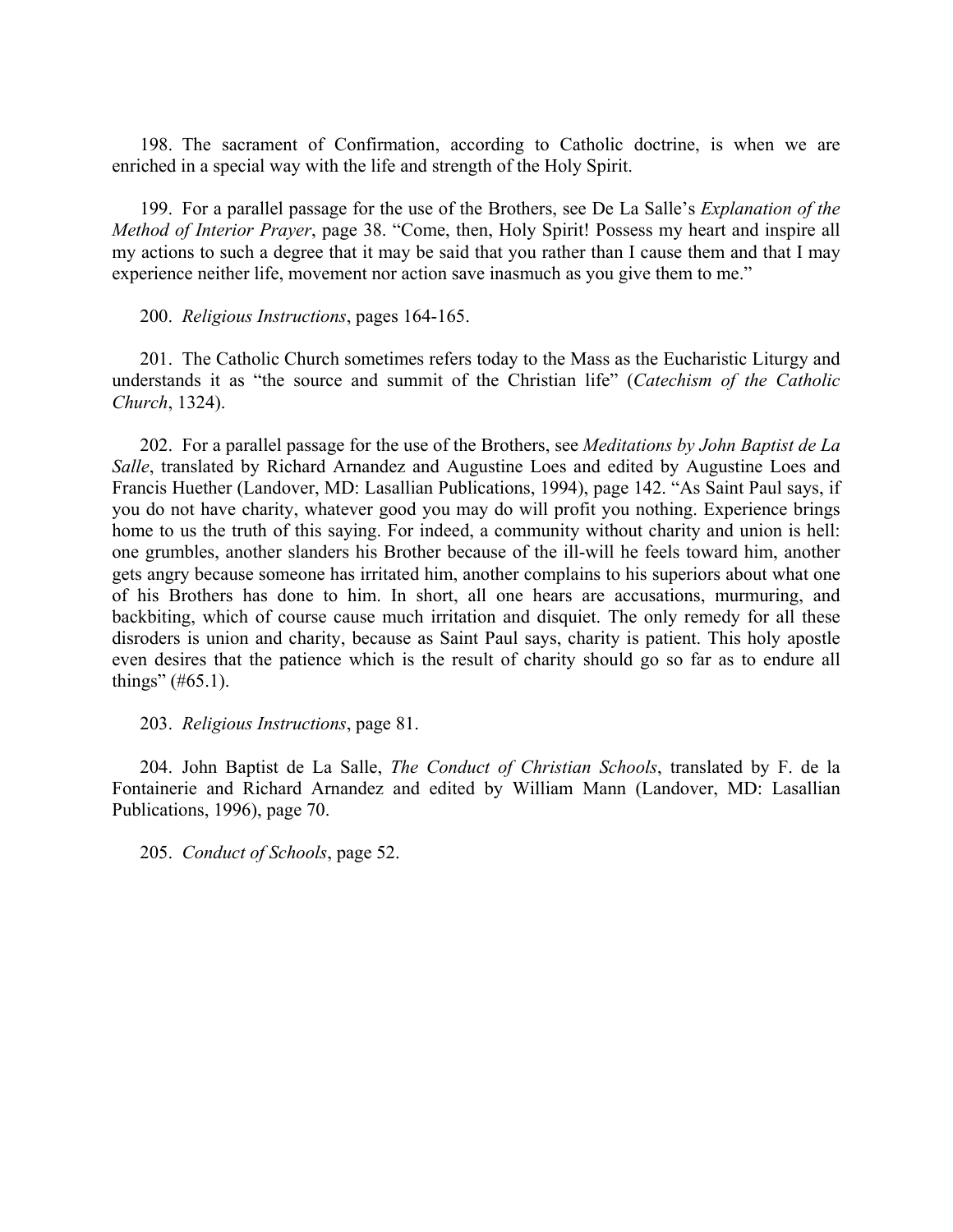198. The sacrament of Confirmation, according to Catholic doctrine, is when we are enriched in a special way with the life and strength of the Holy Spirit.

199. For a parallel passage for the use of the Brothers, see De La Salle's *Explanation of the Method of Interior Prayer*, page 38. "Come, then, Holy Spirit! Possess my heart and inspire all my actions to such a degree that it may be said that you rather than I cause them and that I may experience neither life, movement nor action save inasmuch as you give them to me."

200. *Religious Instructions*, pages 164-165.

201. The Catholic Church sometimes refers today to the Mass as the Eucharistic Liturgy and understands it as "the source and summit of the Christian life" (*Catechism of the Catholic Church*, 1324).

202. For a parallel passage for the use of the Brothers, see *Meditations by John Baptist de La Salle*, translated by Richard Arnandez and Augustine Loes and edited by Augustine Loes and Francis Huether (Landover, MD: Lasallian Publications, 1994), page 142. "As Saint Paul says, if you do not have charity, whatever good you may do will profit you nothing. Experience brings home to us the truth of this saying. For indeed, a community without charity and union is hell: one grumbles, another slanders his Brother because of the ill-will he feels toward him, another gets angry because someone has irritated him, another complains to his superiors about what one of his Brothers has done to him. In short, all one hears are accusations, murmuring, and backbiting, which of course cause much irritation and disquiet. The only remedy for all these disroders is union and charity, because as Saint Paul says, charity is patient. This holy apostle even desires that the patience which is the result of charity should go so far as to endure all things" (#65.1).

203. *Religious Instructions*, page 81.

204. John Baptist de La Salle, *The Conduct of Christian Schools*, translated by F. de la Fontainerie and Richard Arnandez and edited by William Mann (Landover, MD: Lasallian Publications, 1996), page 70.

205. *Conduct of Schools*, page 52.